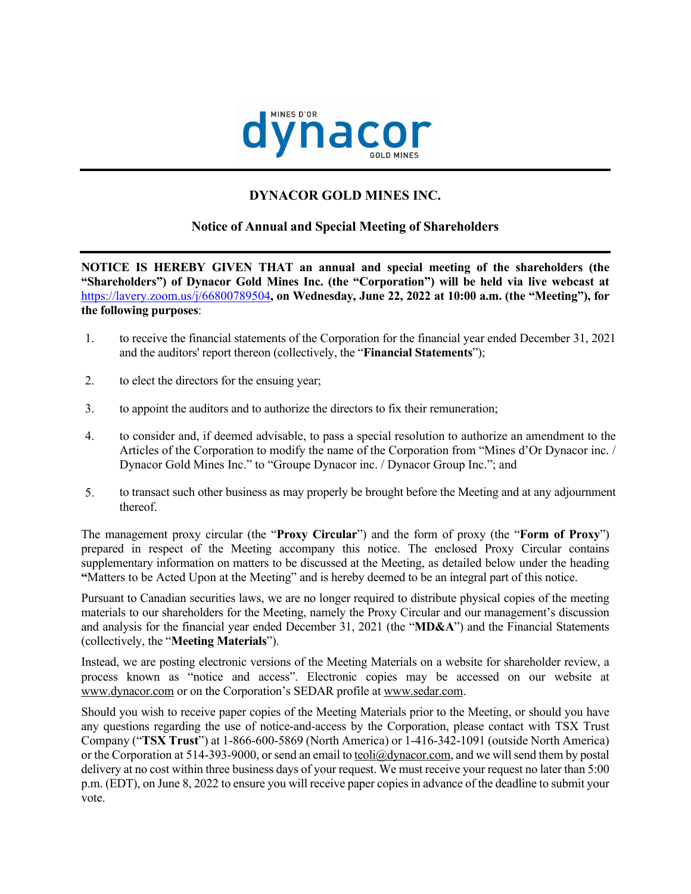# DYNACOR GOLD MINES INC.

## Notice of Annual and Special Meeting of Shareholders

**NOTICE IS HEREBY GIVEN THAT an annual and special meeting of the shareholders (the "Shareholders") of Dynacor Gold Mines Inc. (the "Corporation") will be held via live webcast at** https://lavery.zoom.us/j/66800789504**, on Wednesday, June 22, 2022 at 10:00 a.m. (the "Meeting"), for the following purposes**:

1. to receive the financial statements of the Corporation for the financial year ended December 31, 2021 and the auditors' report thereon (collectively, the "**Financial Statements**");
2. to elect the directors for the ensuing year;
3. to appoint the auditors and to authorize the directors to fix their remuneration;
4. to consider and, if deemed advisable, to pass a special resolution to authorize an amendment to the Articles of the Corporation to modify the name of the Corporation from "Mines d'Or Dynacor inc. / Dynacor Gold Mines Inc." to "Groupe Dynacor inc. / Dynacor Group Inc."; and
5. to transact such other business as may properly be brought before the Meeting and at any adjournment thereof.

The management proxy circular (the "**Proxy Circular**") and the form of proxy (the "**Form of Proxy**") prepared in respect of the Meeting accompany this notice. The enclosed Proxy Circular contains supplementary information on matters to be discussed at the Meeting, as detailed below under the heading "Matters to be Acted Upon at the Meeting" and is hereby deemed to be an integral part of this notice.

Pursuant to Canadian securities laws, we are no longer required to distribute physical copies of the meeting materials to our shareholders for the Meeting, namely the Proxy Circular and our management's discussion and analysis for the financial year ended December 31, 2021 (the "**MD&A**") and the Financial Statements (collectively, the "**Meeting Materials**").

Instead, we are posting electronic versions of the Meeting Materials on a website for shareholder review, a process known as "notice and access". Electronic copies may be accessed on our website at www.dynacor.com or on the Corporation's SEDAR profile at www.sedar.com.

Should you wish to receive paper copies of the Meeting Materials prior to the Meeting, or should you have any questions regarding the use of notice-and-access by the Corporation, please contact with TSX Trust Company ("**TSX Trust**") at 1-866-600-5869 (North America) or 1-416-342-1091 (outside North America) or the Corporation at 514-393-9000, or send an email to teoli@dynacor.com, and we will send them by postal delivery at no cost within three business days of your request. We must receive your request no later than 5:00 p.m. (EDT), on June 8, 2022 to ensure you will receive paper copies in advance of the deadline to submit your vote.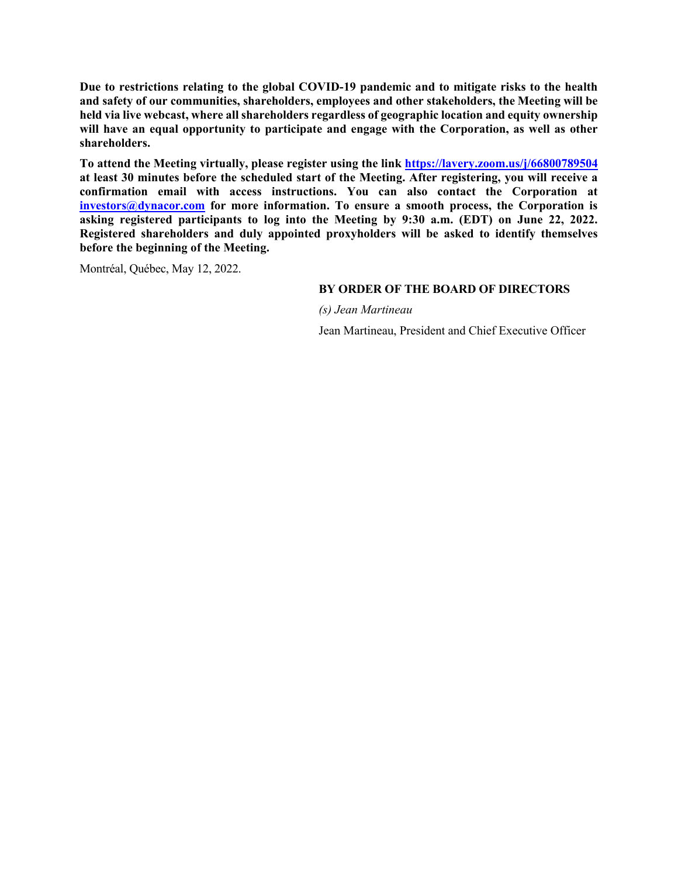**Due to restrictions relating to the global COVID-19 pandemic and to mitigate risks to the health and safety of our communities, shareholders, employees and other stakeholders, the Meeting will be held via live webcast, where all shareholders regardless of geographic location and equity ownership will have an equal opportunity to participate and engage with the Corporation, as well as other shareholders.**

**To attend the Meeting virtually, please register using the link [https://lavery.zoom.us/j/66800789504](https://lavery.zoom.us/j/66800789504) at least 30 minutes before the scheduled start of the Meeting. After registering, you will receive a confirmation email with access instructions. You can also contact the Corporation at [investors@dynacor.com](mailto:investors@dynacor.com) for more information. To ensure a smooth process, the Corporation is asking registered participants to log into the Meeting by 9:30 a.m. (EDT) on June 22, 2022. Registered shareholders and duly appointed proxyholders will be asked to identify themselves before the beginning of the Meeting.**

Montréal, Québec, May 12, 2022.

**BY ORDER OF THE BOARD OF DIRECTORS**

*(s) Jean Martineau*

Jean Martineau, President and Chief Executive Officer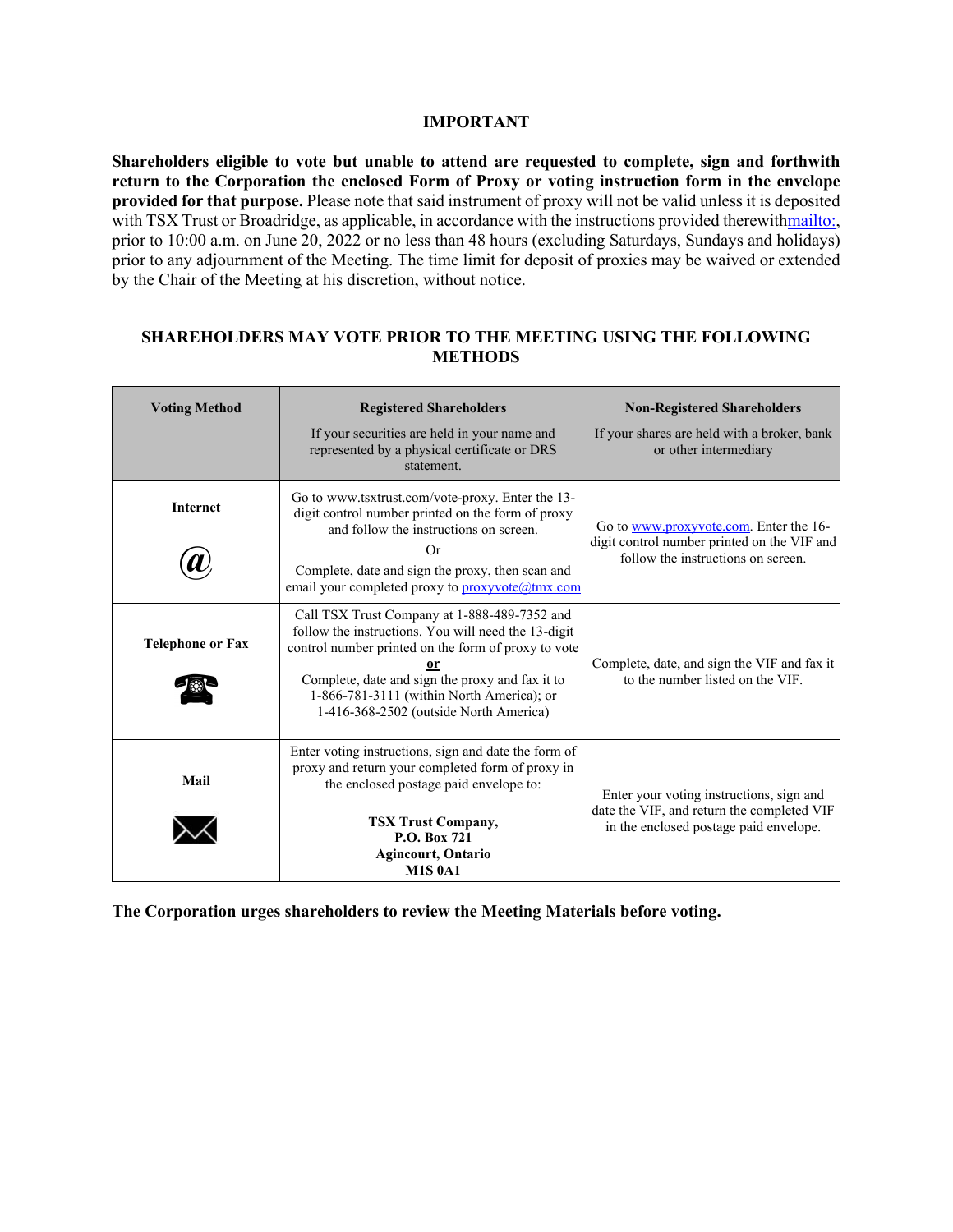**IMPORTANT**

**Shareholders eligible to vote but unable to attend are requested to complete, sign and forthwith return to the Corporation the enclosed Form of Proxy or voting instruction form in the envelope provided for that purpose.** Please note that said instrument of proxy will not be valid unless it is deposited with TSX Trust or Broadridge, as applicable, in accordance with the instructions provided therewithmailto:, prior to 10:00 a.m. on June 20, 2022 or no less than 48 hours (excluding Saturdays, Sundays and holidays) prior to any adjournment of the Meeting. The time limit for deposit of proxies may be waived or extended by the Chair of the Meeting at his discretion, without notice.

**SHAREHOLDERS MAY VOTE PRIOR TO THE MEETING USING THE FOLLOWING METHODS**

| Voting Method | Registered Shareholders<br>If your securities are held in your name and represented by a physical certificate or DRS statement. | Non-Registered Shareholders<br>If your shares are held with a broker, bank or other intermediary |
|---|---|---|
| **Internet** | Go to www.tsxtrust.com/vote-proxy. Enter the 13-digit control number printed on the form of proxy and follow the instructions on screen.<br>Or<br>Complete, date and sign the proxy, then scan and email your completed proxy to proxyvote@tmx.com | Go to www.proxyvote.com. Enter the 16-digit control number printed on the VIF and follow the instructions on screen. |
| **Telephone or Fax** | Call TSX Trust Company at 1-888-489-7352 and follow the instructions. You will need the 13-digit control number printed on the form of proxy to vote<br>**or**<br>Complete, date and sign the proxy and fax it to 1-866-781-3111 (within North America); or 1-416-368-2502 (outside North America) | Complete, date, and sign the VIF and fax it to the number listed on the VIF. |
| **Mail** | Enter voting instructions, sign and date the form of proxy and return your completed form of proxy in the enclosed postage paid envelope to:<br>**TSX Trust Company,**<br>**P.O. Box 721**<br>**Agincourt, Ontario**<br>**M1S 0A1** | Enter your voting instructions, sign and date the VIF, and return the completed VIF in the enclosed postage paid envelope. |

**The Corporation urges shareholders to review the Meeting Materials before voting.**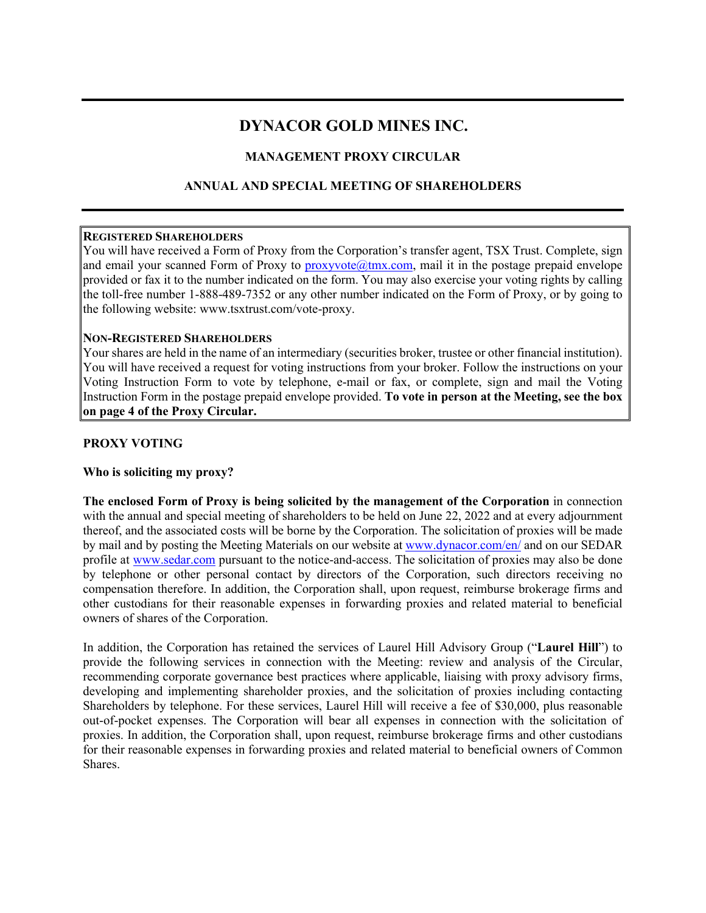# DYNACOR GOLD MINES INC.

## MANAGEMENT PROXY CIRCULAR

## ANNUAL AND SPECIAL MEETING OF SHAREHOLDERS

**REGISTERED SHAREHOLDERS**
You will have received a Form of Proxy from the Corporation's transfer agent, TSX Trust. Complete, sign and email your scanned Form of Proxy to proxyvote@tmx.com, mail it in the postage prepaid envelope provided or fax it to the number indicated on the form. You may also exercise your voting rights by calling the toll-free number 1-888-489-7352 or any other number indicated on the Form of Proxy, or by going to the following website: www.tsxtrust.com/vote-proxy.

**NON-REGISTERED SHAREHOLDERS**
Your shares are held in the name of an intermediary (securities broker, trustee or other financial institution). You will have received a request for voting instructions from your broker. Follow the instructions on your Voting Instruction Form to vote by telephone, e-mail or fax, or complete, sign and mail the Voting Instruction Form in the postage prepaid envelope provided. **To vote in person at the Meeting, see the box on page 4 of the Proxy Circular.**

### PROXY VOTING

**Who is soliciting my proxy?**

**The enclosed Form of Proxy is being solicited by the management of the Corporation** in connection with the annual and special meeting of shareholders to be held on June 22, 2022 and at every adjournment thereof, and the associated costs will be borne by the Corporation. The solicitation of proxies will be made by mail and by posting the Meeting Materials on our website at www.dynacor.com/en/ and on our SEDAR profile at www.sedar.com pursuant to the notice-and-access. The solicitation of proxies may also be done by telephone or other personal contact by directors of the Corporation, such directors receiving no compensation therefore. In addition, the Corporation shall, upon request, reimburse brokerage firms and other custodians for their reasonable expenses in forwarding proxies and related material to beneficial owners of shares of the Corporation.

In addition, the Corporation has retained the services of Laurel Hill Advisory Group ("**Laurel Hill**") to provide the following services in connection with the Meeting: review and analysis of the Circular, recommending corporate governance best practices where applicable, liaising with proxy advisory firms, developing and implementing shareholder proxies, and the solicitation of proxies including contacting Shareholders by telephone. For these services, Laurel Hill will receive a fee of $30,000, plus reasonable out-of-pocket expenses. The Corporation will bear all expenses in connection with the solicitation of proxies. In addition, the Corporation shall, upon request, reimburse brokerage firms and other custodians for their reasonable expenses in forwarding proxies and related material to beneficial owners of Common Shares.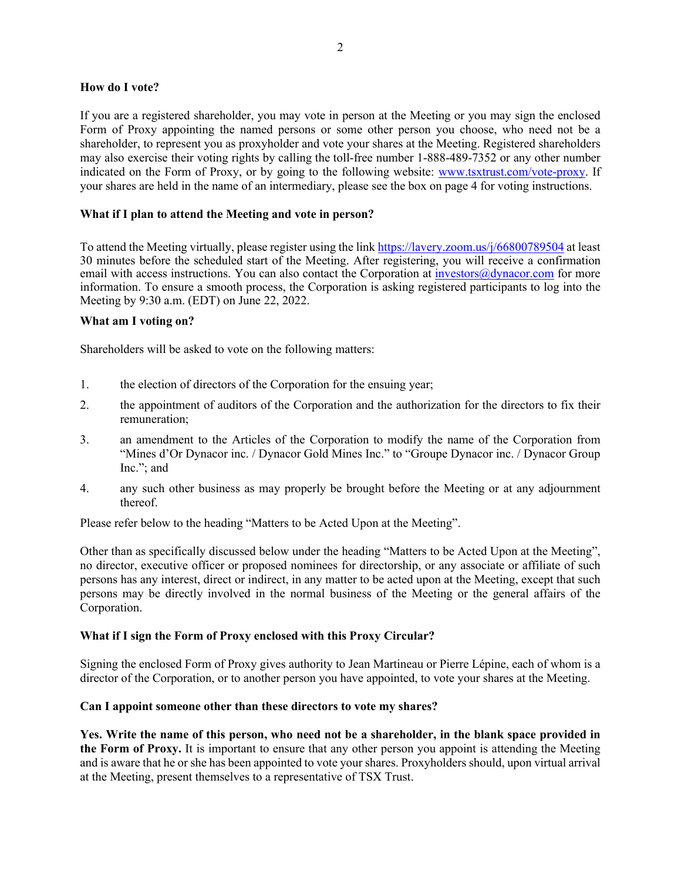**How do I vote?**

If you are a registered shareholder, you may vote in person at the Meeting or you may sign the enclosed Form of Proxy appointing the named persons or some other person you choose, who need not be a shareholder, to represent you as proxyholder and vote your shares at the Meeting. Registered shareholders may also exercise their voting rights by calling the toll-free number 1-888-489-7352 or any other number indicated on the Form of Proxy, or by going to the following website: www.tsxtrust.com/vote-proxy. If your shares are held in the name of an intermediary, please see the box on page 4 for voting instructions.

**What if I plan to attend the Meeting and vote in person?**

To attend the Meeting virtually, please register using the link https://lavery.zoom.us/j/66800789504 at least 30 minutes before the scheduled start of the Meeting. After registering, you will receive a confirmation email with access instructions. You can also contact the Corporation at investors@dynacor.com for more information. To ensure a smooth process, the Corporation is asking registered participants to log into the Meeting by 9:30 a.m. (EDT) on June 22, 2022.

**What am I voting on?**

Shareholders will be asked to vote on the following matters:

1. the election of directors of the Corporation for the ensuing year;
2. the appointment of auditors of the Corporation and the authorization for the directors to fix their remuneration;
3. an amendment to the Articles of the Corporation to modify the name of the Corporation from "Mines d'Or Dynacor inc. / Dynacor Gold Mines Inc." to "Groupe Dynacor inc. / Dynacor Group Inc."; and
4. any such other business as may properly be brought before the Meeting or at any adjournment thereof.

Please refer below to the heading "Matters to be Acted Upon at the Meeting".

Other than as specifically discussed below under the heading "Matters to be Acted Upon at the Meeting", no director, executive officer or proposed nominees for directorship, or any associate or affiliate of such persons has any interest, direct or indirect, in any matter to be acted upon at the Meeting, except that such persons may be directly involved in the normal business of the Meeting or the general affairs of the Corporation.

**What if I sign the Form of Proxy enclosed with this Proxy Circular?**

Signing the enclosed Form of Proxy gives authority to Jean Martineau or Pierre Lépine, each of whom is a director of the Corporation, or to another person you have appointed, to vote your shares at the Meeting.

**Can I appoint someone other than these directors to vote my shares?**

**Yes. Write the name of this person, who need not be a shareholder, in the blank space provided in the Form of Proxy.** It is important to ensure that any other person you appoint is attending the Meeting and is aware that he or she has been appointed to vote your shares. Proxyholders should, upon virtual arrival at the Meeting, present themselves to a representative of TSX Trust.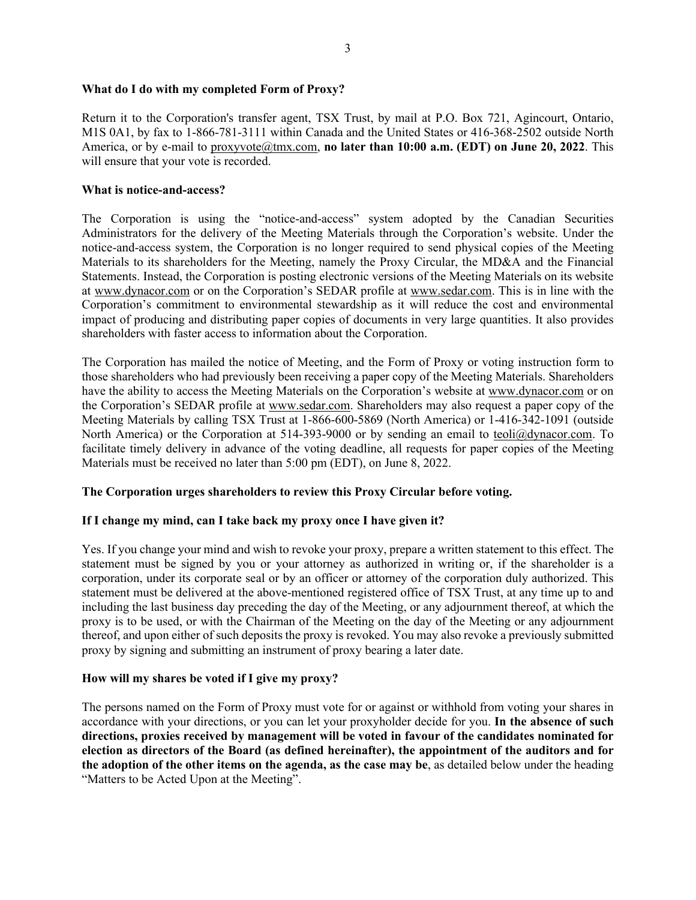**What do I do with my completed Form of Proxy?**

Return it to the Corporation's transfer agent, TSX Trust, by mail at P.O. Box 721, Agincourt, Ontario, M1S 0A1, by fax to 1-866-781-3111 within Canada and the United States or 416-368-2502 outside North America, or by e-mail to proxyvote@tmx.com, **no later than 10:00 a.m. (EDT) on June 20, 2022**. This will ensure that your vote is recorded.

**What is notice-and-access?**

The Corporation is using the "notice-and-access" system adopted by the Canadian Securities Administrators for the delivery of the Meeting Materials through the Corporation's website. Under the notice-and-access system, the Corporation is no longer required to send physical copies of the Meeting Materials to its shareholders for the Meeting, namely the Proxy Circular, the MD&A and the Financial Statements. Instead, the Corporation is posting electronic versions of the Meeting Materials on its website at www.dynacor.com or on the Corporation's SEDAR profile at www.sedar.com. This is in line with the Corporation's commitment to environmental stewardship as it will reduce the cost and environmental impact of producing and distributing paper copies of documents in very large quantities. It also provides shareholders with faster access to information about the Corporation.

The Corporation has mailed the notice of Meeting, and the Form of Proxy or voting instruction form to those shareholders who had previously been receiving a paper copy of the Meeting Materials. Shareholders have the ability to access the Meeting Materials on the Corporation's website at www.dynacor.com or on the Corporation's SEDAR profile at www.sedar.com. Shareholders may also request a paper copy of the Meeting Materials by calling TSX Trust at 1-866-600-5869 (North America) or 1-416-342-1091 (outside North America) or the Corporation at 514-393-9000 or by sending an email to teoli@dynacor.com. To facilitate timely delivery in advance of the voting deadline, all requests for paper copies of the Meeting Materials must be received no later than 5:00 pm (EDT), on June 8, 2022.

**The Corporation urges shareholders to review this Proxy Circular before voting.**

**If I change my mind, can I take back my proxy once I have given it?**

Yes. If you change your mind and wish to revoke your proxy, prepare a written statement to this effect. The statement must be signed by you or your attorney as authorized in writing or, if the shareholder is a corporation, under its corporate seal or by an officer or attorney of the corporation duly authorized. This statement must be delivered at the above-mentioned registered office of TSX Trust, at any time up to and including the last business day preceding the day of the Meeting, or any adjournment thereof, at which the proxy is to be used, or with the Chairman of the Meeting on the day of the Meeting or any adjournment thereof, and upon either of such deposits the proxy is revoked. You may also revoke a previously submitted proxy by signing and submitting an instrument of proxy bearing a later date.

**How will my shares be voted if I give my proxy?**

The persons named on the Form of Proxy must vote for or against or withhold from voting your shares in accordance with your directions, or you can let your proxyholder decide for you. **In the absence of such directions, proxies received by management will be voted in favour of the candidates nominated for election as directors of the Board (as defined hereinafter), the appointment of the auditors and for the adoption of the other items on the agenda, as the case may be**, as detailed below under the heading "Matters to be Acted Upon at the Meeting".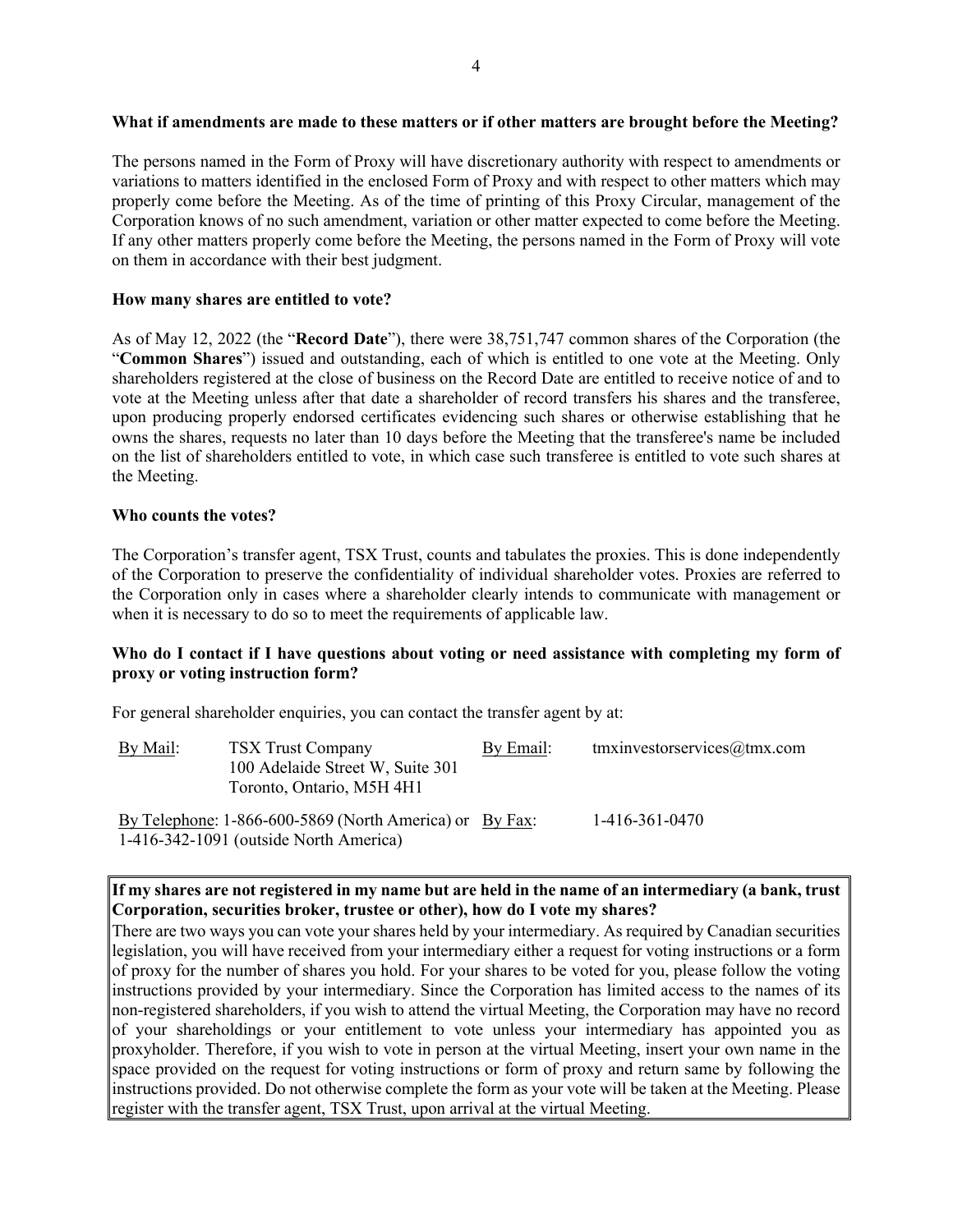**What if amendments are made to these matters or if other matters are brought before the Meeting?**

The persons named in the Form of Proxy will have discretionary authority with respect to amendments or variations to matters identified in the enclosed Form of Proxy and with respect to other matters which may properly come before the Meeting. As of the time of printing of this Proxy Circular, management of the Corporation knows of no such amendment, variation or other matter expected to come before the Meeting. If any other matters properly come before the Meeting, the persons named in the Form of Proxy will vote on them in accordance with their best judgment.

**How many shares are entitled to vote?**

As of May 12, 2022 (the "**Record Date**"), there were 38,751,747 common shares of the Corporation (the "**Common Shares**") issued and outstanding, each of which is entitled to one vote at the Meeting. Only shareholders registered at the close of business on the Record Date are entitled to receive notice of and to vote at the Meeting unless after that date a shareholder of record transfers his shares and the transferee, upon producing properly endorsed certificates evidencing such shares or otherwise establishing that he owns the shares, requests no later than 10 days before the Meeting that the transferee's name be included on the list of shareholders entitled to vote, in which case such transferee is entitled to vote such shares at the Meeting.

**Who counts the votes?**

The Corporation's transfer agent, TSX Trust, counts and tabulates the proxies. This is done independently of the Corporation to preserve the confidentiality of individual shareholder votes. Proxies are referred to the Corporation only in cases where a shareholder clearly intends to communicate with management or when it is necessary to do so to meet the requirements of applicable law.

**Who do I contact if I have questions about voting or need assistance with completing my form of proxy or voting instruction form?**

For general shareholder enquiries, you can contact the transfer agent by at:

| | | | |
|---|---|---|---|
| By Mail: | TSX Trust Company<br>100 Adelaide Street W, Suite 301<br>Toronto, Ontario, M5H 4H1 | By Email: | tmxinvestorservices@tmx.com |
| By Telephone: 1-866-600-5869 (North America) or 1-416-342-1091 (outside North America) | | By Fax: | 1-416-361-0470 |

**If my shares are not registered in my name but are held in the name of an intermediary (a bank, trust Corporation, securities broker, trustee or other), how do I vote my shares?**

There are two ways you can vote your shares held by your intermediary. As required by Canadian securities legislation, you will have received from your intermediary either a request for voting instructions or a form of proxy for the number of shares you hold. For your shares to be voted for you, please follow the voting instructions provided by your intermediary. Since the Corporation has limited access to the names of its non-registered shareholders, if you wish to attend the virtual Meeting, the Corporation may have no record of your shareholdings or your entitlement to vote unless your intermediary has appointed you as proxyholder. Therefore, if you wish to vote in person at the virtual Meeting, insert your own name in the space provided on the request for voting instructions or form of proxy and return same by following the instructions provided. Do not otherwise complete the form as your vote will be taken at the Meeting. Please register with the transfer agent, TSX Trust, upon arrival at the virtual Meeting.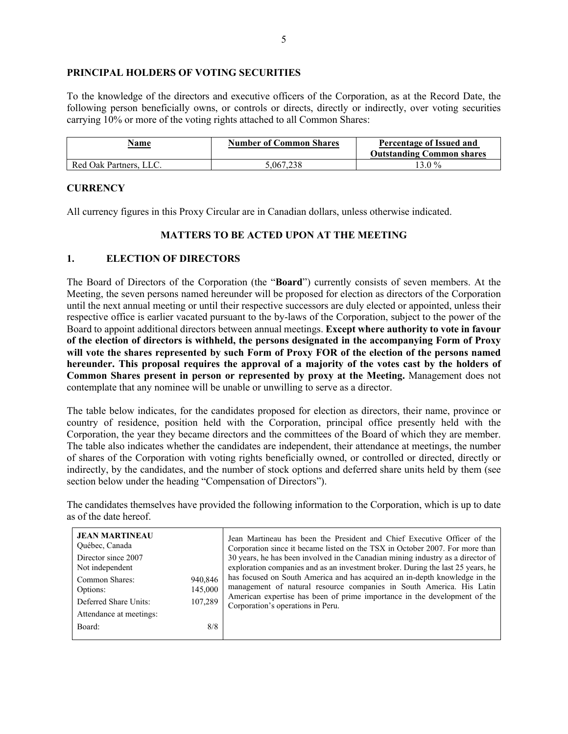## PRINCIPAL HOLDERS OF VOTING SECURITIES

To the knowledge of the directors and executive officers of the Corporation, as at the Record Date, the following person beneficially owns, or controls or directs, directly or indirectly, over voting securities carrying 10% or more of the voting rights attached to all Common Shares:

| Name | Number of Common Shares | Percentage of Issued and Outstanding Common shares |
|---|---|---|
| Red Oak Partners, LLC. | 5,067,238 | 13.0 % |

## CURRENCY

All currency figures in this Proxy Circular are in Canadian dollars, unless otherwise indicated.

## MATTERS TO BE ACTED UPON AT THE MEETING

### 1. ELECTION OF DIRECTORS

The Board of Directors of the Corporation (the "**Board**") currently consists of seven members. At the Meeting, the seven persons named hereunder will be proposed for election as directors of the Corporation until the next annual meeting or until their respective successors are duly elected or appointed, unless their respective office is earlier vacated pursuant to the by-laws of the Corporation, subject to the power of the Board to appoint additional directors between annual meetings. **Except where authority to vote in favour of the election of directors is withheld, the persons designated in the accompanying Form of Proxy will vote the shares represented by such Form of Proxy FOR of the election of the persons named hereunder. This proposal requires the approval of a majority of the votes cast by the holders of Common Shares present in person or represented by proxy at the Meeting.** Management does not contemplate that any nominee will be unable or unwilling to serve as a director.

The table below indicates, for the candidates proposed for election as directors, their name, province or country of residence, position held with the Corporation, principal office presently held with the Corporation, the year they became directors and the committees of the Board of which they are member. The table also indicates whether the candidates are independent, their attendance at meetings, the number of shares of the Corporation with voting rights beneficially owned, or controlled or directed, directly or indirectly, by the candidates, and the number of stock options and deferred share units held by them (see section below under the heading "Compensation of Directors").

The candidates themselves have provided the following information to the Corporation, which is up to date as of the date hereof.

| | | |
|---|---|---|
| **JEAN MARTINEAU**<br>Québec, Canada<br>Director since 2007<br>Not independent | | Jean Martineau has been the President and Chief Executive Officer of the Corporation since it became listed on the TSX in October 2007. For more than 30 years, he has been involved in the Canadian mining industry as a director of exploration companies and as an investment broker. During the last 25 years, he has focused on South America and has acquired an in-depth knowledge in the management of natural resource companies in South America. His Latin American expertise has been of prime importance in the development of the Corporation's operations in Peru. |
| Common Shares: | 940,846 | |
| Options: | 145,000 | |
| Deferred Share Units: | 107,289 | |
| Attendance at meetings: | | |
| Board: | 8/8 | |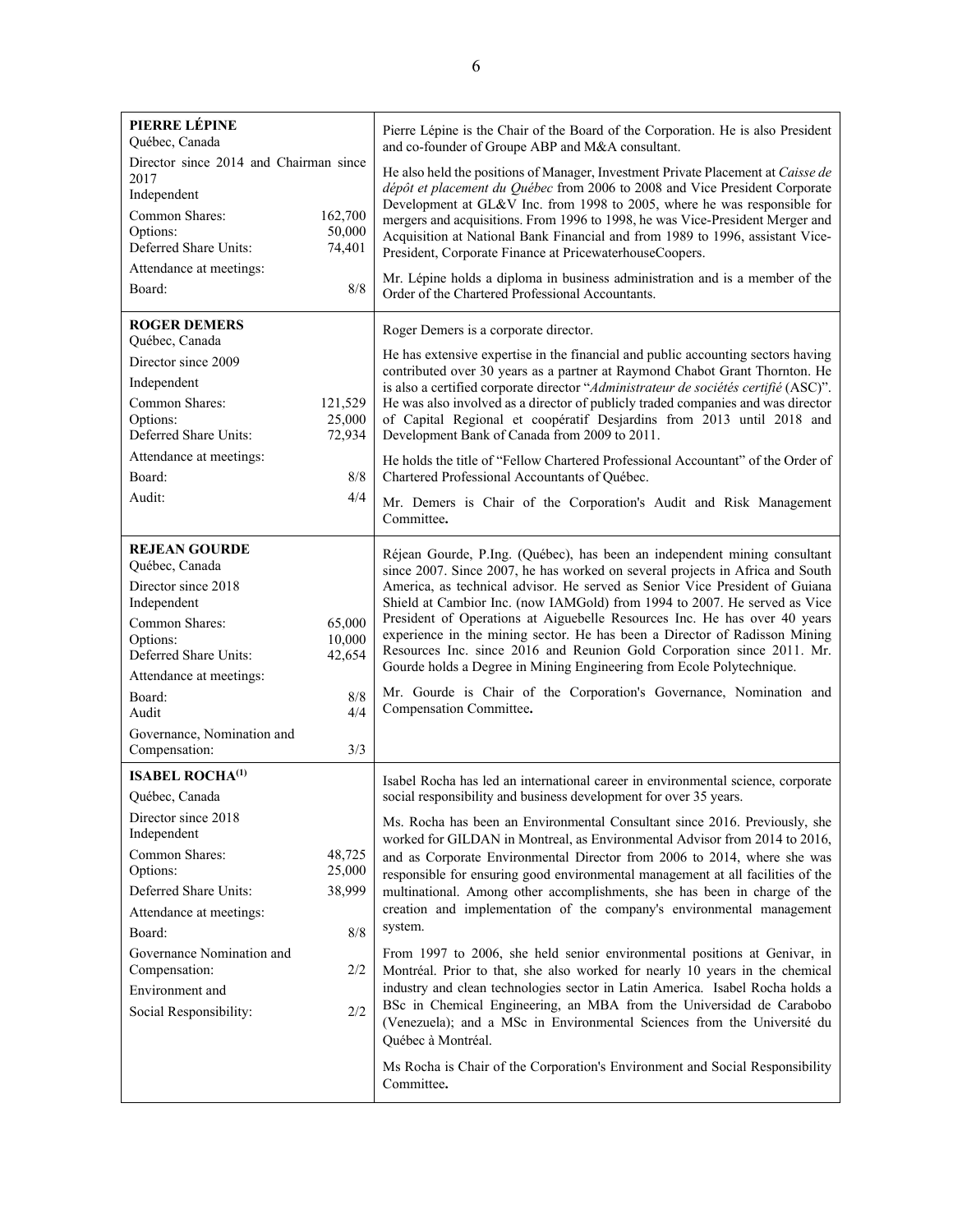| | |
|---|---|
| **PIERRE LÉPINE**<br>Québec, Canada<br>Director since 2014 and Chairman since 2017<br>Independent<br>Common Shares: 162,700<br>Options: 50,000<br>Deferred Share Units: 74,401<br>Attendance at meetings:<br>Board: 8/8 | Pierre Lépine is the Chair of the Board of the Corporation. He is also President and co-founder of Groupe ABP and M&A consultant.<br><br>He also held the positions of Manager, Investment Private Placement at *Caisse de dépôt et placement du Québec* from 2006 to 2008 and Vice President Corporate Development at GL&V Inc. from 1998 to 2005, where he was responsible for mergers and acquisitions. From 1996 to 1998, he was Vice-President Merger and Acquisition at National Bank Financial and from 1989 to 1996, assistant Vice-President, Corporate Finance at PricewaterhouseCoopers.<br><br>Mr. Lépine holds a diploma in business administration and is a member of the Order of the Chartered Professional Accountants. |
| **ROGER DEMERS**<br>Québec, Canada<br>Director since 2009<br>Independent<br>Common Shares: 121,529<br>Options: 25,000<br>Deferred Share Units: 72,934<br>Attendance at meetings:<br>Board: 8/8<br>Audit: 4/4 | Roger Demers is a corporate director.<br><br>He has extensive expertise in the financial and public accounting sectors having contributed over 30 years as a partner at Raymond Chabot Grant Thornton. He is also a certified corporate director "*Administrateur de sociétés certifié* (ASC)". He was also involved as a director of publicly traded companies and was director of Capital Regional et coopératif Desjardins from 2013 until 2018 and Development Bank of Canada from 2009 to 2011.<br><br>He holds the title of "Fellow Chartered Professional Accountant" of the Order of Chartered Professional Accountants of Québec.<br><br>Mr. Demers is Chair of the Corporation's Audit and Risk Management Committee**.** |
| **REJEAN GOURDE**<br>Québec, Canada<br>Director since 2018<br>Independent<br>Common Shares: 65,000<br>Options: 10,000<br>Deferred Share Units: 42,654<br>Attendance at meetings:<br>Board: 8/8<br>Audit 4/4<br>Governance, Nomination and Compensation: 3/3 | Réjean Gourde, P.Ing. (Québec), has been an independent mining consultant since 2007. Since 2007, he has worked on several projects in Africa and South America, as technical advisor. He served as Senior Vice President of Guiana Shield at Cambior Inc. (now IAMGold) from 1994 to 2007. He served as Vice President of Operations at Aiguebelle Resources Inc. He has over 40 years experience in the mining sector. He has been a Director of Radisson Mining Resources Inc. since 2016 and Reunion Gold Corporation since 2011. Mr. Gourde holds a Degree in Mining Engineering from Ecole Polytechnique.<br><br>Mr. Gourde is Chair of the Corporation's Governance, Nomination and Compensation Committee**.** |
| **ISABEL ROCHA**[(1)]<br>Québec, Canada<br>Director since 2018<br>Independent<br>Common Shares: 48,725<br>Options: 25,000<br>Deferred Share Units: 38,999<br>Attendance at meetings:<br>Board: 8/8<br>Governance Nomination and Compensation: 2/2<br>Environment and Social Responsibility: 2/2 | Isabel Rocha has led an international career in environmental science, corporate social responsibility and business development for over 35 years.<br><br>Ms. Rocha has been an Environmental Consultant since 2016. Previously, she worked for GILDAN in Montreal, as Environmental Advisor from 2014 to 2016, and as Corporate Environmental Director from 2006 to 2014, where she was responsible for ensuring good environmental management at all facilities of the multinational. Among other accomplishments, she has been in charge of the creation and implementation of the company's environmental management system.<br><br>From 1997 to 2006, she held senior environmental positions at Genivar, in Montréal. Prior to that, she also worked for nearly 10 years in the chemical industry and clean technologies sector in Latin America. Isabel Rocha holds a BSc in Chemical Engineering, an MBA from the Universidad de Carabobo (Venezuela); and a MSc in Environmental Sciences from the Université du Québec à Montréal.<br><br>Ms Rocha is Chair of the Corporation's Environment and Social Responsibility Committee**.** |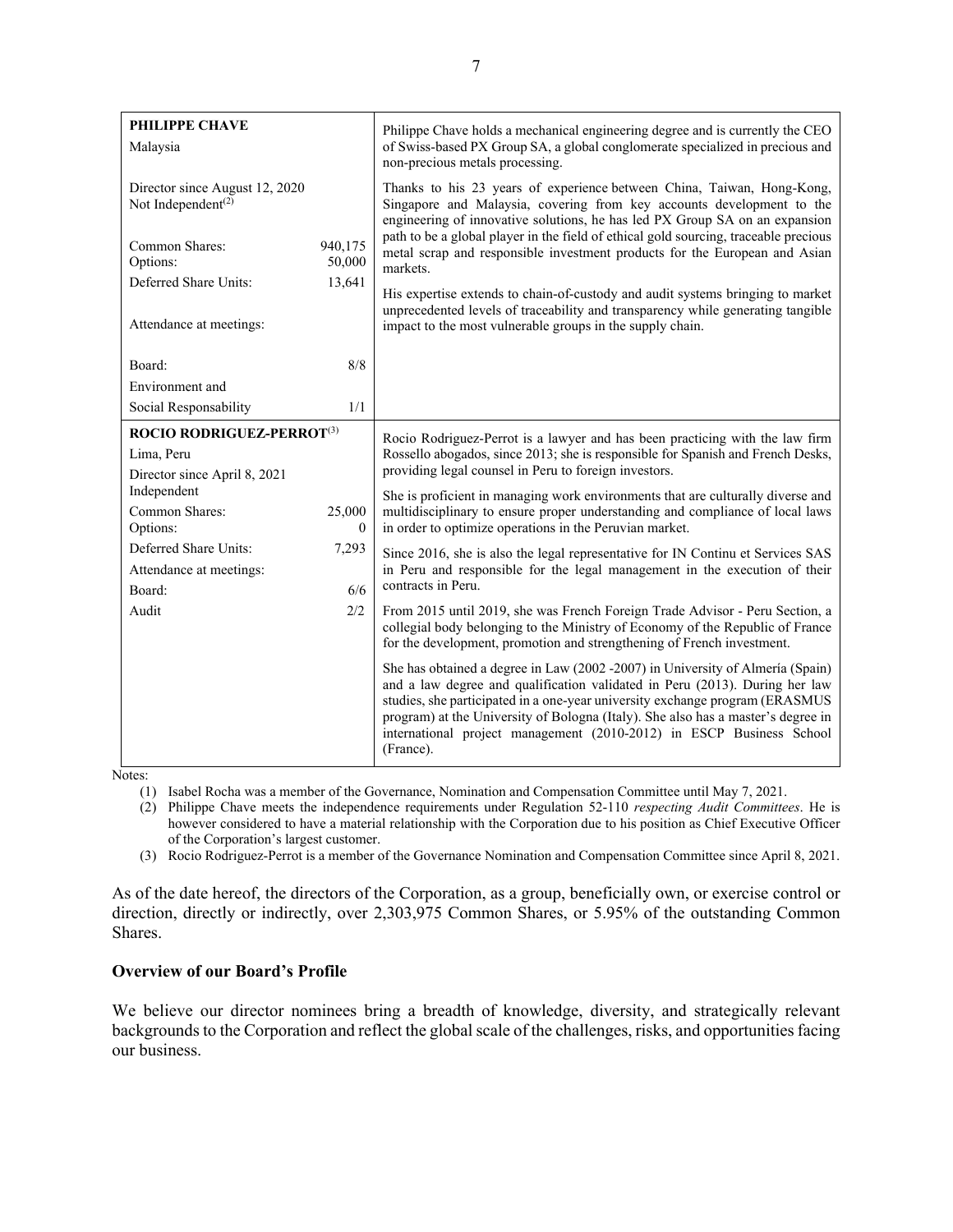| | |
|---|---|
| **PHILIPPE CHAVE**<br>Malaysia<br><br>Director since August 12, 2020<br>Not Independent[(2)]<br><br>Common Shares: 940,175<br>Options: 50,000<br>Deferred Share Units: 13,641<br><br>Attendance at meetings:<br><br>Board: 8/8<br>Environment and Social Responsability 1/1 | Philippe Chave holds a mechanical engineering degree and is currently the CEO of Swiss-based PX Group SA, a global conglomerate specialized in precious and non-precious metals processing.<br><br>Thanks to his 23 years of experience between China, Taiwan, Hong-Kong, Singapore and Malaysia, covering from key accounts development to the engineering of innovative solutions, he has led PX Group SA on an expansion path to be a global player in the field of ethical gold sourcing, traceable precious metal scrap and responsible investment products for the European and Asian markets.<br><br>His expertise extends to chain-of-custody and audit systems bringing to market unprecedented levels of traceability and transparency while generating tangible impact to the most vulnerable groups in the supply chain. |
| **ROCIO RODRIGUEZ-PERROT**[(3)]<br>Lima, Peru<br>Director since April 8, 2021<br>Independent<br>Common Shares: 25,000<br>Options: 0<br>Deferred Share Units: 7,293<br>Attendance at meetings:<br>Board: 6/6<br>Audit 2/2 | Rocio Rodriguez-Perrot is a lawyer and has been practicing with the law firm Rossello abogados, since 2013; she is responsible for Spanish and French Desks, providing legal counsel in Peru to foreign investors.<br><br>She is proficient in managing work environments that are culturally diverse and multidisciplinary to ensure proper understanding and compliance of local laws in order to optimize operations in the Peruvian market.<br><br>Since 2016, she is also the legal representative for IN Continu et Services SAS in Peru and responsible for the legal management in the execution of their contracts in Peru.<br><br>From 2015 until 2019, she was French Foreign Trade Advisor - Peru Section, a collegial body belonging to the Ministry of Economy of the Republic of France for the development, promotion and strengthening of French investment.<br><br>She has obtained a degree in Law (2002 -2007) in University of Almería (Spain) and a law degree and qualification validated in Peru (2013). During her law studies, she participated in a one-year university exchange program (ERASMUS program) at the University of Bologna (Italy). She also has a master's degree in international project management (2010-2012) in ESCP Business School (France). |

Notes:

(1) Isabel Rocha was a member of the Governance, Nomination and Compensation Committee until May 7, 2021.

(2) Philippe Chave meets the independence requirements under Regulation 52-110 *respecting Audit Committees*. He is however considered to have a material relationship with the Corporation due to his position as Chief Executive Officer of the Corporation's largest customer.

(3) Rocio Rodriguez-Perrot is a member of the Governance Nomination and Compensation Committee since April 8, 2021.

As of the date hereof, the directors of the Corporation, as a group, beneficially own, or exercise control or direction, directly or indirectly, over 2,303,975 Common Shares, or 5.95% of the outstanding Common Shares.

### Overview of our Board's Profile

We believe our director nominees bring a breadth of knowledge, diversity, and strategically relevant backgrounds to the Corporation and reflect the global scale of the challenges, risks, and opportunities facing our business.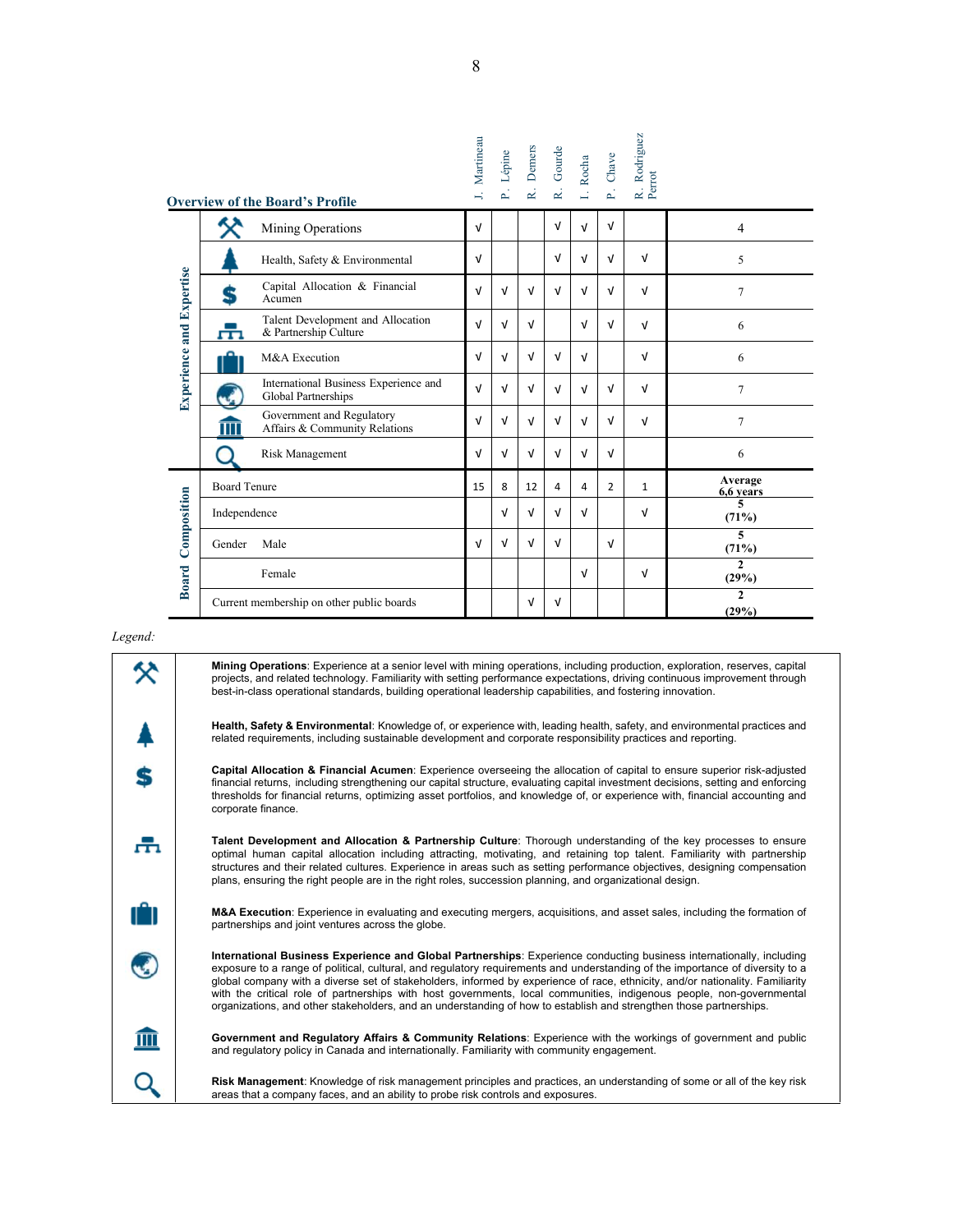## Overview of the Board's Profile

| | | J. Martineau | P. Lépine | R. Demers | R. Gourde | I. Rocha | P. Chave | R. Rodriguez Perrot | |
|---|---|---|---|---|---|---|---|---|---|
| **Experience and Expertise** | Mining Operations | √ | | | √ | √ | √ | | 4 |
| | Health, Safety & Environmental | √ | | | √ | √ | √ | √ | 5 |
| | Capital Allocation & Financial Acumen | √ | √ | √ | √ | √ | √ | √ | 7 |
| | Talent Development and Allocation & Partnership Culture | √ | √ | √ | | √ | √ | √ | 6 |
| | M&A Execution | √ | √ | √ | √ | √ | | √ | 6 |
| | International Business Experience and Global Partnerships | √ | √ | √ | √ | √ | √ | √ | 7 |
| | Government and Regulatory Affairs & Community Relations | √ | √ | √ | √ | √ | √ | √ | 7 |
| | Risk Management | √ | √ | √ | √ | √ | √ | | 6 |
| **Board Composition** | Board Tenure | 15 | 8 | 12 | 4 | 4 | 2 | 1 | **Average 6,6 years** |
| | Independence | | √ | √ | √ | √ | | √ | **5 (71%)** |
| | Gender Male | √ | √ | √ | √ | | √ | | **5 (71%)** |
| | Female | | | | | √ | | √ | **2 (29%)** |
| | Current membership on other public boards | | | √ | √ | | | | **2 (29%)** |

*Legend:*

**Mining Operations**: Experience at a senior level with mining operations, including production, exploration, reserves, capital projects, and related technology. Familiarity with setting performance expectations, driving continuous improvement through best-in-class operational standards, building operational leadership capabilities, and fostering innovation.

**Health, Safety & Environmental**: Knowledge of, or experience with, leading health, safety, and environmental practices and related requirements, including sustainable development and corporate responsibility practices and reporting.

**Capital Allocation & Financial Acumen**: Experience overseeing the allocation of capital to ensure superior risk-adjusted financial returns, including strengthening our capital structure, evaluating capital investment decisions, setting and enforcing thresholds for financial returns, optimizing asset portfolios, and knowledge of, or experience with, financial accounting and corporate finance.

**Talent Development and Allocation & Partnership Culture**: Thorough understanding of the key processes to ensure optimal human capital allocation including attracting, motivating, and retaining top talent. Familiarity with partnership structures and their related cultures. Experience in areas such as setting performance objectives, designing compensation plans, ensuring the right people are in the right roles, succession planning, and organizational design.

**M&A Execution**: Experience in evaluating and executing mergers, acquisitions, and asset sales, including the formation of partnerships and joint ventures across the globe.

**International Business Experience and Global Partnerships**: Experience conducting business internationally, including exposure to a range of political, cultural, and regulatory requirements and understanding of the importance of diversity to a global company with a diverse set of stakeholders, informed by experience of race, ethnicity, and/or nationality. Familiarity with the critical role of partnerships with host governments, local communities, indigenous people, non-governmental organizations, and other stakeholders, and an understanding of how to establish and strengthen those partnerships.

**Government and Regulatory Affairs & Community Relations**: Experience with the workings of government and public and regulatory policy in Canada and internationally. Familiarity with community engagement.

**Risk Management**: Knowledge of risk management principles and practices, an understanding of some or all of the key risk areas that a company faces, and an ability to probe risk controls and exposures.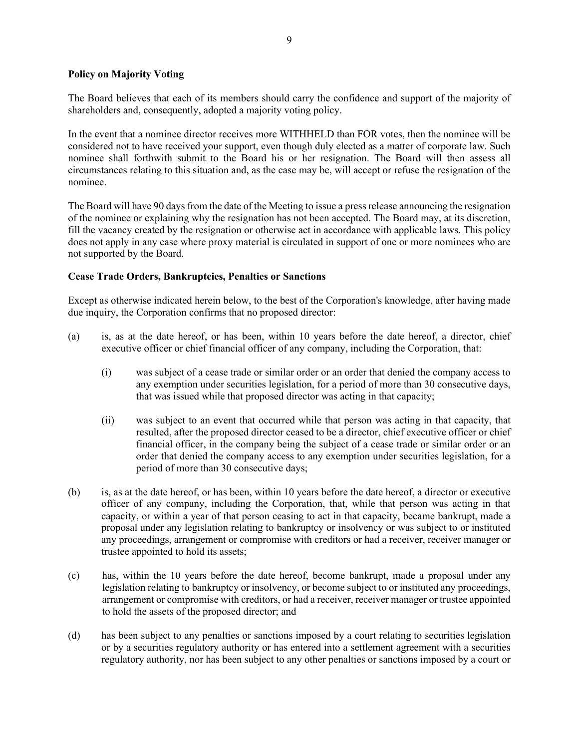**Policy on Majority Voting**

The Board believes that each of its members should carry the confidence and support of the majority of shareholders and, consequently, adopted a majority voting policy.

In the event that a nominee director receives more WITHHELD than FOR votes, then the nominee will be considered not to have received your support, even though duly elected as a matter of corporate law. Such nominee shall forthwith submit to the Board his or her resignation. The Board will then assess all circumstances relating to this situation and, as the case may be, will accept or refuse the resignation of the nominee.

The Board will have 90 days from the date of the Meeting to issue a press release announcing the resignation of the nominee or explaining why the resignation has not been accepted. The Board may, at its discretion, fill the vacancy created by the resignation or otherwise act in accordance with applicable laws. This policy does not apply in any case where proxy material is circulated in support of one or more nominees who are not supported by the Board.

**Cease Trade Orders, Bankruptcies, Penalties or Sanctions**

Except as otherwise indicated herein below, to the best of the Corporation's knowledge, after having made due inquiry, the Corporation confirms that no proposed director:

(a) is, as at the date hereof, or has been, within 10 years before the date hereof, a director, chief executive officer or chief financial officer of any company, including the Corporation, that:

(i) was subject of a cease trade or similar order or an order that denied the company access to any exemption under securities legislation, for a period of more than 30 consecutive days, that was issued while that proposed director was acting in that capacity;

(ii) was subject to an event that occurred while that person was acting in that capacity, that resulted, after the proposed director ceased to be a director, chief executive officer or chief financial officer, in the company being the subject of a cease trade or similar order or an order that denied the company access to any exemption under securities legislation, for a period of more than 30 consecutive days;

(b) is, as at the date hereof, or has been, within 10 years before the date hereof, a director or executive officer of any company, including the Corporation, that, while that person was acting in that capacity, or within a year of that person ceasing to act in that capacity, became bankrupt, made a proposal under any legislation relating to bankruptcy or insolvency or was subject to or instituted any proceedings, arrangement or compromise with creditors or had a receiver, receiver manager or trustee appointed to hold its assets;

(c) has, within the 10 years before the date hereof, become bankrupt, made a proposal under any legislation relating to bankruptcy or insolvency, or become subject to or instituted any proceedings, arrangement or compromise with creditors, or had a receiver, receiver manager or trustee appointed to hold the assets of the proposed director; and

(d) has been subject to any penalties or sanctions imposed by a court relating to securities legislation or by a securities regulatory authority or has entered into a settlement agreement with a securities regulatory authority, nor has been subject to any other penalties or sanctions imposed by a court or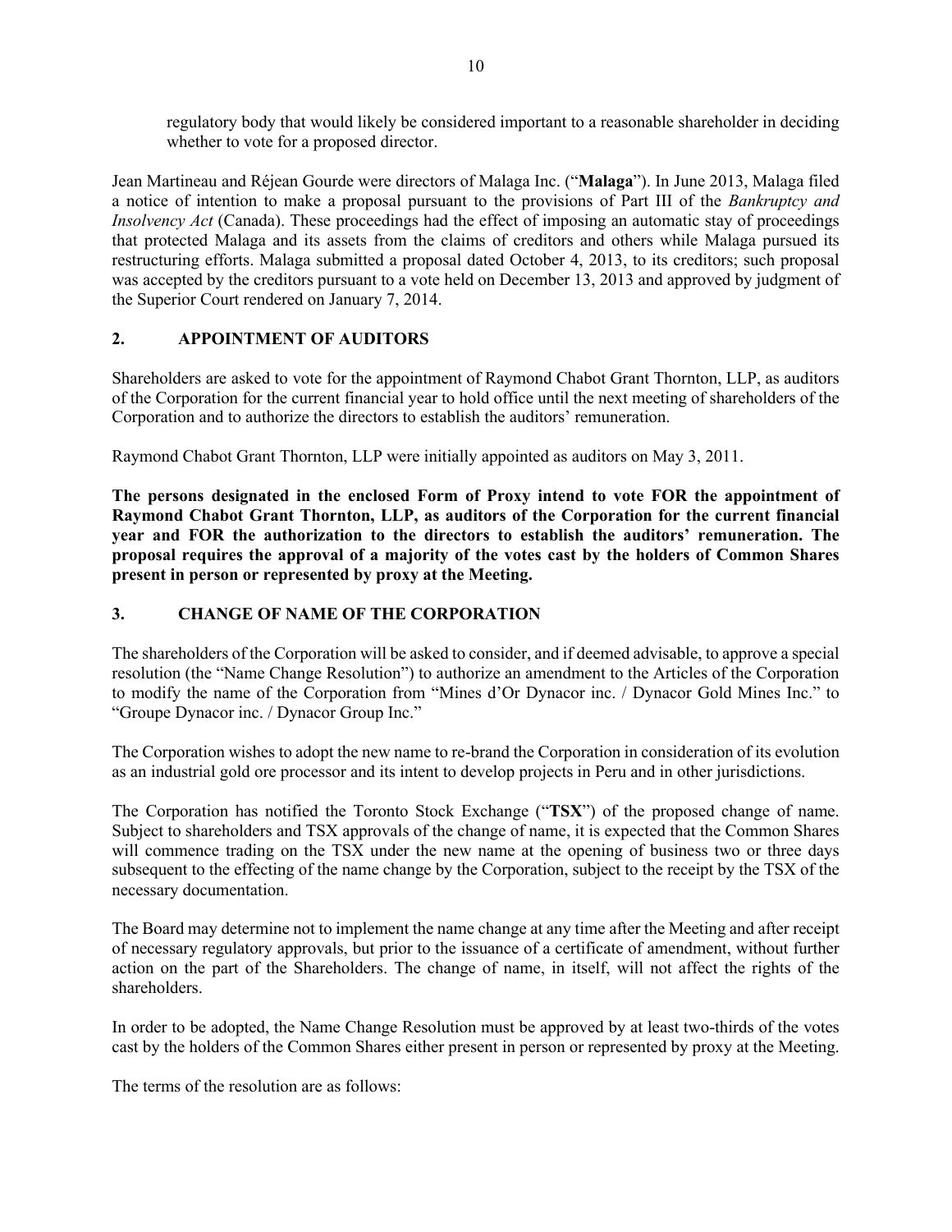regulatory body that would likely be considered important to a reasonable shareholder in deciding whether to vote for a proposed director.

Jean Martineau and Réjean Gourde were directors of Malaga Inc. ("**Malaga**"). In June 2013, Malaga filed a notice of intention to make a proposal pursuant to the provisions of Part III of the *Bankruptcy and Insolvency Act* (Canada). These proceedings had the effect of imposing an automatic stay of proceedings that protected Malaga and its assets from the claims of creditors and others while Malaga pursued its restructuring efforts. Malaga submitted a proposal dated October 4, 2013, to its creditors; such proposal was accepted by the creditors pursuant to a vote held on December 13, 2013 and approved by judgment of the Superior Court rendered on January 7, 2014.

## 2. APPOINTMENT OF AUDITORS

Shareholders are asked to vote for the appointment of Raymond Chabot Grant Thornton, LLP, as auditors of the Corporation for the current financial year to hold office until the next meeting of shareholders of the Corporation and to authorize the directors to establish the auditors' remuneration.

Raymond Chabot Grant Thornton, LLP were initially appointed as auditors on May 3, 2011.

**The persons designated in the enclosed Form of Proxy intend to vote FOR the appointment of Raymond Chabot Grant Thornton, LLP, as auditors of the Corporation for the current financial year and FOR the authorization to the directors to establish the auditors' remuneration. The proposal requires the approval of a majority of the votes cast by the holders of Common Shares present in person or represented by proxy at the Meeting.**

## 3. CHANGE OF NAME OF THE CORPORATION

The shareholders of the Corporation will be asked to consider, and if deemed advisable, to approve a special resolution (the "Name Change Resolution") to authorize an amendment to the Articles of the Corporation to modify the name of the Corporation from "Mines d'Or Dynacor inc. / Dynacor Gold Mines Inc." to "Groupe Dynacor inc. / Dynacor Group Inc."

The Corporation wishes to adopt the new name to re-brand the Corporation in consideration of its evolution as an industrial gold ore processor and its intent to develop projects in Peru and in other jurisdictions.

The Corporation has notified the Toronto Stock Exchange ("**TSX**") of the proposed change of name. Subject to shareholders and TSX approvals of the change of name, it is expected that the Common Shares will commence trading on the TSX under the new name at the opening of business two or three days subsequent to the effecting of the name change by the Corporation, subject to the receipt by the TSX of the necessary documentation.

The Board may determine not to implement the name change at any time after the Meeting and after receipt of necessary regulatory approvals, but prior to the issuance of a certificate of amendment, without further action on the part of the Shareholders. The change of name, in itself, will not affect the rights of the shareholders.

In order to be adopted, the Name Change Resolution must be approved by at least two-thirds of the votes cast by the holders of the Common Shares either present in person or represented by proxy at the Meeting.

The terms of the resolution are as follows: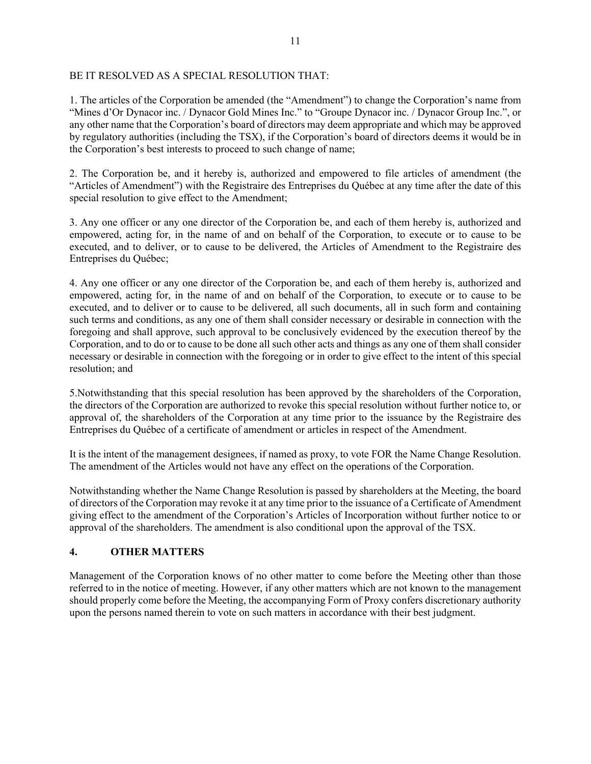BE IT RESOLVED AS A SPECIAL RESOLUTION THAT:

1. The articles of the Corporation be amended (the "Amendment") to change the Corporation's name from "Mines d'Or Dynacor inc. / Dynacor Gold Mines Inc." to "Groupe Dynacor inc. / Dynacor Group Inc.", or any other name that the Corporation's board of directors may deem appropriate and which may be approved by regulatory authorities (including the TSX), if the Corporation's board of directors deems it would be in the Corporation's best interests to proceed to such change of name;

2. The Corporation be, and it hereby is, authorized and empowered to file articles of amendment (the "Articles of Amendment") with the Registraire des Entreprises du Québec at any time after the date of this special resolution to give effect to the Amendment;

3. Any one officer or any one director of the Corporation be, and each of them hereby is, authorized and empowered, acting for, in the name of and on behalf of the Corporation, to execute or to cause to be executed, and to deliver, or to cause to be delivered, the Articles of Amendment to the Registraire des Entreprises du Québec;

4. Any one officer or any one director of the Corporation be, and each of them hereby is, authorized and empowered, acting for, in the name of and on behalf of the Corporation, to execute or to cause to be executed, and to deliver or to cause to be delivered, all such documents, all in such form and containing such terms and conditions, as any one of them shall consider necessary or desirable in connection with the foregoing and shall approve, such approval to be conclusively evidenced by the execution thereof by the Corporation, and to do or to cause to be done all such other acts and things as any one of them shall consider necessary or desirable in connection with the foregoing or in order to give effect to the intent of this special resolution; and

5.Notwithstanding that this special resolution has been approved by the shareholders of the Corporation, the directors of the Corporation are authorized to revoke this special resolution without further notice to, or approval of, the shareholders of the Corporation at any time prior to the issuance by the Registraire des Entreprises du Québec of a certificate of amendment or articles in respect of the Amendment.

It is the intent of the management designees, if named as proxy, to vote FOR the Name Change Resolution. The amendment of the Articles would not have any effect on the operations of the Corporation.

Notwithstanding whether the Name Change Resolution is passed by shareholders at the Meeting, the board of directors of the Corporation may revoke it at any time prior to the issuance of a Certificate of Amendment giving effect to the amendment of the Corporation's Articles of Incorporation without further notice to or approval of the shareholders. The amendment is also conditional upon the approval of the TSX.

## 4. OTHER MATTERS

Management of the Corporation knows of no other matter to come before the Meeting other than those referred to in the notice of meeting. However, if any other matters which are not known to the management should properly come before the Meeting, the accompanying Form of Proxy confers discretionary authority upon the persons named therein to vote on such matters in accordance with their best judgment.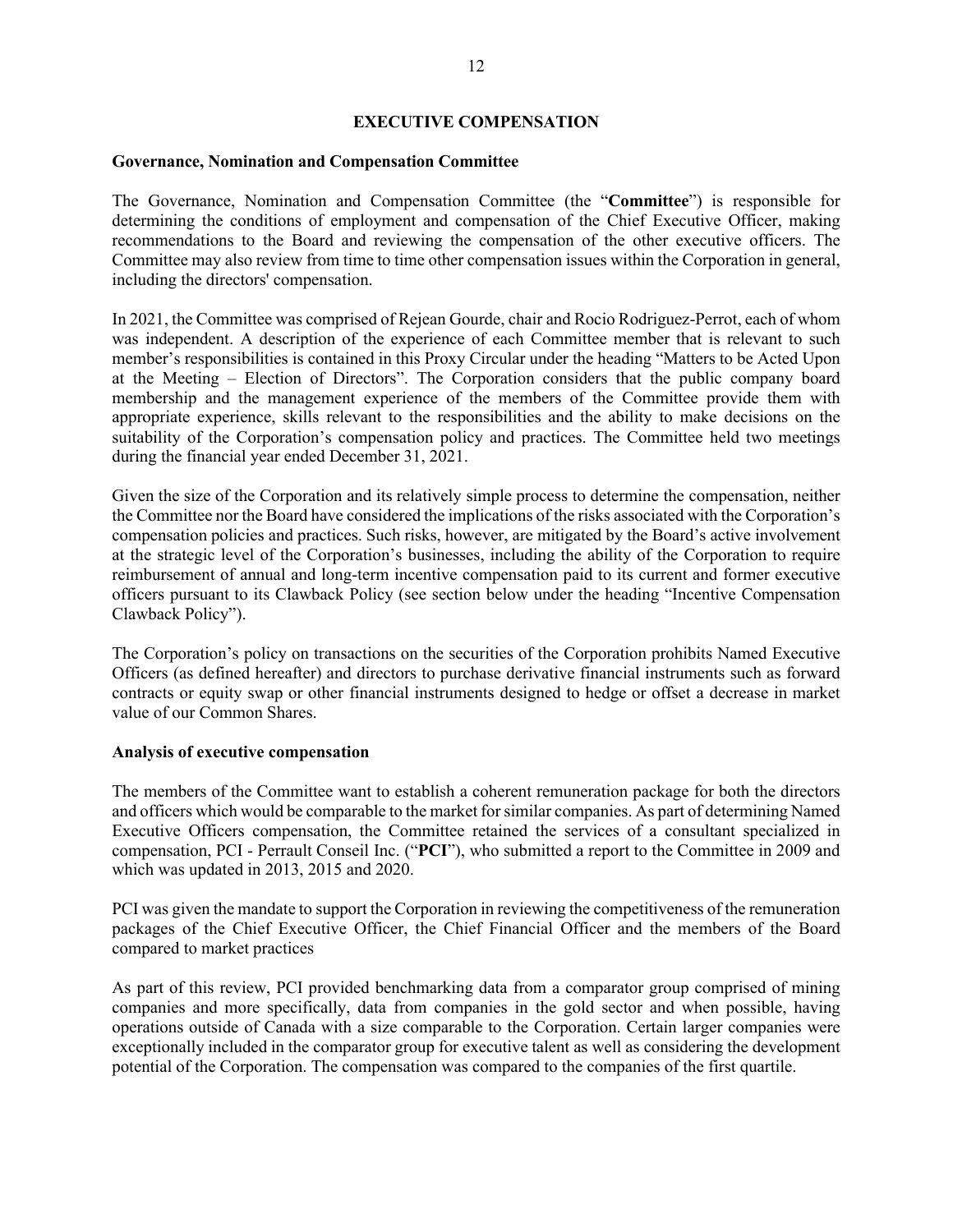# EXECUTIVE COMPENSATION

## Governance, Nomination and Compensation Committee

The Governance, Nomination and Compensation Committee (the "**Committee**") is responsible for determining the conditions of employment and compensation of the Chief Executive Officer, making recommendations to the Board and reviewing the compensation of the other executive officers. The Committee may also review from time to time other compensation issues within the Corporation in general, including the directors' compensation.

In 2021, the Committee was comprised of Rejean Gourde, chair and Rocio Rodriguez-Perrot, each of whom was independent. A description of the experience of each Committee member that is relevant to such member's responsibilities is contained in this Proxy Circular under the heading "Matters to be Acted Upon at the Meeting – Election of Directors". The Corporation considers that the public company board membership and the management experience of the members of the Committee provide them with appropriate experience, skills relevant to the responsibilities and the ability to make decisions on the suitability of the Corporation's compensation policy and practices. The Committee held two meetings during the financial year ended December 31, 2021.

Given the size of the Corporation and its relatively simple process to determine the compensation, neither the Committee nor the Board have considered the implications of the risks associated with the Corporation's compensation policies and practices. Such risks, however, are mitigated by the Board's active involvement at the strategic level of the Corporation's businesses, including the ability of the Corporation to require reimbursement of annual and long-term incentive compensation paid to its current and former executive officers pursuant to its Clawback Policy (see section below under the heading "Incentive Compensation Clawback Policy").

The Corporation's policy on transactions on the securities of the Corporation prohibits Named Executive Officers (as defined hereafter) and directors to purchase derivative financial instruments such as forward contracts or equity swap or other financial instruments designed to hedge or offset a decrease in market value of our Common Shares.

## Analysis of executive compensation

The members of the Committee want to establish a coherent remuneration package for both the directors and officers which would be comparable to the market for similar companies. As part of determining Named Executive Officers compensation, the Committee retained the services of a consultant specialized in compensation, PCI - Perrault Conseil Inc. ("**PCI**"), who submitted a report to the Committee in 2009 and which was updated in 2013, 2015 and 2020.

PCI was given the mandate to support the Corporation in reviewing the competitiveness of the remuneration packages of the Chief Executive Officer, the Chief Financial Officer and the members of the Board compared to market practices

As part of this review, PCI provided benchmarking data from a comparator group comprised of mining companies and more specifically, data from companies in the gold sector and when possible, having operations outside of Canada with a size comparable to the Corporation. Certain larger companies were exceptionally included in the comparator group for executive talent as well as considering the development potential of the Corporation. The compensation was compared to the companies of the first quartile.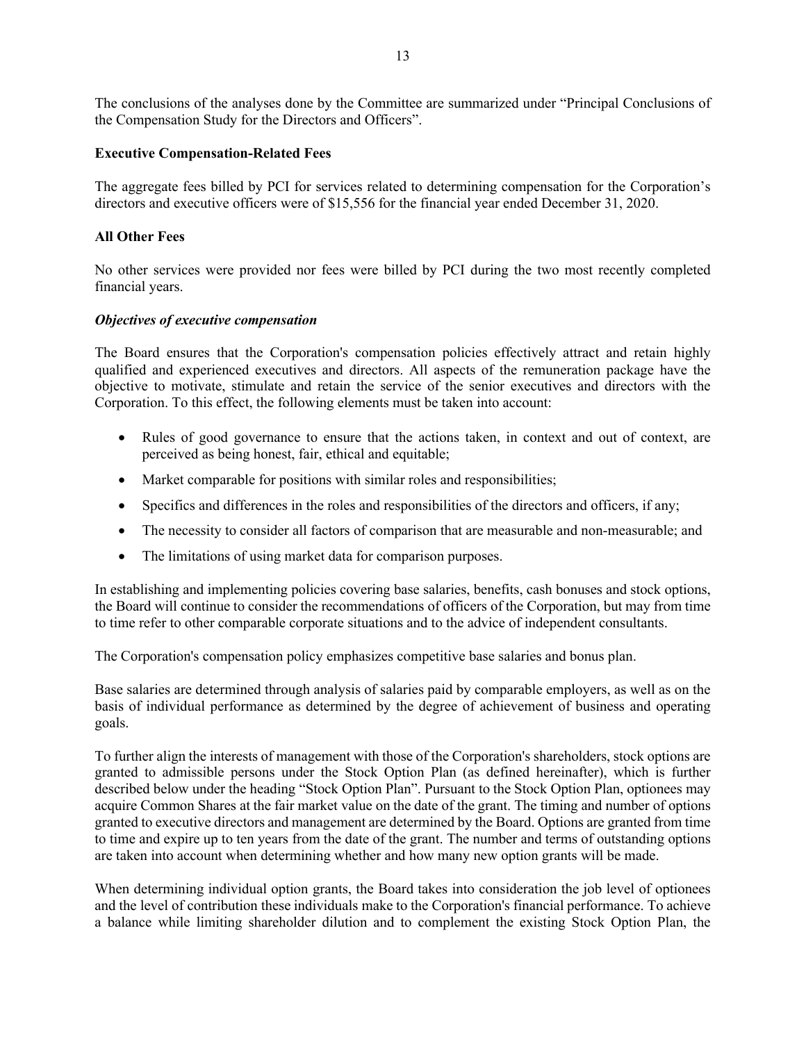The conclusions of the analyses done by the Committee are summarized under “Principal Conclusions of the Compensation Study for the Directors and Officers”.

**Executive Compensation-Related Fees**

The aggregate fees billed by PCI for services related to determining compensation for the Corporation’s directors and executive officers were of $15,556 for the financial year ended December 31, 2020.

**All Other Fees**

No other services were provided nor fees were billed by PCI during the two most recently completed financial years.

***Objectives of executive compensation***

The Board ensures that the Corporation's compensation policies effectively attract and retain highly qualified and experienced executives and directors. All aspects of the remuneration package have the objective to motivate, stimulate and retain the service of the senior executives and directors with the Corporation. To this effect, the following elements must be taken into account:

- Rules of good governance to ensure that the actions taken, in context and out of context, are perceived as being honest, fair, ethical and equitable;
- Market comparable for positions with similar roles and responsibilities;
- Specifics and differences in the roles and responsibilities of the directors and officers, if any;
- The necessity to consider all factors of comparison that are measurable and non-measurable; and
- The limitations of using market data for comparison purposes.

In establishing and implementing policies covering base salaries, benefits, cash bonuses and stock options, the Board will continue to consider the recommendations of officers of the Corporation, but may from time to time refer to other comparable corporate situations and to the advice of independent consultants.

The Corporation's compensation policy emphasizes competitive base salaries and bonus plan.

Base salaries are determined through analysis of salaries paid by comparable employers, as well as on the basis of individual performance as determined by the degree of achievement of business and operating goals.

To further align the interests of management with those of the Corporation's shareholders, stock options are granted to admissible persons under the Stock Option Plan (as defined hereinafter), which is further described below under the heading “Stock Option Plan”. Pursuant to the Stock Option Plan, optionees may acquire Common Shares at the fair market value on the date of the grant. The timing and number of options granted to executive directors and management are determined by the Board. Options are granted from time to time and expire up to ten years from the date of the grant. The number and terms of outstanding options are taken into account when determining whether and how many new option grants will be made.

When determining individual option grants, the Board takes into consideration the job level of optionees and the level of contribution these individuals make to the Corporation's financial performance. To achieve a balance while limiting shareholder dilution and to complement the existing Stock Option Plan, the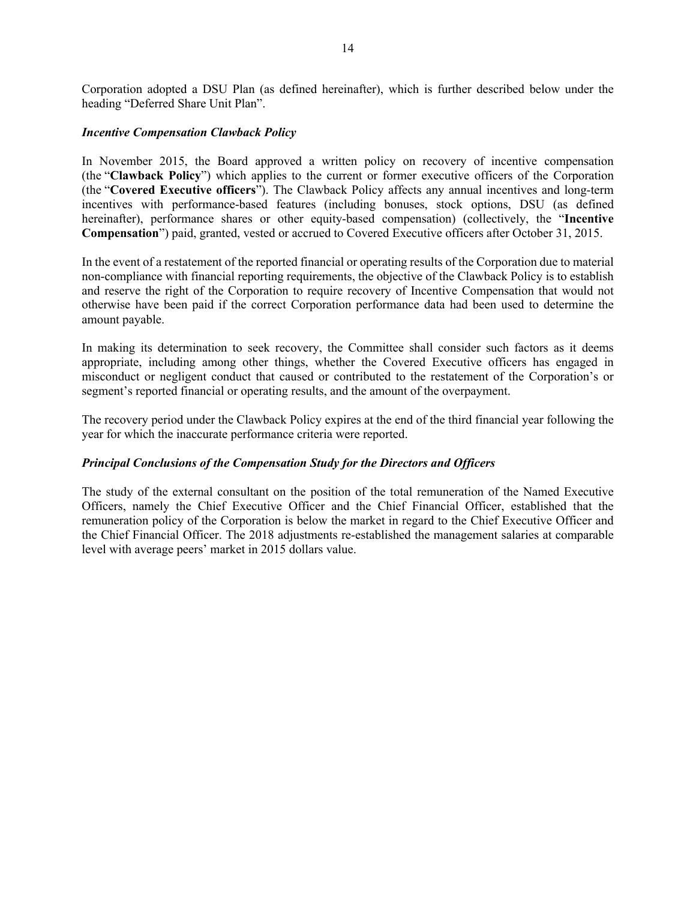Corporation adopted a DSU Plan (as defined hereinafter), which is further described below under the heading "Deferred Share Unit Plan".

***Incentive Compensation Clawback Policy***

In November 2015, the Board approved a written policy on recovery of incentive compensation (the "**Clawback Policy**") which applies to the current or former executive officers of the Corporation (the "**Covered Executive officers**"). The Clawback Policy affects any annual incentives and long-term incentives with performance-based features (including bonuses, stock options, DSU (as defined hereinafter), performance shares or other equity-based compensation) (collectively, the "**Incentive Compensation**") paid, granted, vested or accrued to Covered Executive officers after October 31, 2015.

In the event of a restatement of the reported financial or operating results of the Corporation due to material non-compliance with financial reporting requirements, the objective of the Clawback Policy is to establish and reserve the right of the Corporation to require recovery of Incentive Compensation that would not otherwise have been paid if the correct Corporation performance data had been used to determine the amount payable.

In making its determination to seek recovery, the Committee shall consider such factors as it deems appropriate, including among other things, whether the Covered Executive officers has engaged in misconduct or negligent conduct that caused or contributed to the restatement of the Corporation's or segment's reported financial or operating results, and the amount of the overpayment.

The recovery period under the Clawback Policy expires at the end of the third financial year following the year for which the inaccurate performance criteria were reported.

***Principal Conclusions of the Compensation Study for the Directors and Officers***

The study of the external consultant on the position of the total remuneration of the Named Executive Officers, namely the Chief Executive Officer and the Chief Financial Officer, established that the remuneration policy of the Corporation is below the market in regard to the Chief Executive Officer and the Chief Financial Officer. The 2018 adjustments re-established the management salaries at comparable level with average peers' market in 2015 dollars value.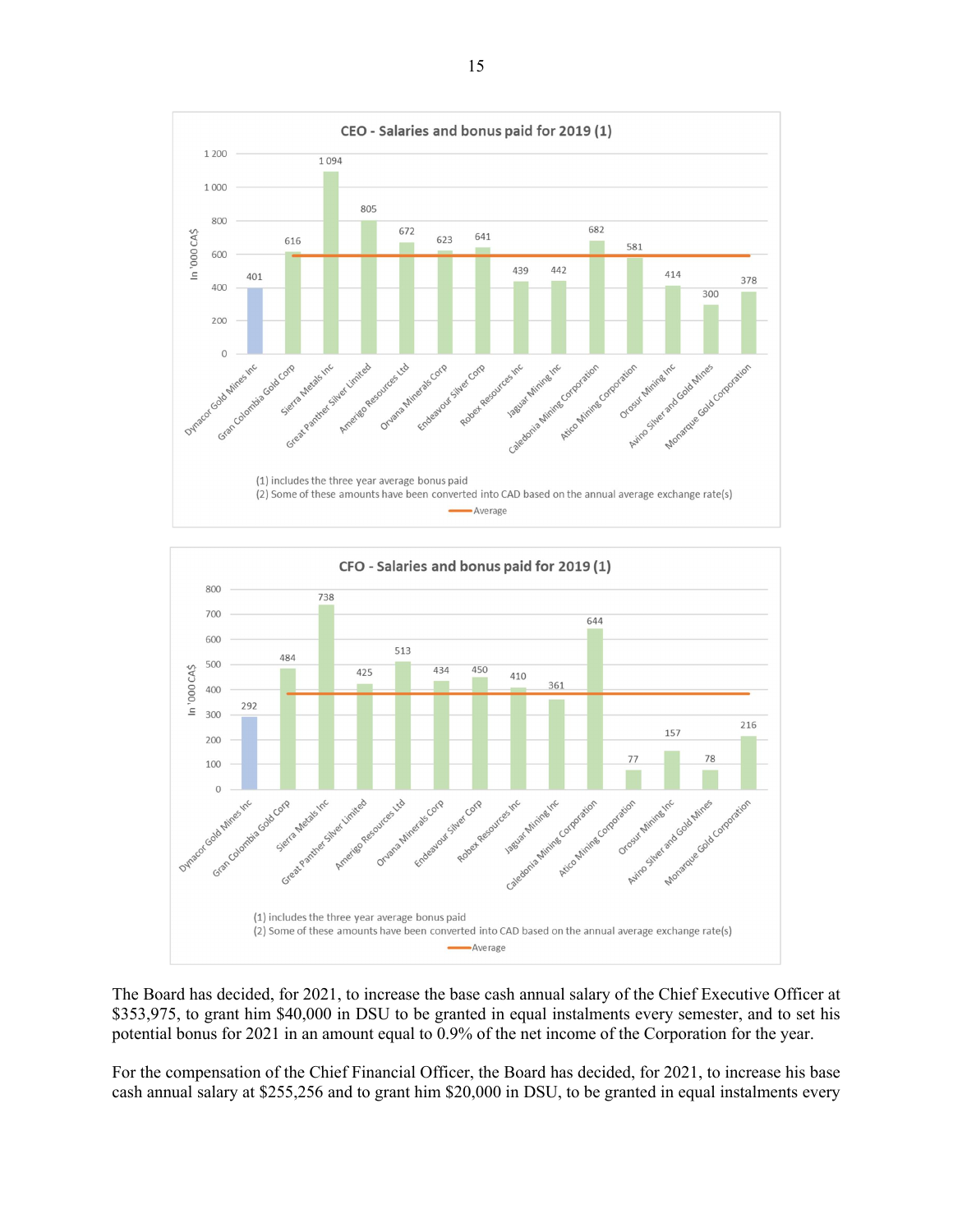**CEO - Salaries and bonus paid for 2019 (1)**

| Company | In '000 CA$ |
|---|---|
| Dynacor Gold Mines Inc | 401 |
| Gran Colombia Gold Corp | 616 |
| Sierra Metals Inc | 1 094 |
| Great Panther Silver Limited | 805 |
| Amerigo Resources Ltd | 672 |
| Orvana Minerals Corp | 623 |
| Endeavour Silver Corp | 641 |
| Robex Resources Inc | 439 |
| Jaguar Mining Inc | 442 |
| Caledonia Mining Corporation | 682 |
| Atico Mining Corporation | 581 |
| Orosur Mining Inc | 414 |
| Avino Silver and Gold Mines | 300 |
| Monarque Gold Corporation | 378 |

(1) includes the three year average bonus paid
(2) Some of these amounts have been converted into CAD based on the annual average exchange rate(s)

Average

**CFO - Salaries and bonus paid for 2019 (1)**

| Company | In '000 CA$ |
|---|---|
| Dynacor Gold Mines Inc | 292 |
| Gran Colombia Gold Corp | 484 |
| Sierra Metals Inc | 738 |
| Great Panther Silver Limited | 425 |
| Amerigo Resources Ltd | 513 |
| Orvana Minerals Corp | 434 |
| Endeavour Silver Corp | 450 |
| Robex Resources Inc | 410 |
| Jaguar Mining Inc | 361 |
| Caledonia Mining Corporation | 644 |
| Atico Mining Corporation | 77 |
| Orosur Mining Inc | 157 |
| Avino Silver and Gold Mines | 78 |
| Monarque Gold Corporation | 216 |

(1) includes the three year average bonus paid
(2) Some of these amounts have been converted into CAD based on the annual average exchange rate(s)

Average

The Board has decided, for 2021, to increase the base cash annual salary of the Chief Executive Officer at $353,975, to grant him $40,000 in DSU to be granted in equal instalments every semester, and to set his potential bonus for 2021 in an amount equal to 0.9% of the net income of the Corporation for the year.

For the compensation of the Chief Financial Officer, the Board has decided, for 2021, to increase his base cash annual salary at $255,256 and to grant him $20,000 in DSU, to be granted in equal instalments every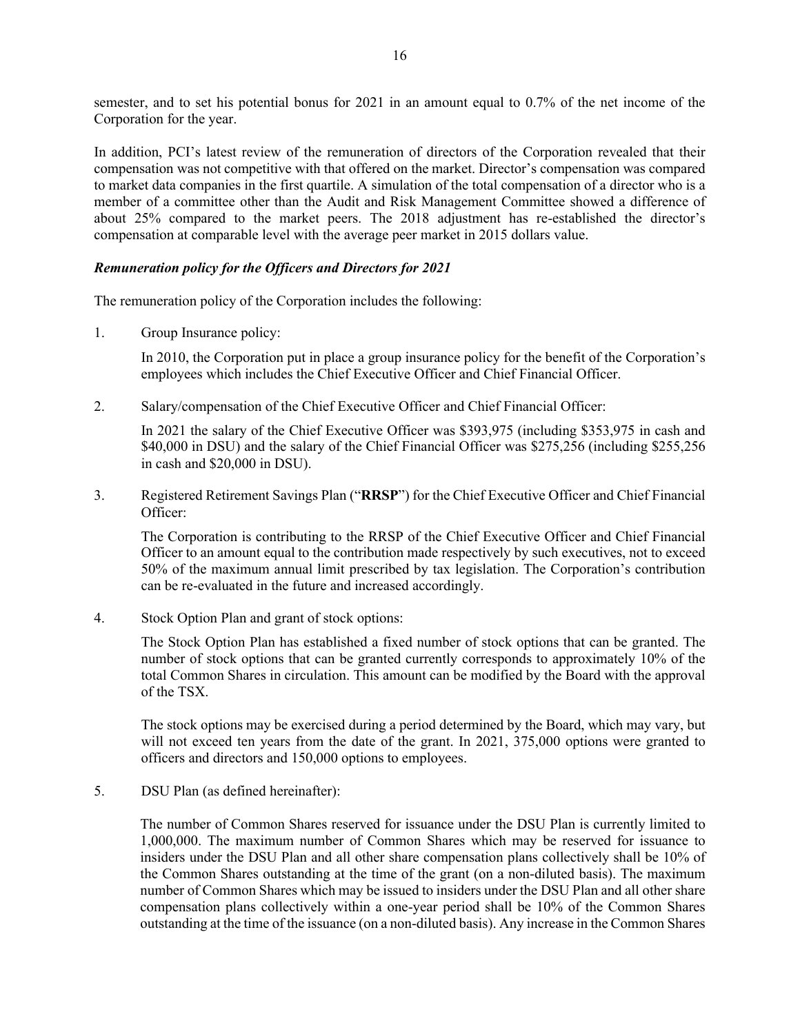semester, and to set his potential bonus for 2021 in an amount equal to 0.7% of the net income of the Corporation for the year.

In addition, PCI's latest review of the remuneration of directors of the Corporation revealed that their compensation was not competitive with that offered on the market. Director's compensation was compared to market data companies in the first quartile. A simulation of the total compensation of a director who is a member of a committee other than the Audit and Risk Management Committee showed a difference of about 25% compared to the market peers. The 2018 adjustment has re-established the director's compensation at comparable level with the average peer market in 2015 dollars value.

***Remuneration policy for the Officers and Directors for 2021***

The remuneration policy of the Corporation includes the following:

1. Group Insurance policy:

   In 2010, the Corporation put in place a group insurance policy for the benefit of the Corporation's employees which includes the Chief Executive Officer and Chief Financial Officer.

2. Salary/compensation of the Chief Executive Officer and Chief Financial Officer:

   In 2021 the salary of the Chief Executive Officer was $393,975 (including $353,975 in cash and $40,000 in DSU) and the salary of the Chief Financial Officer was $275,256 (including $255,256 in cash and $20,000 in DSU).

3. Registered Retirement Savings Plan ("**RRSP**") for the Chief Executive Officer and Chief Financial Officer:

   The Corporation is contributing to the RRSP of the Chief Executive Officer and Chief Financial Officer to an amount equal to the contribution made respectively by such executives, not to exceed 50% of the maximum annual limit prescribed by tax legislation. The Corporation's contribution can be re-evaluated in the future and increased accordingly.

4. Stock Option Plan and grant of stock options:

   The Stock Option Plan has established a fixed number of stock options that can be granted. The number of stock options that can be granted currently corresponds to approximately 10% of the total Common Shares in circulation. This amount can be modified by the Board with the approval of the TSX.

   The stock options may be exercised during a period determined by the Board, which may vary, but will not exceed ten years from the date of the grant. In 2021, 375,000 options were granted to officers and directors and 150,000 options to employees.

5. DSU Plan (as defined hereinafter):

   The number of Common Shares reserved for issuance under the DSU Plan is currently limited to 1,000,000. The maximum number of Common Shares which may be reserved for issuance to insiders under the DSU Plan and all other share compensation plans collectively shall be 10% of the Common Shares outstanding at the time of the grant (on a non-diluted basis). The maximum number of Common Shares which may be issued to insiders under the DSU Plan and all other share compensation plans collectively within a one-year period shall be 10% of the Common Shares outstanding at the time of the issuance (on a non-diluted basis). Any increase in the Common Shares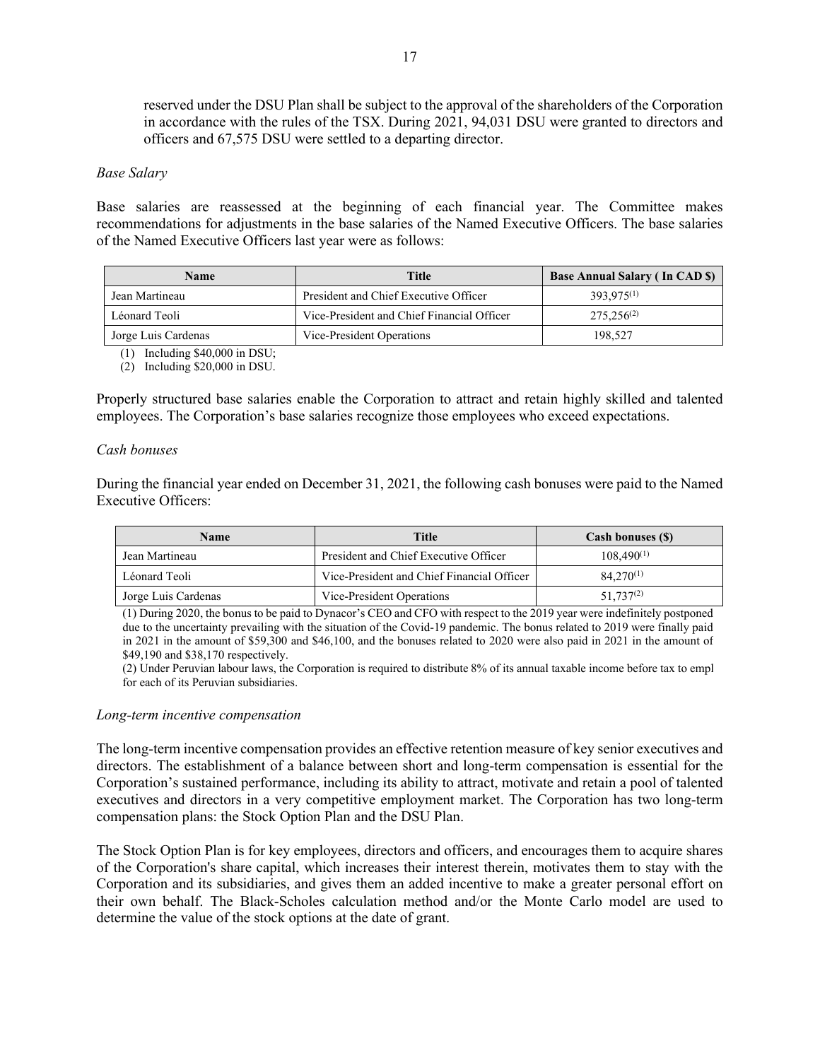reserved under the DSU Plan shall be subject to the approval of the shareholders of the Corporation in accordance with the rules of the TSX. During 2021, 94,031 DSU were granted to directors and officers and 67,575 DSU were settled to a departing director.

*Base Salary*

Base salaries are reassessed at the beginning of each financial year. The Committee makes recommendations for adjustments in the base salaries of the Named Executive Officers. The base salaries of the Named Executive Officers last year were as follows:

| Name | Title | Base Annual Salary ( In CAD $) |
|---|---|---|
| Jean Martineau | President and Chief Executive Officer | 393,975[(1)] |
| Léonard Teoli | Vice-President and Chief Financial Officer | 275,256[(2)] |
| Jorge Luis Cardenas | Vice-President Operations | 198,527 |

(1) Including $40,000 in DSU;
(2) Including $20,000 in DSU.

Properly structured base salaries enable the Corporation to attract and retain highly skilled and talented employees. The Corporation's base salaries recognize those employees who exceed expectations.

*Cash bonuses*

During the financial year ended on December 31, 2021, the following cash bonuses were paid to the Named Executive Officers:

| Name | Title | Cash bonuses ($) |
|---|---|---|
| Jean Martineau | President and Chief Executive Officer | 108,490[(1)] |
| Léonard Teoli | Vice-President and Chief Financial Officer | 84,270[(1)] |
| Jorge Luis Cardenas | Vice-President Operations | 51,737[(2)] |

(1) During 2020, the bonus to be paid to Dynacor's CEO and CFO with respect to the 2019 year were indefinitely postponed due to the uncertainty prevailing with the situation of the Covid-19 pandemic. The bonus related to 2019 were finally paid in 2021 in the amount of $59,300 and $46,100, and the bonuses related to 2020 were also paid in 2021 in the amount of $49,190 and $38,170 respectively.
(2) Under Peruvian labour laws, the Corporation is required to distribute 8% of its annual taxable income before tax to empl for each of its Peruvian subsidiaries.

*Long-term incentive compensation*

The long-term incentive compensation provides an effective retention measure of key senior executives and directors. The establishment of a balance between short and long-term compensation is essential for the Corporation's sustained performance, including its ability to attract, motivate and retain a pool of talented executives and directors in a very competitive employment market. The Corporation has two long-term compensation plans: the Stock Option Plan and the DSU Plan.

The Stock Option Plan is for key employees, directors and officers, and encourages them to acquire shares of the Corporation's share capital, which increases their interest therein, motivates them to stay with the Corporation and its subsidiaries, and gives them an added incentive to make a greater personal effort on their own behalf. The Black-Scholes calculation method and/or the Monte Carlo model are used to determine the value of the stock options at the date of grant.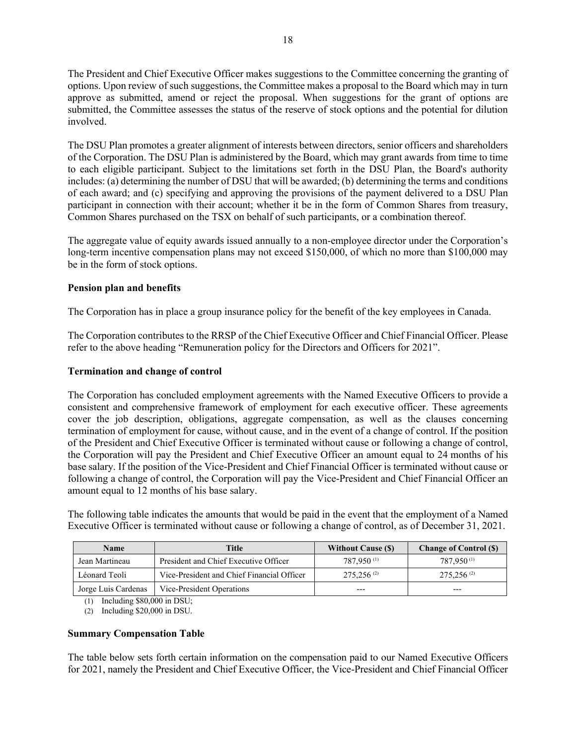The President and Chief Executive Officer makes suggestions to the Committee concerning the granting of options. Upon review of such suggestions, the Committee makes a proposal to the Board which may in turn approve as submitted, amend or reject the proposal. When suggestions for the grant of options are submitted, the Committee assesses the status of the reserve of stock options and the potential for dilution involved.

The DSU Plan promotes a greater alignment of interests between directors, senior officers and shareholders of the Corporation. The DSU Plan is administered by the Board, which may grant awards from time to time to each eligible participant. Subject to the limitations set forth in the DSU Plan, the Board's authority includes: (a) determining the number of DSU that will be awarded; (b) determining the terms and conditions of each award; and (c) specifying and approving the provisions of the payment delivered to a DSU Plan participant in connection with their account; whether it be in the form of Common Shares from treasury, Common Shares purchased on the TSX on behalf of such participants, or a combination thereof.

The aggregate value of equity awards issued annually to a non-employee director under the Corporation's long-term incentive compensation plans may not exceed $150,000, of which no more than $100,000 may be in the form of stock options.

**Pension plan and benefits**

The Corporation has in place a group insurance policy for the benefit of the key employees in Canada.

The Corporation contributes to the RRSP of the Chief Executive Officer and Chief Financial Officer. Please refer to the above heading "Remuneration policy for the Directors and Officers for 2021".

**Termination and change of control**

The Corporation has concluded employment agreements with the Named Executive Officers to provide a consistent and comprehensive framework of employment for each executive officer. These agreements cover the job description, obligations, aggregate compensation, as well as the clauses concerning termination of employment for cause, without cause, and in the event of a change of control. If the position of the President and Chief Executive Officer is terminated without cause or following a change of control, the Corporation will pay the President and Chief Executive Officer an amount equal to 24 months of his base salary. If the position of the Vice-President and Chief Financial Officer is terminated without cause or following a change of control, the Corporation will pay the Vice-President and Chief Financial Officer an amount equal to 12 months of his base salary.

The following table indicates the amounts that would be paid in the event that the employment of a Named Executive Officer is terminated without cause or following a change of control, as of December 31, 2021.

| Name | Title | Without Cause ($) | Change of Control ($) |
|---|---|---|---|
| Jean Martineau | President and Chief Executive Officer | 787,950 (1) | 787,950 (1) |
| Léonard Teoli | Vice-President and Chief Financial Officer | 275,256 (2) | 275,256 (2) |
| Jorge Luis Cardenas | Vice-President Operations | --- | --- |

(1) Including $80,000 in DSU;

(2) Including $20,000 in DSU.

**Summary Compensation Table**

The table below sets forth certain information on the compensation paid to our Named Executive Officers for 2021, namely the President and Chief Executive Officer, the Vice-President and Chief Financial Officer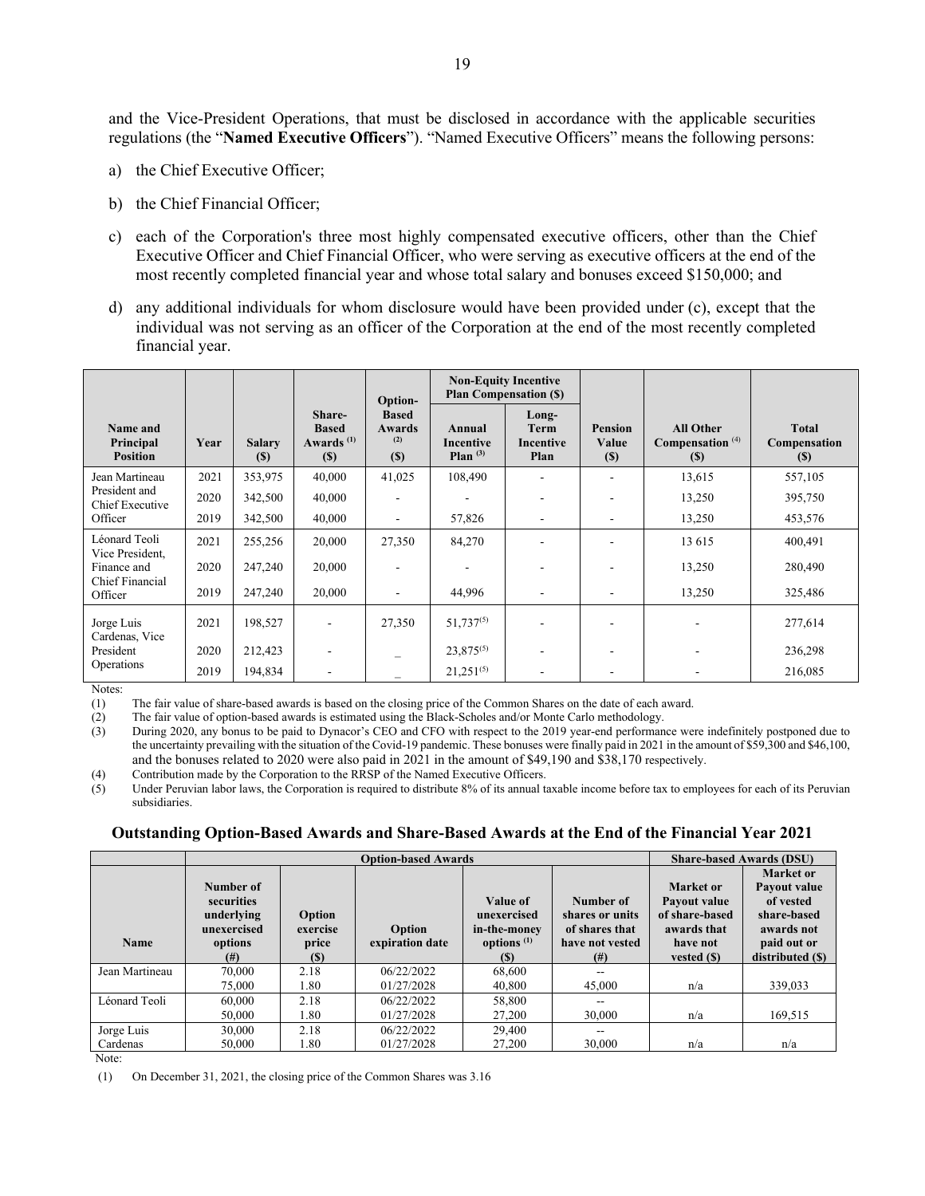and the Vice-President Operations, that must be disclosed in accordance with the applicable securities regulations (the "**Named Executive Officers**"). "Named Executive Officers" means the following persons:

a) the Chief Executive Officer;

b) the Chief Financial Officer;

c) each of the Corporation's three most highly compensated executive officers, other than the Chief Executive Officer and Chief Financial Officer, who were serving as executive officers at the end of the most recently completed financial year and whose total salary and bonuses exceed $150,000; and

d) any additional individuals for whom disclosure would have been provided under (c), except that the individual was not serving as an officer of the Corporation at the end of the most recently completed financial year.

| Name and Principal Position | Year | Salary ($) | Share-Based Awards (1) ($) | Option-Based Awards (2) ($) | Non-Equity Incentive Plan Compensation ($) | | Pension Value ($) | All Other Compensation (4) ($) | Total Compensation ($) |
|---|---|---|---|---|---|---|---|---|---|
| | | | | | Annual Incentive Plan (3) | Long-Term Incentive Plan | | | |
| Jean Martineau President and Chief Executive Officer | 2021 | 353,975 | 40,000 | 41,025 | 108,490 | - | - | 13,615 | 557,105 |
| | 2020 | 342,500 | 40,000 | - | - | - | - | 13,250 | 395,750 |
| | 2019 | 342,500 | 40,000 | - | 57,826 | - | - | 13,250 | 453,576 |
| Léonard Teoli Vice President, Finance and Chief Financial Officer | 2021 | 255,256 | 20,000 | 27,350 | 84,270 | - | - | 13 615 | 400,491 |
| | 2020 | 247,240 | 20,000 | - | - | - | - | 13,250 | 280,490 |
| | 2019 | 247,240 | 20,000 | - | 44,996 | - | - | 13,250 | 325,486 |
| Jorge Luis Cardenas, Vice President Operations | 2021 | 198,527 | - | 27,350 | 51,737(5) | - | - | - | 277,614 |
| | 2020 | 212,423 | - | _ | 23,875(5) | - | - | - | 236,298 |
| | 2019 | 194,834 | - | _ | 21,251(5) | - | - | - | 216,085 |

Notes:

(1) The fair value of share-based awards is based on the closing price of the Common Shares on the date of each award.

(2) The fair value of option-based awards is estimated using the Black-Scholes and/or Monte Carlo methodology.

(3) During 2020, any bonus to be paid to Dynacor's CEO and CFO with respect to the 2019 year-end performance were indefinitely postponed due to the uncertainty prevailing with the situation of the Covid-19 pandemic. These bonuses were finally paid in 2021 in the amount of $59,300 and $46,100, and the bonuses related to 2020 were also paid in 2021 in the amount of $49,190 and $38,170 respectively.

(4) Contribution made by the Corporation to the RRSP of the Named Executive Officers.

(5) Under Peruvian labor laws, the Corporation is required to distribute 8% of its annual taxable income before tax to employees for each of its Peruvian subsidiaries.

### Outstanding Option-Based Awards and Share-Based Awards at the End of the Financial Year 2021

| | Option-based Awards | | | | Share-based Awards (DSU) | | |
|---|---|---|---|---|---|---|---|
| Name | Number of securities underlying unexercised options (#) | Option exercise price ($) | Option expiration date | Value of unexercised in-the-money options (1) ($) | Number of shares or units of shares that have not vested (#) | Market or Payout value of share-based awards that have not vested ($) | Market or Payout value of vested share-based awards not paid out or distributed ($) |
| Jean Martineau | 70,000 | 2.18 | 06/22/2022 | 68,600 | -- | | |
| | 75,000 | 1.80 | 01/27/2028 | 40,800 | 45,000 | n/a | 339,033 |
| Léonard Teoli | 60,000 | 2.18 | 06/22/2022 | 58,800 | -- | | |
| | 50,000 | 1.80 | 01/27/2028 | 27,200 | 30,000 | n/a | 169,515 |
| Jorge Luis Cardenas | 30,000 | 2.18 | 06/22/2022 | 29,400 | -- | | |
| | 50,000 | 1.80 | 01/27/2028 | 27,200 | 30,000 | n/a | n/a |

Note:

(1) On December 31, 2021, the closing price of the Common Shares was 3.16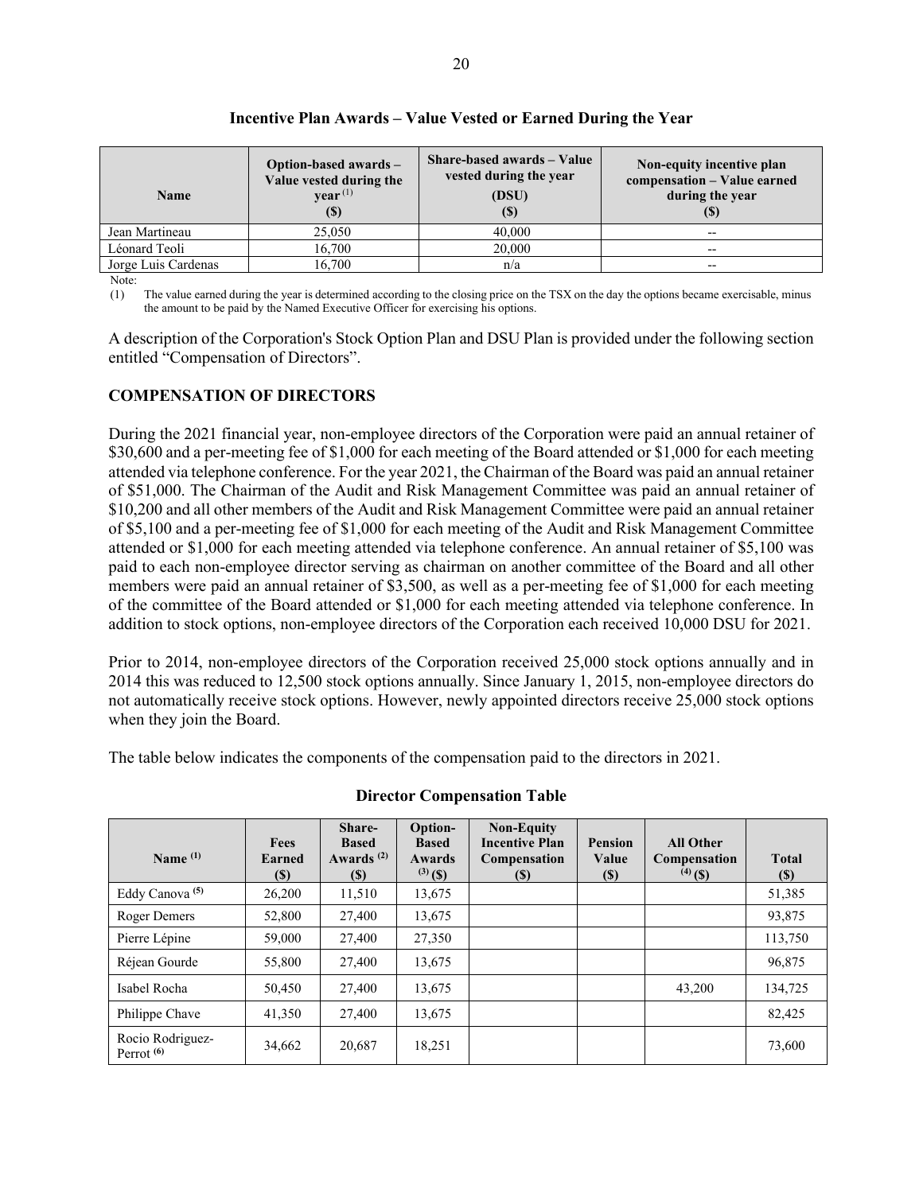### Incentive Plan Awards – Value Vested or Earned During the Year

| Name | Option-based awards – Value vested during the year [(1)] ($) | Share-based awards – Value vested during the year (DSU) ($) | Non-equity incentive plan compensation – Value earned during the year ($) |
|---|---|---|---|
| Jean Martineau | 25,050 | 40,000 | -- |
| Léonard Teoli | 16,700 | 20,000 | -- |
| Jorge Luis Cardenas | 16,700 | n/a | -- |

Note:

(1) The value earned during the year is determined according to the closing price on the TSX on the day the options became exercisable, minus the amount to be paid by the Named Executive Officer for exercising his options.

A description of the Corporation's Stock Option Plan and DSU Plan is provided under the following section entitled "Compensation of Directors".

## COMPENSATION OF DIRECTORS

During the 2021 financial year, non-employee directors of the Corporation were paid an annual retainer of $30,600 and a per-meeting fee of $1,000 for each meeting of the Board attended or $1,000 for each meeting attended via telephone conference. For the year 2021, the Chairman of the Board was paid an annual retainer of $51,000. The Chairman of the Audit and Risk Management Committee was paid an annual retainer of $10,200 and all other members of the Audit and Risk Management Committee were paid an annual retainer of $5,100 and a per-meeting fee of $1,000 for each meeting of the Audit and Risk Management Committee attended or $1,000 for each meeting attended via telephone conference. An annual retainer of $5,100 was paid to each non-employee director serving as chairman on another committee of the Board and all other members were paid an annual retainer of $3,500, as well as a per-meeting fee of $1,000 for each meeting of the committee of the Board attended or $1,000 for each meeting attended via telephone conference. In addition to stock options, non-employee directors of the Corporation each received 10,000 DSU for 2021.

Prior to 2014, non-employee directors of the Corporation received 25,000 stock options annually and in 2014 this was reduced to 12,500 stock options annually. Since January 1, 2015, non-employee directors do not automatically receive stock options. However, newly appointed directors receive 25,000 stock options when they join the Board.

The table below indicates the components of the compensation paid to the directors in 2021.

### Director Compensation Table

| Name [(1)] | Fees Earned ($) | Share-Based Awards [(2)] ($) | Option-Based Awards [(3)] ($) | Non-Equity Incentive Plan Compensation ($) | Pension Value ($) | All Other Compensation [(4)] ($) | Total ($) |
|---|---|---|---|---|---|---|---|
| Eddy Canova [(5)] | 26,200 | 11,510 | 13,675 | | | | 51,385 |
| Roger Demers | 52,800 | 27,400 | 13,675 | | | | 93,875 |
| Pierre Lépine | 59,000 | 27,400 | 27,350 | | | | 113,750 |
| Réjean Gourde | 55,800 | 27,400 | 13,675 | | | | 96,875 |
| Isabel Rocha | 50,450 | 27,400 | 13,675 | | | 43,200 | 134,725 |
| Philippe Chave | 41,350 | 27,400 | 13,675 | | | | 82,425 |
| Rocio Rodriguez-Perrot [(6)] | 34,662 | 20,687 | 18,251 | | | | 73,600 |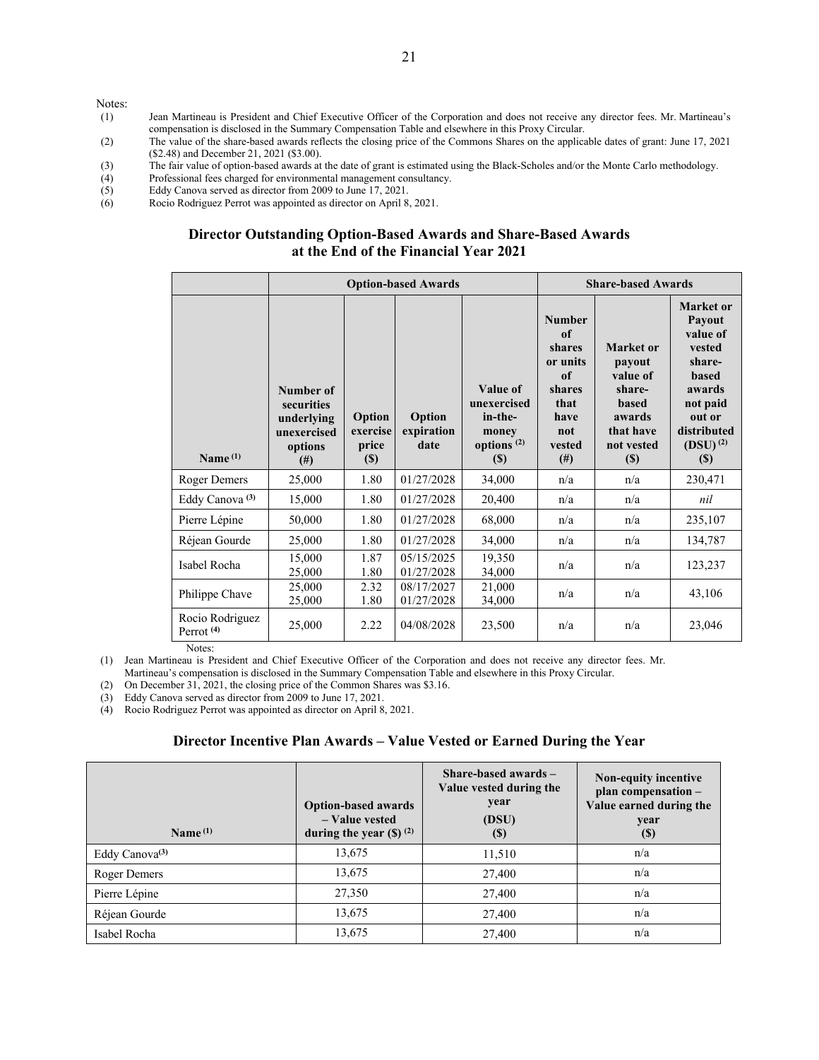Notes:

(1) Jean Martineau is President and Chief Executive Officer of the Corporation and does not receive any director fees. Mr. Martineau's compensation is disclosed in the Summary Compensation Table and elsewhere in this Proxy Circular.
(2) The value of the share-based awards reflects the closing price of the Commons Shares on the applicable dates of grant: June 17, 2021 ($2.48) and December 21, 2021 ($3.00).
(3) The fair value of option-based awards at the date of grant is estimated using the Black-Scholes and/or the Monte Carlo methodology.
(4) Professional fees charged for environmental management consultancy.
(5) Eddy Canova served as director from 2009 to June 17, 2021.
(6) Rocio Rodriguez Perrot was appointed as director on April 8, 2021.

## Director Outstanding Option-Based Awards and Share-Based Awards at the End of the Financial Year 2021

| | Option-based Awards | | | | Share-based Awards | | |
|---|---|---|---|---|---|---|---|
| Name [(1)] | Number of securities underlying unexercised options (#) | Option exercise price ($) | Option expiration date | Value of unexercised in-the-money options [(2)] ($) | Number of shares or units of shares that have not vested (#) | Market or payout value of share-based awards that have not vested ($) | Market or Payout value of vested share-based awards not paid out or distributed (DSU) [(2)] ($) |
| Roger Demers | 25,000 | 1.80 | 01/27/2028 | 34,000 | n/a | n/a | 230,471 |
| Eddy Canova [(3)] | 15,000 | 1.80 | 01/27/2028 | 20,400 | n/a | n/a | *nil* |
| Pierre Lépine | 50,000 | 1.80 | 01/27/2028 | 68,000 | n/a | n/a | 235,107 |
| Réjean Gourde | 25,000 | 1.80 | 01/27/2028 | 34,000 | n/a | n/a | 134,787 |
| Isabel Rocha | 15,000<br>25,000 | 1.87<br>1.80 | 05/15/2025<br>01/27/2028 | 19,350<br>34,000 | n/a | n/a | 123,237 |
| Philippe Chave | 25,000<br>25,000 | 2.32<br>1.80 | 08/17/2027<br>01/27/2028 | 21,000<br>34,000 | n/a | n/a | 43,106 |
| Rocio Rodriguez Perrot [(4)] | 25,000 | 2.22 | 04/08/2028 | 23,500 | n/a | n/a | 23,046 |

Notes:

(1) Jean Martineau is President and Chief Executive Officer of the Corporation and does not receive any director fees. Mr. Martineau's compensation is disclosed in the Summary Compensation Table and elsewhere in this Proxy Circular.
(2) On December 31, 2021, the closing price of the Common Shares was $3.16.
(3) Eddy Canova served as director from 2009 to June 17, 2021.
(4) Rocio Rodriguez Perrot was appointed as director on April 8, 2021.

## Director Incentive Plan Awards – Value Vested or Earned During the Year

| Name [(1)] | Option-based awards – Value vested during the year ($) [(2)] | Share-based awards – Value vested during the year (DSU) ($) | Non-equity incentive plan compensation – Value earned during the year ($) |
|---|---|---|---|
| Eddy Canova[(3)] | 13,675 | 11,510 | n/a |
| Roger Demers | 13,675 | 27,400 | n/a |
| Pierre Lépine | 27,350 | 27,400 | n/a |
| Réjean Gourde | 13,675 | 27,400 | n/a |
| Isabel Rocha | 13,675 | 27,400 | n/a |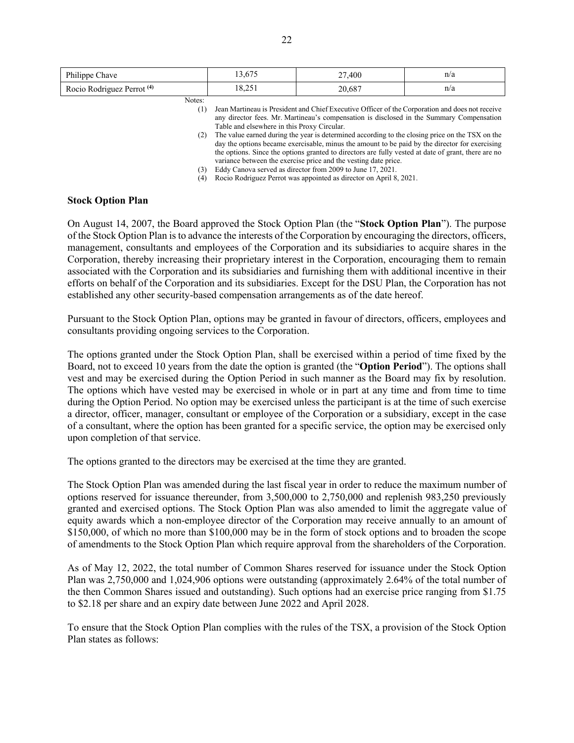| Philippe Chave | 13,675 | 27,400 | n/a |
| --- | --- | --- | --- |
| Rocio Rodriguez Perrot [(4)] | 18,251 | 20,687 | n/a |

Notes:

(1) Jean Martineau is President and Chief Executive Officer of the Corporation and does not receive any director fees. Mr. Martineau's compensation is disclosed in the Summary Compensation Table and elsewhere in this Proxy Circular.

(2) The value earned during the year is determined according to the closing price on the TSX on the day the options became exercisable, minus the amount to be paid by the director for exercising the options. Since the options granted to directors are fully vested at date of grant, there are no variance between the exercise price and the vesting date price.

(3) Eddy Canova served as director from 2009 to June 17, 2021.

(4) Rocio Rodriguez Perrot was appointed as director on April 8, 2021.

### Stock Option Plan

On August 14, 2007, the Board approved the Stock Option Plan (the "**Stock Option Plan**"). The purpose of the Stock Option Plan is to advance the interests of the Corporation by encouraging the directors, officers, management, consultants and employees of the Corporation and its subsidiaries to acquire shares in the Corporation, thereby increasing their proprietary interest in the Corporation, encouraging them to remain associated with the Corporation and its subsidiaries and furnishing them with additional incentive in their efforts on behalf of the Corporation and its subsidiaries. Except for the DSU Plan, the Corporation has not established any other security-based compensation arrangements as of the date hereof.

Pursuant to the Stock Option Plan, options may be granted in favour of directors, officers, employees and consultants providing ongoing services to the Corporation.

The options granted under the Stock Option Plan, shall be exercised within a period of time fixed by the Board, not to exceed 10 years from the date the option is granted (the "**Option Period**"). The options shall vest and may be exercised during the Option Period in such manner as the Board may fix by resolution. The options which have vested may be exercised in whole or in part at any time and from time to time during the Option Period. No option may be exercised unless the participant is at the time of such exercise a director, officer, manager, consultant or employee of the Corporation or a subsidiary, except in the case of a consultant, where the option has been granted for a specific service, the option may be exercised only upon completion of that service.

The options granted to the directors may be exercised at the time they are granted.

The Stock Option Plan was amended during the last fiscal year in order to reduce the maximum number of options reserved for issuance thereunder, from 3,500,000 to 2,750,000 and replenish 983,250 previously granted and exercised options. The Stock Option Plan was also amended to limit the aggregate value of equity awards which a non-employee director of the Corporation may receive annually to an amount of $150,000, of which no more than $100,000 may be in the form of stock options and to broaden the scope of amendments to the Stock Option Plan which require approval from the shareholders of the Corporation.

As of May 12, 2022, the total number of Common Shares reserved for issuance under the Stock Option Plan was 2,750,000 and 1,024,906 options were outstanding (approximately 2.64% of the total number of the then Common Shares issued and outstanding). Such options had an exercise price ranging from $1.75 to $2.18 per share and an expiry date between June 2022 and April 2028.

To ensure that the Stock Option Plan complies with the rules of the TSX, a provision of the Stock Option Plan states as follows: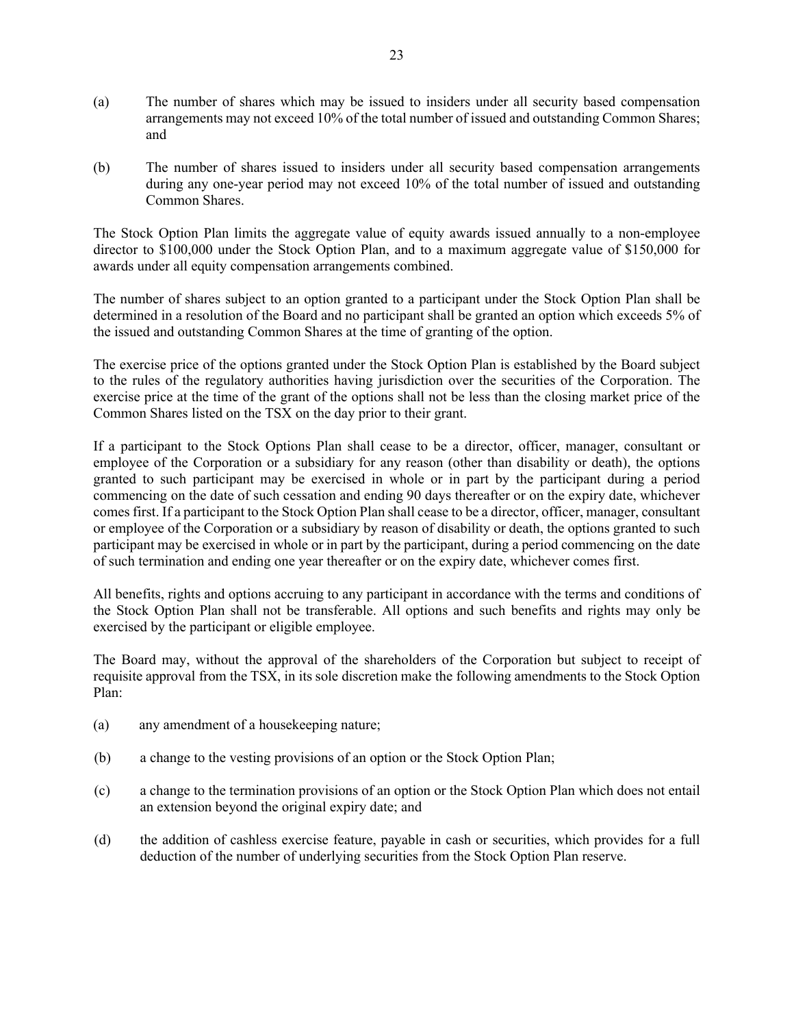(a) The number of shares which may be issued to insiders under all security based compensation arrangements may not exceed 10% of the total number of issued and outstanding Common Shares; and

(b) The number of shares issued to insiders under all security based compensation arrangements during any one-year period may not exceed 10% of the total number of issued and outstanding Common Shares.

The Stock Option Plan limits the aggregate value of equity awards issued annually to a non-employee director to $100,000 under the Stock Option Plan, and to a maximum aggregate value of $150,000 for awards under all equity compensation arrangements combined.

The number of shares subject to an option granted to a participant under the Stock Option Plan shall be determined in a resolution of the Board and no participant shall be granted an option which exceeds 5% of the issued and outstanding Common Shares at the time of granting of the option.

The exercise price of the options granted under the Stock Option Plan is established by the Board subject to the rules of the regulatory authorities having jurisdiction over the securities of the Corporation. The exercise price at the time of the grant of the options shall not be less than the closing market price of the Common Shares listed on the TSX on the day prior to their grant.

If a participant to the Stock Options Plan shall cease to be a director, officer, manager, consultant or employee of the Corporation or a subsidiary for any reason (other than disability or death), the options granted to such participant may be exercised in whole or in part by the participant during a period commencing on the date of such cessation and ending 90 days thereafter or on the expiry date, whichever comes first. If a participant to the Stock Option Plan shall cease to be a director, officer, manager, consultant or employee of the Corporation or a subsidiary by reason of disability or death, the options granted to such participant may be exercised in whole or in part by the participant, during a period commencing on the date of such termination and ending one year thereafter or on the expiry date, whichever comes first.

All benefits, rights and options accruing to any participant in accordance with the terms and conditions of the Stock Option Plan shall not be transferable. All options and such benefits and rights may only be exercised by the participant or eligible employee.

The Board may, without the approval of the shareholders of the Corporation but subject to receipt of requisite approval from the TSX, in its sole discretion make the following amendments to the Stock Option Plan:

(a) any amendment of a housekeeping nature;

(b) a change to the vesting provisions of an option or the Stock Option Plan;

(c) a change to the termination provisions of an option or the Stock Option Plan which does not entail an extension beyond the original expiry date; and

(d) the addition of cashless exercise feature, payable in cash or securities, which provides for a full deduction of the number of underlying securities from the Stock Option Plan reserve.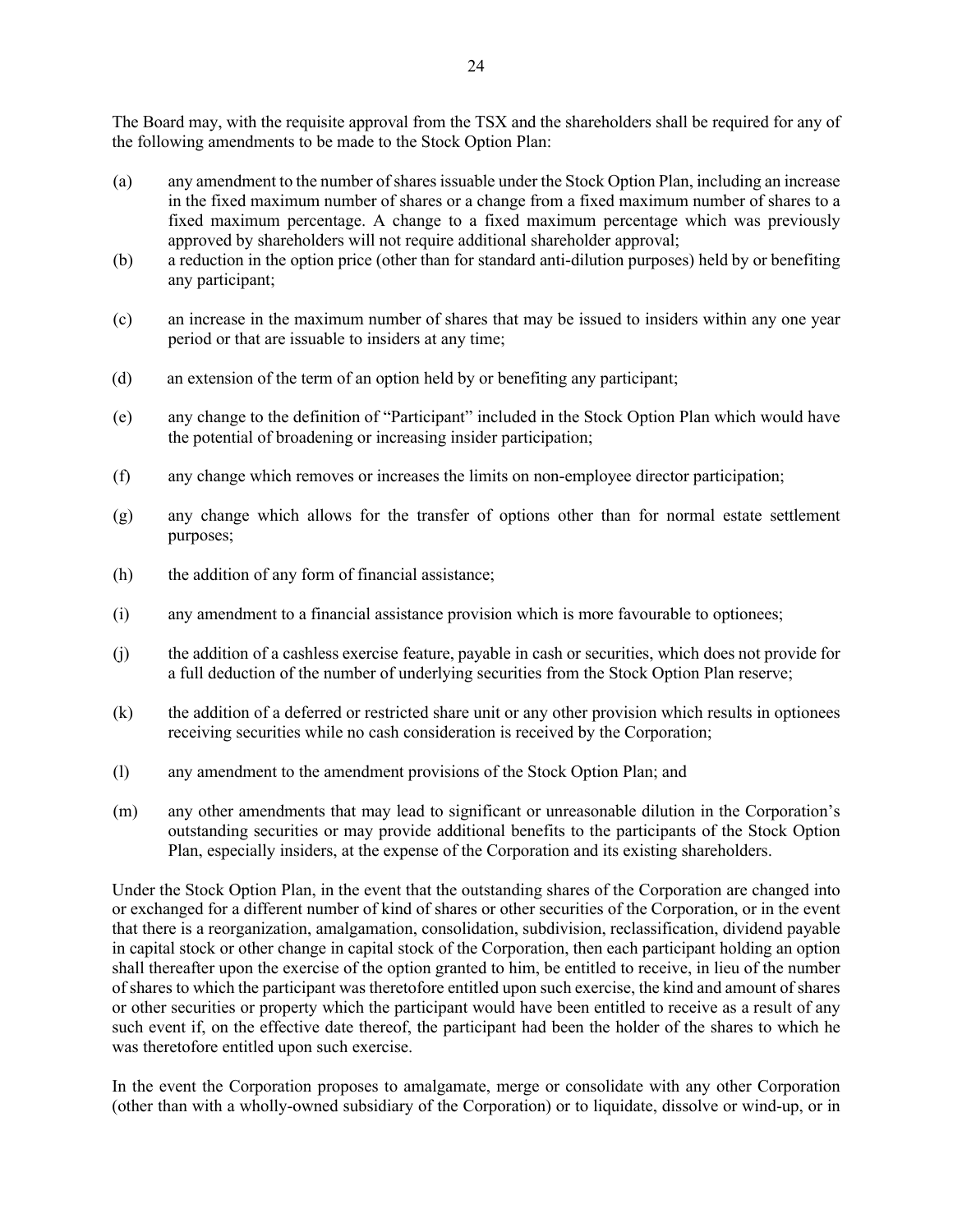The Board may, with the requisite approval from the TSX and the shareholders shall be required for any of the following amendments to be made to the Stock Option Plan:

(a) any amendment to the number of shares issuable under the Stock Option Plan, including an increase in the fixed maximum number of shares or a change from a fixed maximum number of shares to a fixed maximum percentage. A change to a fixed maximum percentage which was previously approved by shareholders will not require additional shareholder approval;

(b) a reduction in the option price (other than for standard anti-dilution purposes) held by or benefiting any participant;

(c) an increase in the maximum number of shares that may be issued to insiders within any one year period or that are issuable to insiders at any time;

(d) an extension of the term of an option held by or benefiting any participant;

(e) any change to the definition of "Participant" included in the Stock Option Plan which would have the potential of broadening or increasing insider participation;

(f) any change which removes or increases the limits on non-employee director participation;

(g) any change which allows for the transfer of options other than for normal estate settlement purposes;

(h) the addition of any form of financial assistance;

(i) any amendment to a financial assistance provision which is more favourable to optionees;

(j) the addition of a cashless exercise feature, payable in cash or securities, which does not provide for a full deduction of the number of underlying securities from the Stock Option Plan reserve;

(k) the addition of a deferred or restricted share unit or any other provision which results in optionees receiving securities while no cash consideration is received by the Corporation;

(l) any amendment to the amendment provisions of the Stock Option Plan; and

(m) any other amendments that may lead to significant or unreasonable dilution in the Corporation's outstanding securities or may provide additional benefits to the participants of the Stock Option Plan, especially insiders, at the expense of the Corporation and its existing shareholders.

Under the Stock Option Plan, in the event that the outstanding shares of the Corporation are changed into or exchanged for a different number of kind of shares or other securities of the Corporation, or in the event that there is a reorganization, amalgamation, consolidation, subdivision, reclassification, dividend payable in capital stock or other change in capital stock of the Corporation, then each participant holding an option shall thereafter upon the exercise of the option granted to him, be entitled to receive, in lieu of the number of shares to which the participant was theretofore entitled upon such exercise, the kind and amount of shares or other securities or property which the participant would have been entitled to receive as a result of any such event if, on the effective date thereof, the participant had been the holder of the shares to which he was theretofore entitled upon such exercise.

In the event the Corporation proposes to amalgamate, merge or consolidate with any other Corporation (other than with a wholly-owned subsidiary of the Corporation) or to liquidate, dissolve or wind-up, or in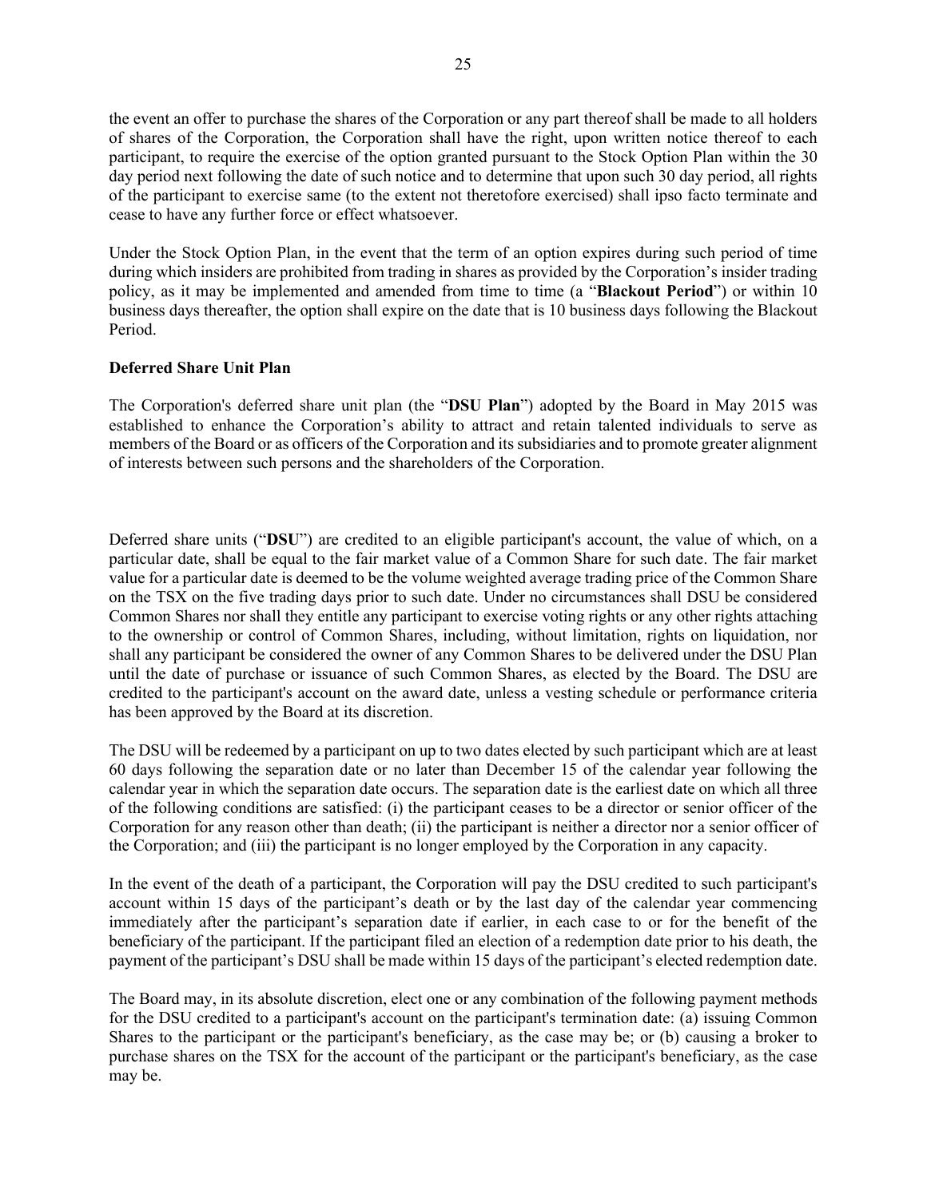the event an offer to purchase the shares of the Corporation or any part thereof shall be made to all holders of shares of the Corporation, the Corporation shall have the right, upon written notice thereof to each participant, to require the exercise of the option granted pursuant to the Stock Option Plan within the 30 day period next following the date of such notice and to determine that upon such 30 day period, all rights of the participant to exercise same (to the extent not theretofore exercised) shall ipso facto terminate and cease to have any further force or effect whatsoever.

Under the Stock Option Plan, in the event that the term of an option expires during such period of time during which insiders are prohibited from trading in shares as provided by the Corporation's insider trading policy, as it may be implemented and amended from time to time (a "**Blackout Period**") or within 10 business days thereafter, the option shall expire on the date that is 10 business days following the Blackout Period.

**Deferred Share Unit Plan**

The Corporation's deferred share unit plan (the "**DSU Plan**") adopted by the Board in May 2015 was established to enhance the Corporation's ability to attract and retain talented individuals to serve as members of the Board or as officers of the Corporation and its subsidiaries and to promote greater alignment of interests between such persons and the shareholders of the Corporation.

Deferred share units ("**DSU**") are credited to an eligible participant's account, the value of which, on a particular date, shall be equal to the fair market value of a Common Share for such date. The fair market value for a particular date is deemed to be the volume weighted average trading price of the Common Share on the TSX on the five trading days prior to such date. Under no circumstances shall DSU be considered Common Shares nor shall they entitle any participant to exercise voting rights or any other rights attaching to the ownership or control of Common Shares, including, without limitation, rights on liquidation, nor shall any participant be considered the owner of any Common Shares to be delivered under the DSU Plan until the date of purchase or issuance of such Common Shares, as elected by the Board. The DSU are credited to the participant's account on the award date, unless a vesting schedule or performance criteria has been approved by the Board at its discretion.

The DSU will be redeemed by a participant on up to two dates elected by such participant which are at least 60 days following the separation date or no later than December 15 of the calendar year following the calendar year in which the separation date occurs. The separation date is the earliest date on which all three of the following conditions are satisfied: (i) the participant ceases to be a director or senior officer of the Corporation for any reason other than death; (ii) the participant is neither a director nor a senior officer of the Corporation; and (iii) the participant is no longer employed by the Corporation in any capacity.

In the event of the death of a participant, the Corporation will pay the DSU credited to such participant's account within 15 days of the participant's death or by the last day of the calendar year commencing immediately after the participant's separation date if earlier, in each case to or for the benefit of the beneficiary of the participant. If the participant filed an election of a redemption date prior to his death, the payment of the participant's DSU shall be made within 15 days of the participant's elected redemption date.

The Board may, in its absolute discretion, elect one or any combination of the following payment methods for the DSU credited to a participant's account on the participant's termination date: (a) issuing Common Shares to the participant or the participant's beneficiary, as the case may be; or (b) causing a broker to purchase shares on the TSX for the account of the participant or the participant's beneficiary, as the case may be.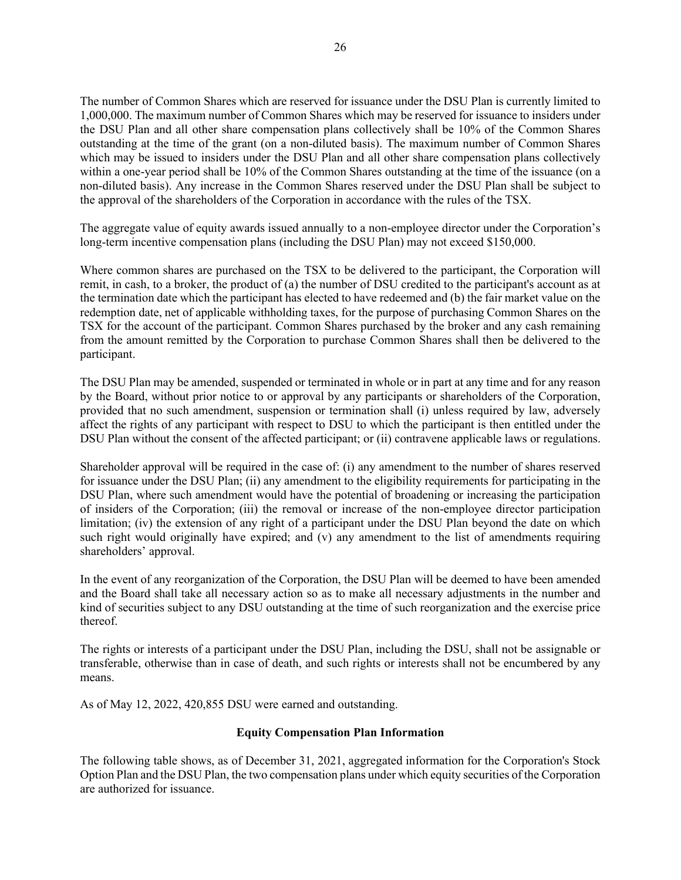The number of Common Shares which are reserved for issuance under the DSU Plan is currently limited to 1,000,000. The maximum number of Common Shares which may be reserved for issuance to insiders under the DSU Plan and all other share compensation plans collectively shall be 10% of the Common Shares outstanding at the time of the grant (on a non-diluted basis). The maximum number of Common Shares which may be issued to insiders under the DSU Plan and all other share compensation plans collectively within a one-year period shall be 10% of the Common Shares outstanding at the time of the issuance (on a non-diluted basis). Any increase in the Common Shares reserved under the DSU Plan shall be subject to the approval of the shareholders of the Corporation in accordance with the rules of the TSX.

The aggregate value of equity awards issued annually to a non-employee director under the Corporation's long-term incentive compensation plans (including the DSU Plan) may not exceed $150,000.

Where common shares are purchased on the TSX to be delivered to the participant, the Corporation will remit, in cash, to a broker, the product of (a) the number of DSU credited to the participant's account as at the termination date which the participant has elected to have redeemed and (b) the fair market value on the redemption date, net of applicable withholding taxes, for the purpose of purchasing Common Shares on the TSX for the account of the participant. Common Shares purchased by the broker and any cash remaining from the amount remitted by the Corporation to purchase Common Shares shall then be delivered to the participant.

The DSU Plan may be amended, suspended or terminated in whole or in part at any time and for any reason by the Board, without prior notice to or approval by any participants or shareholders of the Corporation, provided that no such amendment, suspension or termination shall (i) unless required by law, adversely affect the rights of any participant with respect to DSU to which the participant is then entitled under the DSU Plan without the consent of the affected participant; or (ii) contravene applicable laws or regulations.

Shareholder approval will be required in the case of: (i) any amendment to the number of shares reserved for issuance under the DSU Plan; (ii) any amendment to the eligibility requirements for participating in the DSU Plan, where such amendment would have the potential of broadening or increasing the participation of insiders of the Corporation; (iii) the removal or increase of the non-employee director participation limitation; (iv) the extension of any right of a participant under the DSU Plan beyond the date on which such right would originally have expired; and (v) any amendment to the list of amendments requiring shareholders' approval.

In the event of any reorganization of the Corporation, the DSU Plan will be deemed to have been amended and the Board shall take all necessary action so as to make all necessary adjustments in the number and kind of securities subject to any DSU outstanding at the time of such reorganization and the exercise price thereof.

The rights or interests of a participant under the DSU Plan, including the DSU, shall not be assignable or transferable, otherwise than in case of death, and such rights or interests shall not be encumbered by any means.

As of May 12, 2022, 420,855 DSU were earned and outstanding.

## Equity Compensation Plan Information

The following table shows, as of December 31, 2021, aggregated information for the Corporation's Stock Option Plan and the DSU Plan, the two compensation plans under which equity securities of the Corporation are authorized for issuance.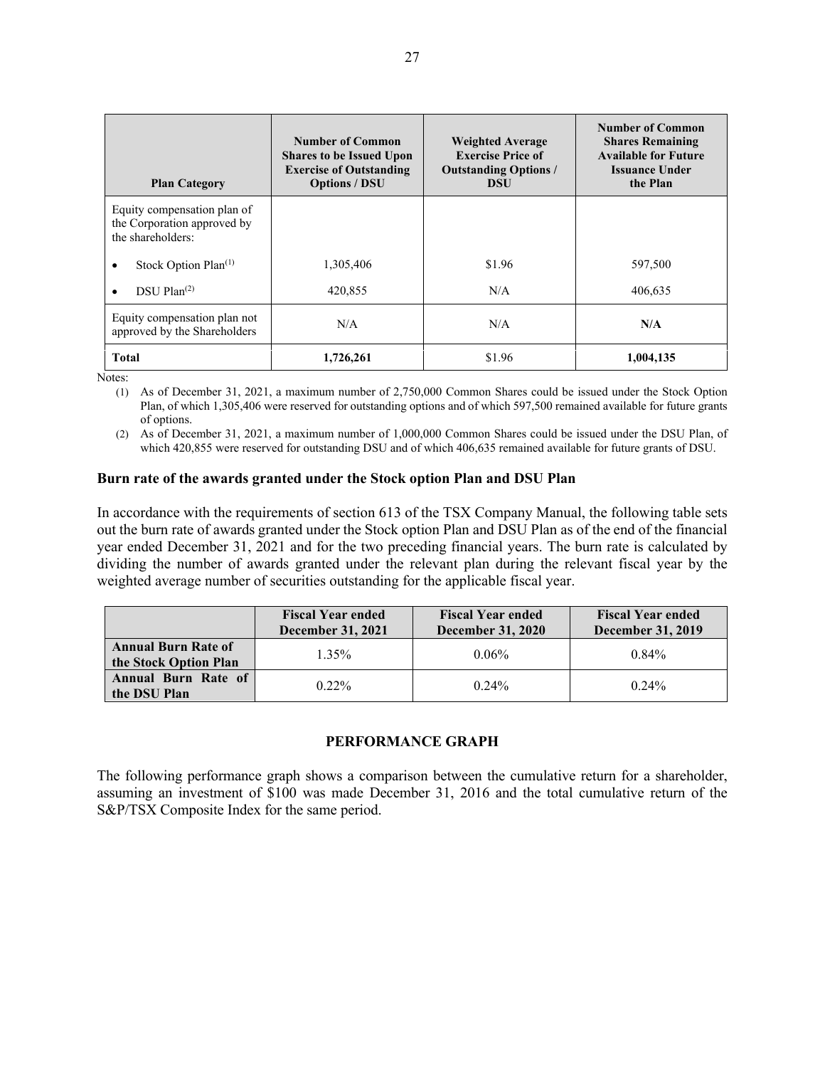| Plan Category | Number of Common Shares to be Issued Upon Exercise of Outstanding Options / DSU | Weighted Average Exercise Price of Outstanding Options / DSU | Number of Common Shares Remaining Available for Future Issuance Under the Plan |
|---|---|---|---|
| Equity compensation plan of the Corporation approved by the shareholders: | | | |
| • Stock Option Plan[(1)] | 1,305,406 | $1.96 | 597,500 |
| • DSU Plan[(2)] | 420,855 | N/A | 406,635 |
| Equity compensation plan not approved by the Shareholders | N/A | N/A | **N/A** |
| **Total** | **1,726,261** | $1.96 | **1,004,135** |

Notes:

(1) As of December 31, 2021, a maximum number of 2,750,000 Common Shares could be issued under the Stock Option Plan, of which 1,305,406 were reserved for outstanding options and of which 597,500 remained available for future grants of options.

(2) As of December 31, 2021, a maximum number of 1,000,000 Common Shares could be issued under the DSU Plan, of which 420,855 were reserved for outstanding DSU and of which 406,635 remained available for future grants of DSU.

**Burn rate of the awards granted under the Stock option Plan and DSU Plan**

In accordance with the requirements of section 613 of the TSX Company Manual, the following table sets out the burn rate of awards granted under the Stock option Plan and DSU Plan as of the end of the financial year ended December 31, 2021 and for the two preceding financial years. The burn rate is calculated by dividing the number of awards granted under the relevant plan during the relevant fiscal year by the weighted average number of securities outstanding for the applicable fiscal year.

| | Fiscal Year ended December 31, 2021 | Fiscal Year ended December 31, 2020 | Fiscal Year ended December 31, 2019 |
|---|---|---|---|
| **Annual Burn Rate of the Stock Option Plan** | 1.35% | 0.06% | 0.84% |
| **Annual Burn Rate of the DSU Plan** | 0.22% | 0.24% | 0.24% |

## PERFORMANCE GRAPH

The following performance graph shows a comparison between the cumulative return for a shareholder, assuming an investment of $100 was made December 31, 2016 and the total cumulative return of the S&P/TSX Composite Index for the same period.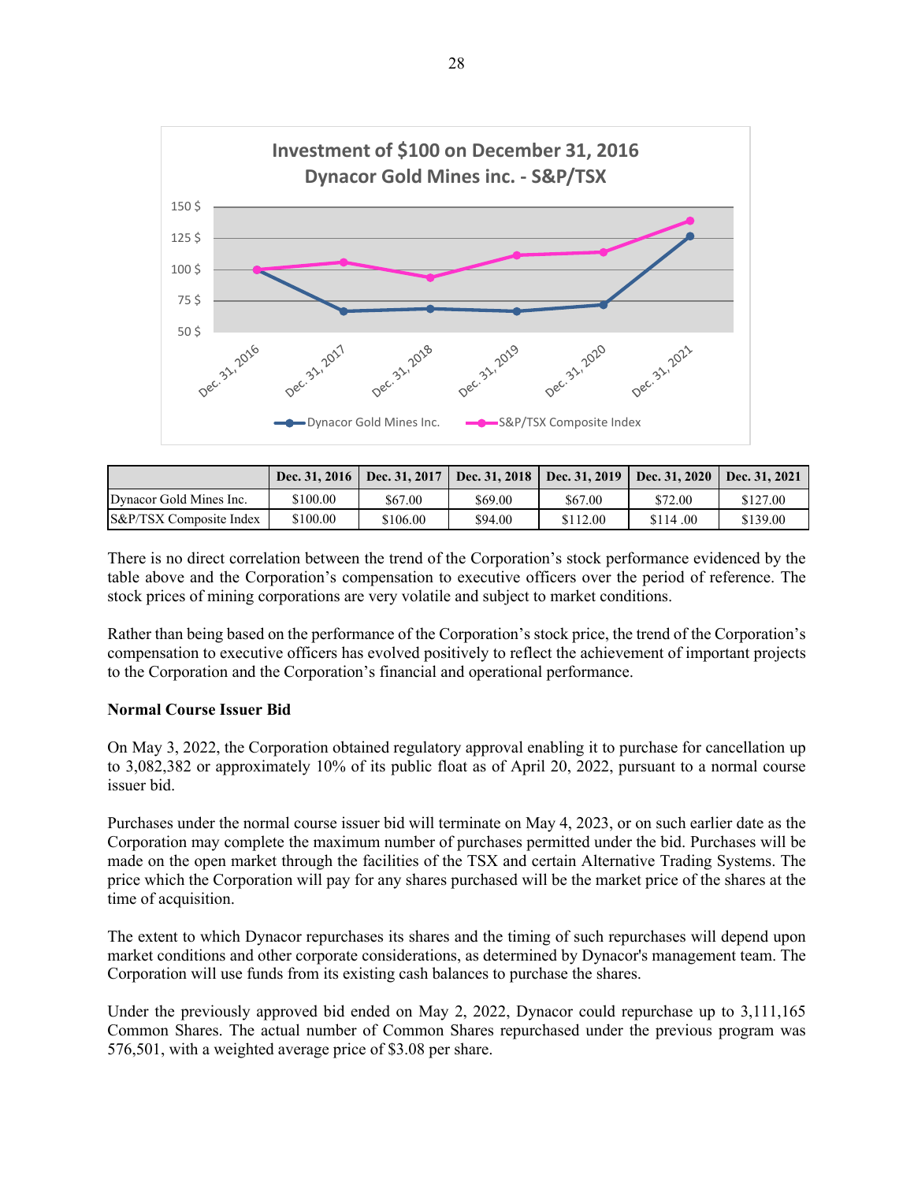| | Dec. 31, 2016 | Dec. 31, 2017 | Dec. 31, 2018 | Dec. 31, 2019 | Dec. 31, 2020 | Dec. 31, 2021 |
|---|---|---|---|---|---|---|
| Dynacor Gold Mines Inc. | $100.00 | $67.00 | $69.00 | $67.00 | $72.00 | $127.00 |
| S&P/TSX Composite Index | $100.00 | $106.00 | $94.00 | $112.00 | $114 .00 | $139.00 |

There is no direct correlation between the trend of the Corporation's stock performance evidenced by the table above and the Corporation's compensation to executive officers over the period of reference. The stock prices of mining corporations are very volatile and subject to market conditions.

Rather than being based on the performance of the Corporation's stock price, the trend of the Corporation's compensation to executive officers has evolved positively to reflect the achievement of important projects to the Corporation and the Corporation's financial and operational performance.

**Normal Course Issuer Bid**

On May 3, 2022, the Corporation obtained regulatory approval enabling it to purchase for cancellation up to 3,082,382 or approximately 10% of its public float as of April 20, 2022, pursuant to a normal course issuer bid.

Purchases under the normal course issuer bid will terminate on May 4, 2023, or on such earlier date as the Corporation may complete the maximum number of purchases permitted under the bid. Purchases will be made on the open market through the facilities of the TSX and certain Alternative Trading Systems. The price which the Corporation will pay for any shares purchased will be the market price of the shares at the time of acquisition.

The extent to which Dynacor repurchases its shares and the timing of such repurchases will depend upon market conditions and other corporate considerations, as determined by Dynacor's management team. The Corporation will use funds from its existing cash balances to purchase the shares.

Under the previously approved bid ended on May 2, 2022, Dynacor could repurchase up to 3,111,165 Common Shares. The actual number of Common Shares repurchased under the previous program was 576,501, with a weighted average price of $3.08 per share.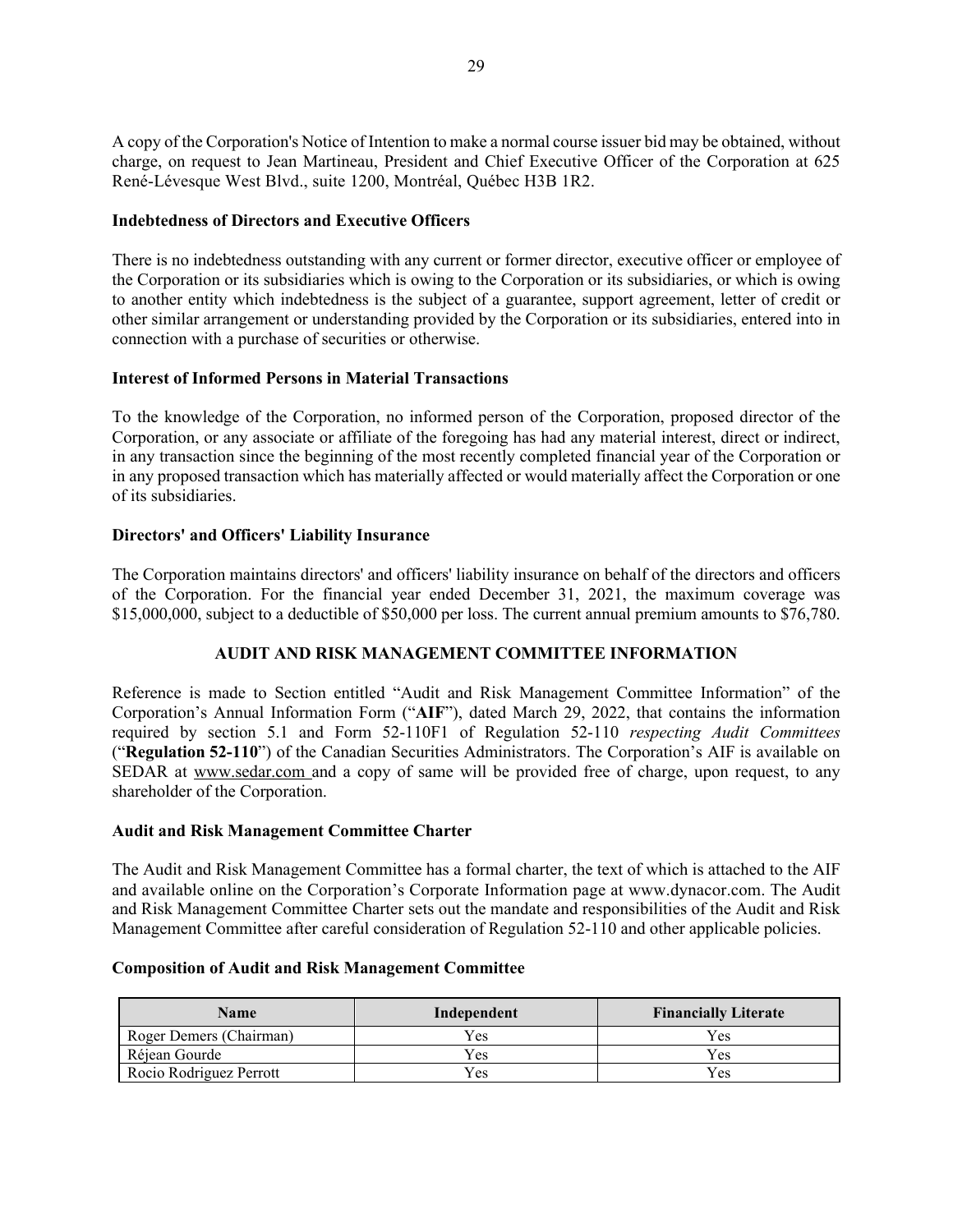A copy of the Corporation's Notice of Intention to make a normal course issuer bid may be obtained, without charge, on request to Jean Martineau, President and Chief Executive Officer of the Corporation at 625 René-Lévesque West Blvd., suite 1200, Montréal, Québec H3B 1R2.

### Indebtedness of Directors and Executive Officers

There is no indebtedness outstanding with any current or former director, executive officer or employee of the Corporation or its subsidiaries which is owing to the Corporation or its subsidiaries, or which is owing to another entity which indebtedness is the subject of a guarantee, support agreement, letter of credit or other similar arrangement or understanding provided by the Corporation or its subsidiaries, entered into in connection with a purchase of securities or otherwise.

### Interest of Informed Persons in Material Transactions

To the knowledge of the Corporation, no informed person of the Corporation, proposed director of the Corporation, or any associate or affiliate of the foregoing has had any material interest, direct or indirect, in any transaction since the beginning of the most recently completed financial year of the Corporation or in any proposed transaction which has materially affected or would materially affect the Corporation or one of its subsidiaries.

### Directors' and Officers' Liability Insurance

The Corporation maintains directors' and officers' liability insurance on behalf of the directors and officers of the Corporation. For the financial year ended December 31, 2021, the maximum coverage was $15,000,000, subject to a deductible of $50,000 per loss. The current annual premium amounts to $76,780.

## AUDIT AND RISK MANAGEMENT COMMITTEE INFORMATION

Reference is made to Section entitled "Audit and Risk Management Committee Information" of the Corporation's Annual Information Form ("**AIF**"), dated March 29, 2022, that contains the information required by section 5.1 and Form 52-110F1 of Regulation 52-110 *respecting Audit Committees* ("**Regulation 52-110**") of the Canadian Securities Administrators. The Corporation's AIF is available on SEDAR at www.sedar.com and a copy of same will be provided free of charge, upon request, to any shareholder of the Corporation.

### Audit and Risk Management Committee Charter

The Audit and Risk Management Committee has a formal charter, the text of which is attached to the AIF and available online on the Corporation's Corporate Information page at www.dynacor.com. The Audit and Risk Management Committee Charter sets out the mandate and responsibilities of the Audit and Risk Management Committee after careful consideration of Regulation 52-110 and other applicable policies.

### Composition of Audit and Risk Management Committee

| Name | Independent | Financially Literate |
|---|---|---|
| Roger Demers (Chairman) | Yes | Yes |
| Réjean Gourde | Yes | Yes |
| Rocio Rodriguez Perrott | Yes | Yes |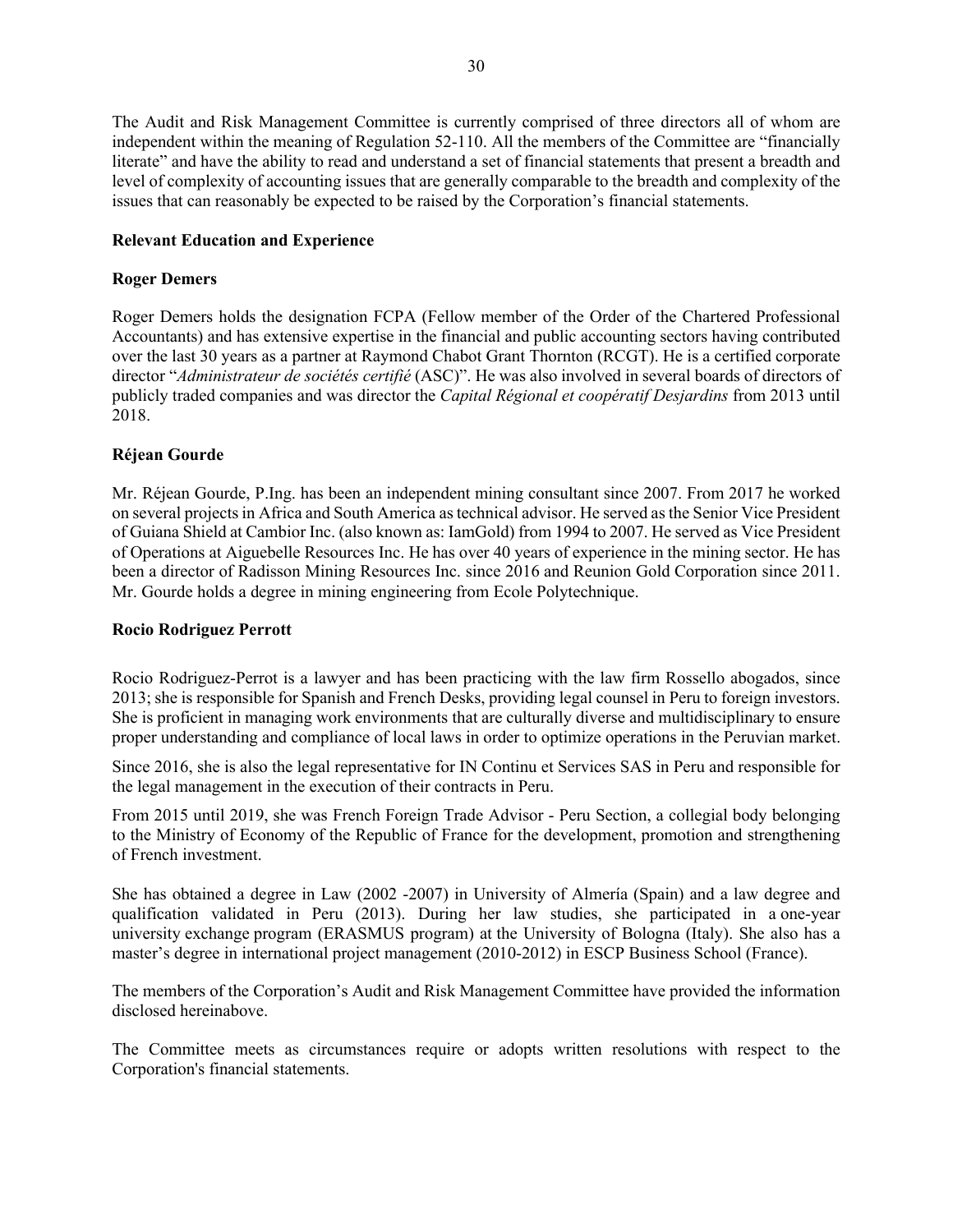The Audit and Risk Management Committee is currently comprised of three directors all of whom are independent within the meaning of Regulation 52-110. All the members of the Committee are "financially literate" and have the ability to read and understand a set of financial statements that present a breadth and level of complexity of accounting issues that are generally comparable to the breadth and complexity of the issues that can reasonably be expected to be raised by the Corporation's financial statements.

**Relevant Education and Experience**

**Roger Demers**

Roger Demers holds the designation FCPA (Fellow member of the Order of the Chartered Professional Accountants) and has extensive expertise in the financial and public accounting sectors having contributed over the last 30 years as a partner at Raymond Chabot Grant Thornton (RCGT). He is a certified corporate director "*Administrateur de sociétés certifié* (ASC)". He was also involved in several boards of directors of publicly traded companies and was director the *Capital Régional et coopératif Desjardins* from 2013 until 2018.

**Réjean Gourde**

Mr. Réjean Gourde, P.Ing. has been an independent mining consultant since 2007. From 2017 he worked on several projects in Africa and South America as technical advisor. He served as the Senior Vice President of Guiana Shield at Cambior Inc. (also known as: IamGold) from 1994 to 2007. He served as Vice President of Operations at Aiguebelle Resources Inc. He has over 40 years of experience in the mining sector. He has been a director of Radisson Mining Resources Inc. since 2016 and Reunion Gold Corporation since 2011. Mr. Gourde holds a degree in mining engineering from Ecole Polytechnique.

**Rocio Rodriguez Perrott**

Rocio Rodriguez-Perrot is a lawyer and has been practicing with the law firm Rossello abogados, since 2013; she is responsible for Spanish and French Desks, providing legal counsel in Peru to foreign investors. She is proficient in managing work environments that are culturally diverse and multidisciplinary to ensure proper understanding and compliance of local laws in order to optimize operations in the Peruvian market.

Since 2016, she is also the legal representative for IN Continu et Services SAS in Peru and responsible for the legal management in the execution of their contracts in Peru.

From 2015 until 2019, she was French Foreign Trade Advisor - Peru Section, a collegial body belonging to the Ministry of Economy of the Republic of France for the development, promotion and strengthening of French investment.

She has obtained a degree in Law (2002 -2007) in University of Almería (Spain) and a law degree and qualification validated in Peru (2013). During her law studies, she participated in a one-year university exchange program (ERASMUS program) at the University of Bologna (Italy). She also has a master's degree in international project management (2010-2012) in ESCP Business School (France).

The members of the Corporation's Audit and Risk Management Committee have provided the information disclosed hereinabove.

The Committee meets as circumstances require or adopts written resolutions with respect to the Corporation's financial statements.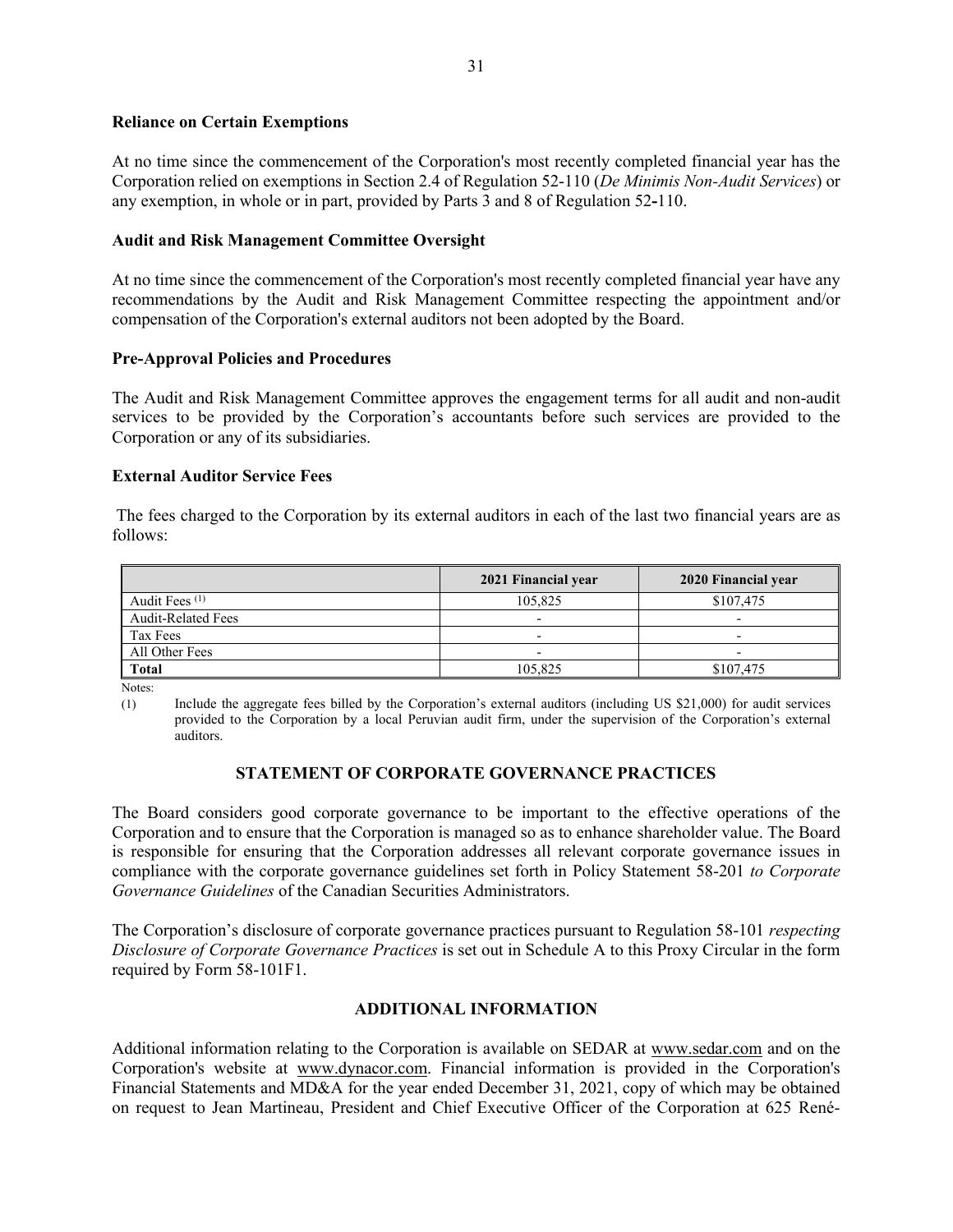**Reliance on Certain Exemptions**

At no time since the commencement of the Corporation's most recently completed financial year has the Corporation relied on exemptions in Section 2.4 of Regulation 52-110 (*De Minimis Non-Audit Services*) or any exemption, in whole or in part, provided by Parts 3 and 8 of Regulation 52-110.

**Audit and Risk Management Committee Oversight**

At no time since the commencement of the Corporation's most recently completed financial year have any recommendations by the Audit and Risk Management Committee respecting the appointment and/or compensation of the Corporation's external auditors not been adopted by the Board.

**Pre-Approval Policies and Procedures**

The Audit and Risk Management Committee approves the engagement terms for all audit and non-audit services to be provided by the Corporation's accountants before such services are provided to the Corporation or any of its subsidiaries.

**External Auditor Service Fees**

The fees charged to the Corporation by its external auditors in each of the last two financial years are as follows:

| | 2021 Financial year | 2020 Financial year |
|---|---|---|
| Audit Fees (1) | 105,825 | $107,475 |
| Audit-Related Fees | - | - |
| Tax Fees | - | - |
| All Other Fees | - | - |
| **Total** | 105,825 | $107,475 |

Notes:

(1) Include the aggregate fees billed by the Corporation's external auditors (including US $21,000) for audit services provided to the Corporation by a local Peruvian audit firm, under the supervision of the Corporation's external auditors.

## STATEMENT OF CORPORATE GOVERNANCE PRACTICES

The Board considers good corporate governance to be important to the effective operations of the Corporation and to ensure that the Corporation is managed so as to enhance shareholder value. The Board is responsible for ensuring that the Corporation addresses all relevant corporate governance issues in compliance with the corporate governance guidelines set forth in Policy Statement 58-201 *to Corporate Governance Guidelines* of the Canadian Securities Administrators.

The Corporation's disclosure of corporate governance practices pursuant to Regulation 58-101 *respecting Disclosure of Corporate Governance Practices* is set out in Schedule A to this Proxy Circular in the form required by Form 58-101F1.

## ADDITIONAL INFORMATION

Additional information relating to the Corporation is available on SEDAR at www.sedar.com and on the Corporation's website at www.dynacor.com. Financial information is provided in the Corporation's Financial Statements and MD&A for the year ended December 31, 2021, copy of which may be obtained on request to Jean Martineau, President and Chief Executive Officer of the Corporation at 625 René-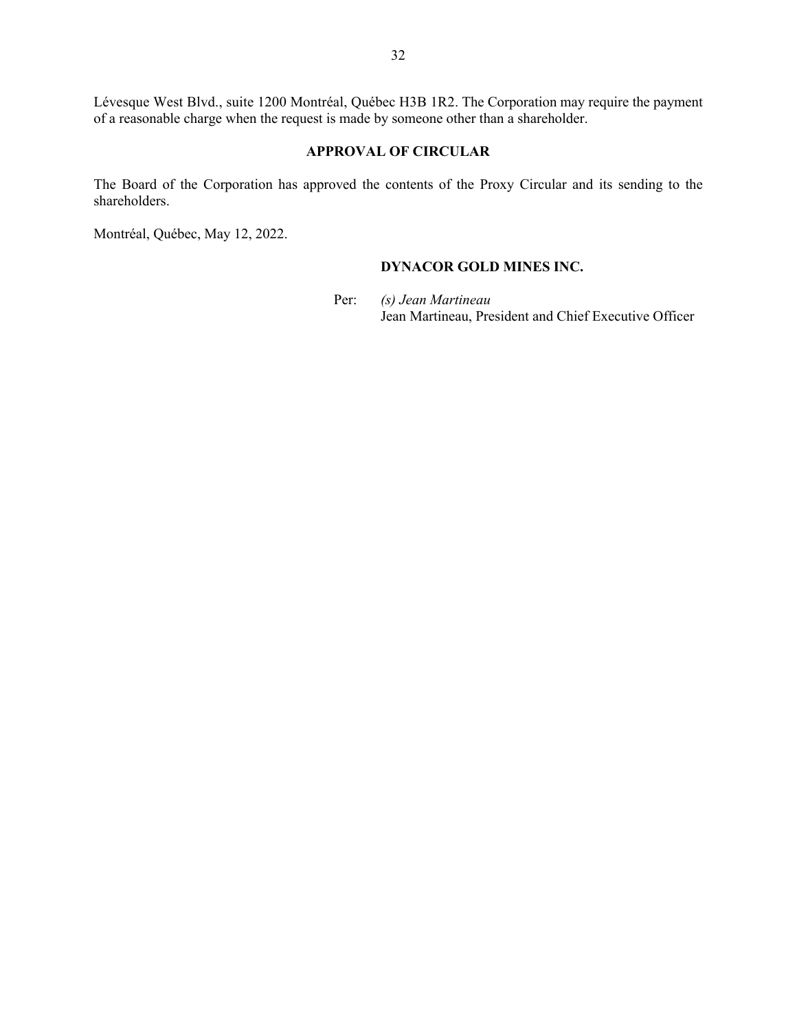Lévesque West Blvd., suite 1200 Montréal, Québec H3B 1R2. The Corporation may require the payment of a reasonable charge when the request is made by someone other than a shareholder.

## APPROVAL OF CIRCULAR

The Board of the Corporation has approved the contents of the Proxy Circular and its sending to the shareholders.

Montréal, Québec, May 12, 2022.

**DYNACOR GOLD MINES INC.**

Per: *(s) Jean Martineau*
Jean Martineau, President and Chief Executive Officer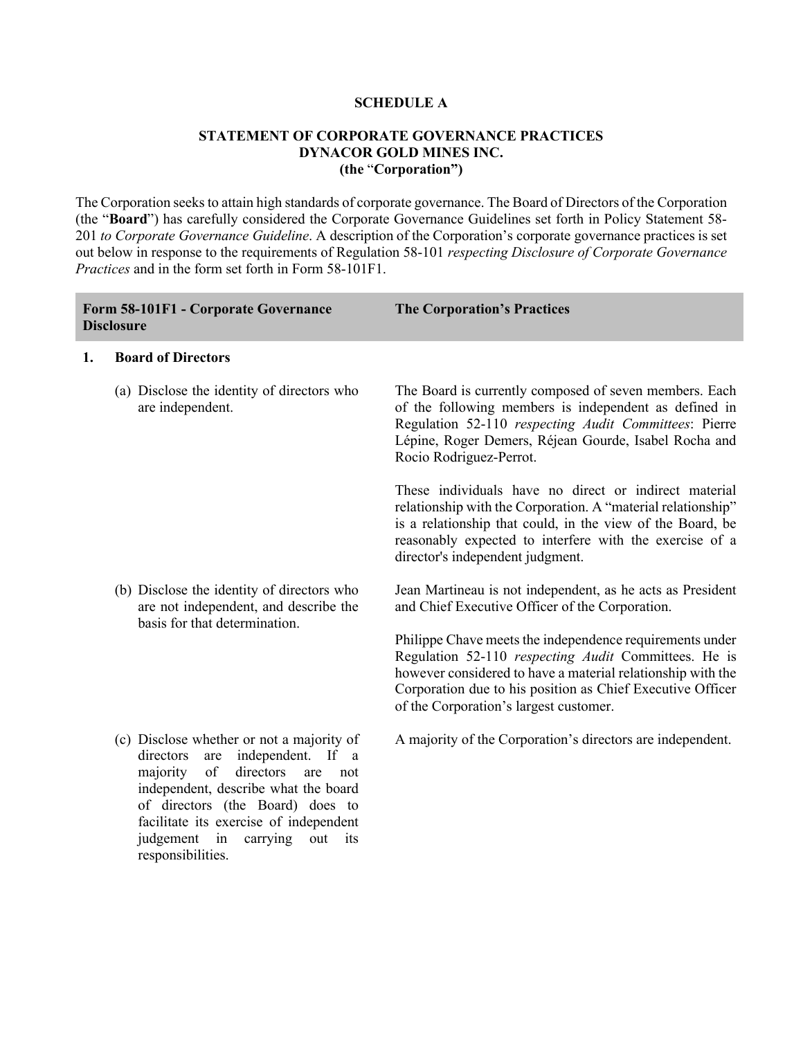**SCHEDULE A**

**STATEMENT OF CORPORATE GOVERNANCE PRACTICES**
**DYNACOR GOLD MINES INC.**
**(the "Corporation")**

The Corporation seeks to attain high standards of corporate governance. The Board of Directors of the Corporation (the "**Board**") has carefully considered the Corporate Governance Guidelines set forth in Policy Statement 58-201 *to Corporate Governance Guideline*. A description of the Corporation's corporate governance practices is set out below in response to the requirements of Regulation 58-101 *respecting Disclosure of Corporate Governance Practices* and in the form set forth in Form 58-101F1.

| Form 58-101F1 - Corporate Governance Disclosure | The Corporation's Practices |
|---|---|
| **1. Board of Directors** | |
| (a) Disclose the identity of directors who are independent. | The Board is currently composed of seven members. Each of the following members is independent as defined in Regulation 52-110 *respecting Audit Committees*: Pierre Lépine, Roger Demers, Réjean Gourde, Isabel Rocha and Rocio Rodriguez-Perrot.<br><br>These individuals have no direct or indirect material relationship with the Corporation. A "material relationship" is a relationship that could, in the view of the Board, be reasonably expected to interfere with the exercise of a director's independent judgment. |
| (b) Disclose the identity of directors who are not independent, and describe the basis for that determination. | Jean Martineau is not independent, as he acts as President and Chief Executive Officer of the Corporation.<br><br>Philippe Chave meets the independence requirements under Regulation 52-110 *respecting Audit* Committees. He is however considered to have a material relationship with the Corporation due to his position as Chief Executive Officer of the Corporation's largest customer. |
| (c) Disclose whether or not a majority of directors are independent. If a majority of directors are not independent, describe what the board of directors (the Board) does to facilitate its exercise of independent judgement in carrying out its responsibilities. | A majority of the Corporation's directors are independent. |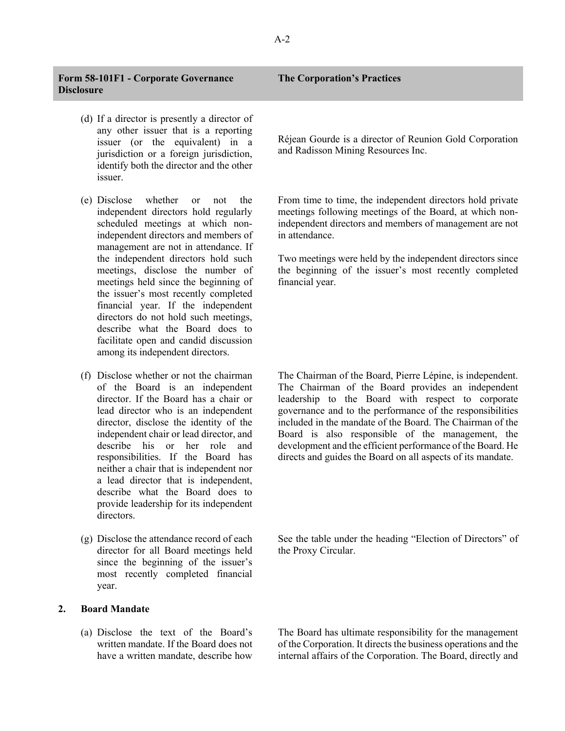| Form 58-101F1 - Corporate Governance Disclosure | The Corporation's Practices |
|---|---|
| (d) If a director is presently a director of any other issuer that is a reporting issuer (or the equivalent) in a jurisdiction or a foreign jurisdiction, identify both the director and the other issuer. | Réjean Gourde is a director of Reunion Gold Corporation and Radisson Mining Resources Inc. |
| (e) Disclose whether or not the independent directors hold regularly scheduled meetings at which non-independent directors and members of management are not in attendance. If the independent directors hold such meetings, disclose the number of meetings held since the beginning of the issuer's most recently completed financial year. If the independent directors do not hold such meetings, describe what the Board does to facilitate open and candid discussion among its independent directors. | From time to time, the independent directors hold private meetings following meetings of the Board, at which non-independent directors and members of management are not in attendance.<br><br>Two meetings were held by the independent directors since the beginning of the issuer's most recently completed financial year. |
| (f) Disclose whether or not the chairman of the Board is an independent director. If the Board has a chair or lead director who is an independent director, disclose the identity of the independent chair or lead director, and describe his or her role and responsibilities. If the Board has neither a chair that is independent nor a lead director that is independent, describe what the Board does to provide leadership for its independent directors. | The Chairman of the Board, Pierre Lépine, is independent. The Chairman of the Board provides an independent leadership to the Board with respect to corporate governance and to the performance of the responsibilities included in the mandate of the Board. The Chairman of the Board is also responsible of the management, the development and the efficient performance of the Board. He directs and guides the Board on all aspects of its mandate. |
| (g) Disclose the attendance record of each director for all Board meetings held since the beginning of the issuer's most recently completed financial year. | See the table under the heading "Election of Directors" of the Proxy Circular. |
| **2. Board Mandate** | |
| (a) Disclose the text of the Board's written mandate. If the Board does not have a written mandate, describe how | The Board has ultimate responsibility for the management of the Corporation. It directs the business operations and the internal affairs of the Corporation. The Board, directly and |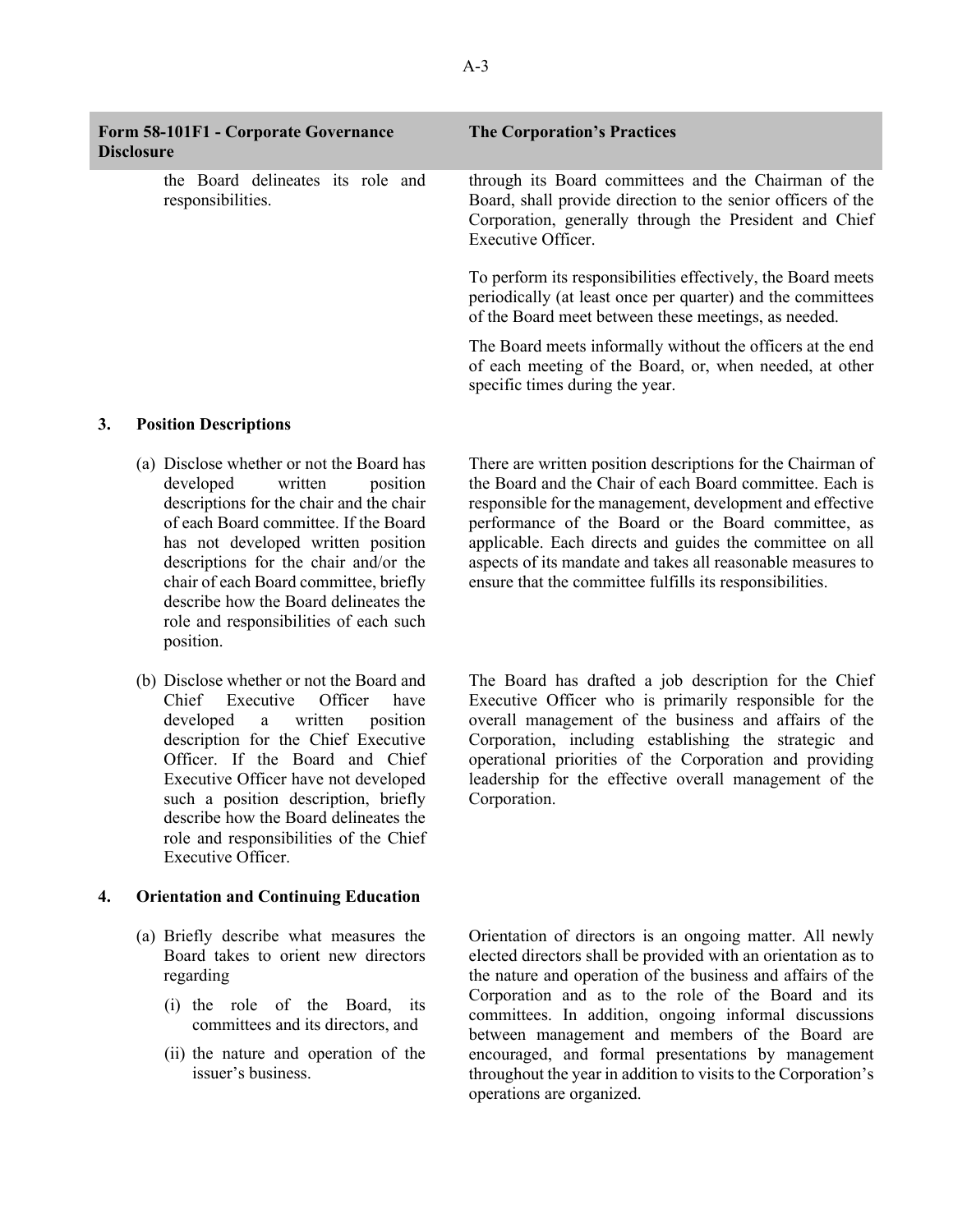| Form 58-101F1 - Corporate Governance Disclosure | The Corporation's Practices |
|---|---|
| the Board delineates its role and responsibilities. | through its Board committees and the Chairman of the Board, shall provide direction to the senior officers of the Corporation, generally through the President and Chief Executive Officer.<br><br>To perform its responsibilities effectively, the Board meets periodically (at least once per quarter) and the committees of the Board meet between these meetings, as needed.<br><br>The Board meets informally without the officers at the end of each meeting of the Board, or, when needed, at other specific times during the year. |
| **3. Position Descriptions** | |
| (a) Disclose whether or not the Board has developed written position descriptions for the chair and the chair of each Board committee. If the Board has not developed written position descriptions for the chair and/or the chair of each Board committee, briefly describe how the Board delineates the role and responsibilities of each such position. | There are written position descriptions for the Chairman of the Board and the Chair of each Board committee. Each is responsible for the management, development and effective performance of the Board or the Board committee, as applicable. Each directs and guides the committee on all aspects of its mandate and takes all reasonable measures to ensure that the committee fulfills its responsibilities. |
| (b) Disclose whether or not the Board and Chief Executive Officer have developed a written position description for the Chief Executive Officer. If the Board and Chief Executive Officer have not developed such a position description, briefly describe how the Board delineates the role and responsibilities of the Chief Executive Officer. | The Board has drafted a job description for the Chief Executive Officer who is primarily responsible for the overall management of the business and affairs of the Corporation, including establishing the strategic and operational priorities of the Corporation and providing leadership for the effective overall management of the Corporation. |
| **4. Orientation and Continuing Education** | |
| (a) Briefly describe what measures the Board takes to orient new directors regarding<br>(i) the role of the Board, its committees and its directors, and<br>(ii) the nature and operation of the issuer's business. | Orientation of directors is an ongoing matter. All newly elected directors shall be provided with an orientation as to the nature and operation of the business and affairs of the Corporation and as to the role of the Board and its committees. In addition, ongoing informal discussions between management and members of the Board are encouraged, and formal presentations by management throughout the year in addition to visits to the Corporation's operations are organized. |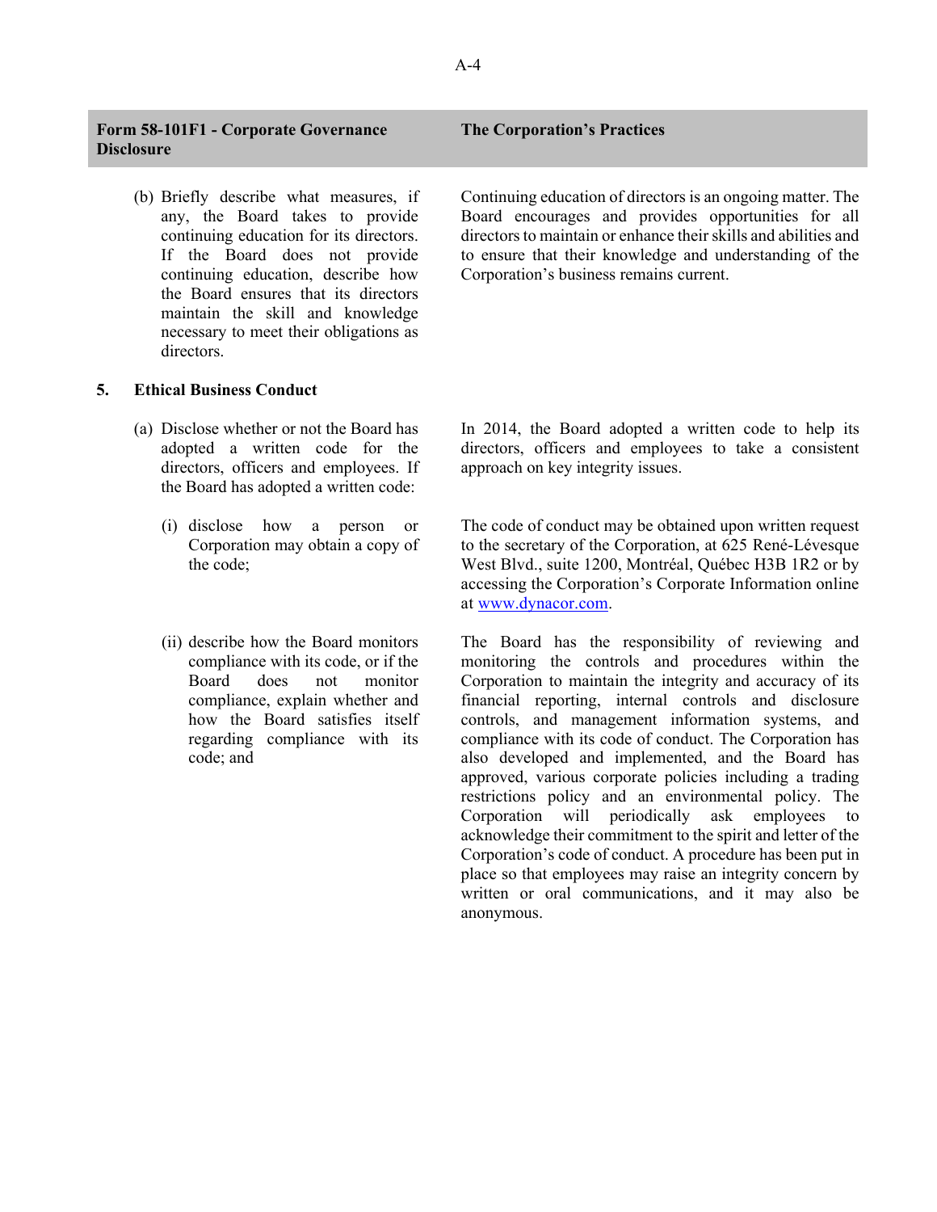| Form 58-101F1 - Corporate Governance Disclosure | The Corporation's Practices |
|---|---|
| (b) Briefly describe what measures, if any, the Board takes to provide continuing education for its directors. If the Board does not provide continuing education, describe how the Board ensures that its directors maintain the skill and knowledge necessary to meet their obligations as directors. | Continuing education of directors is an ongoing matter. The Board encourages and provides opportunities for all directors to maintain or enhance their skills and abilities and to ensure that their knowledge and understanding of the Corporation's business remains current. |
| **5. Ethical Business Conduct** | |
| (a) Disclose whether or not the Board has adopted a written code for the directors, officers and employees. If the Board has adopted a written code: | In 2014, the Board adopted a written code to help its directors, officers and employees to take a consistent approach on key integrity issues. |
| (i) disclose how a person or Corporation may obtain a copy of the code; | The code of conduct may be obtained upon written request to the secretary of the Corporation, at 625 René-Lévesque West Blvd., suite 1200, Montréal, Québec H3B 1R2 or by accessing the Corporation's Corporate Information online at [www.dynacor.com](www.dynacor.com). |
| (ii) describe how the Board monitors compliance with its code, or if the Board does not monitor compliance, explain whether and how the Board satisfies itself regarding compliance with its code; and | The Board has the responsibility of reviewing and monitoring the controls and procedures within the Corporation to maintain the integrity and accuracy of its financial reporting, internal controls and disclosure controls, and management information systems, and compliance with its code of conduct. The Corporation has also developed and implemented, and the Board has approved, various corporate policies including a trading restrictions policy and an environmental policy. The Corporation will periodically ask employees to acknowledge their commitment to the spirit and letter of the Corporation's code of conduct. A procedure has been put in place so that employees may raise an integrity concern by written or oral communications, and it may also be anonymous. |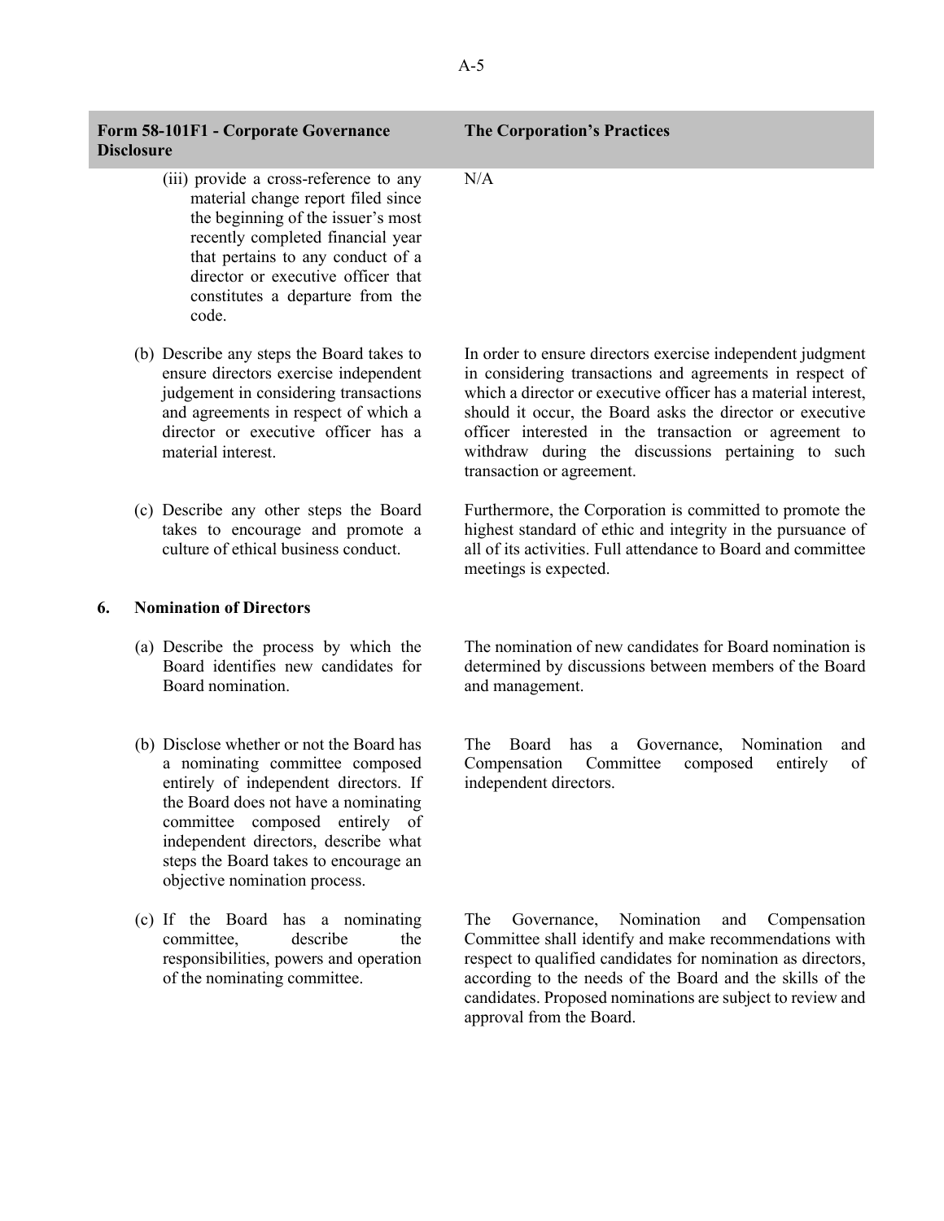| Form 58-101F1 - Corporate Governance Disclosure | The Corporation's Practices |
|---|---|
| (iii) provide a cross-reference to any material change report filed since the beginning of the issuer's most recently completed financial year that pertains to any conduct of a director or executive officer that constitutes a departure from the code. | N/A |
| (b) Describe any steps the Board takes to ensure directors exercise independent judgement in considering transactions and agreements in respect of which a director or executive officer has a material interest. | In order to ensure directors exercise independent judgment in considering transactions and agreements in respect of which a director or executive officer has a material interest, should it occur, the Board asks the director or executive officer interested in the transaction or agreement to withdraw during the discussions pertaining to such transaction or agreement. |
| (c) Describe any other steps the Board takes to encourage and promote a culture of ethical business conduct. | Furthermore, the Corporation is committed to promote the highest standard of ethic and integrity in the pursuance of all of its activities. Full attendance to Board and committee meetings is expected. |
| **6. Nomination of Directors** | |
| (a) Describe the process by which the Board identifies new candidates for Board nomination. | The nomination of new candidates for Board nomination is determined by discussions between members of the Board and management. |
| (b) Disclose whether or not the Board has a nominating committee composed entirely of independent directors. If the Board does not have a nominating committee composed entirely of independent directors, describe what steps the Board takes to encourage an objective nomination process. | The Board has a Governance, Nomination and Compensation Committee composed entirely of independent directors. |
| (c) If the Board has a nominating committee, describe the responsibilities, powers and operation of the nominating committee. | The Governance, Nomination and Compensation Committee shall identify and make recommendations with respect to qualified candidates for nomination as directors, according to the needs of the Board and the skills of the candidates. Proposed nominations are subject to review and approval from the Board. |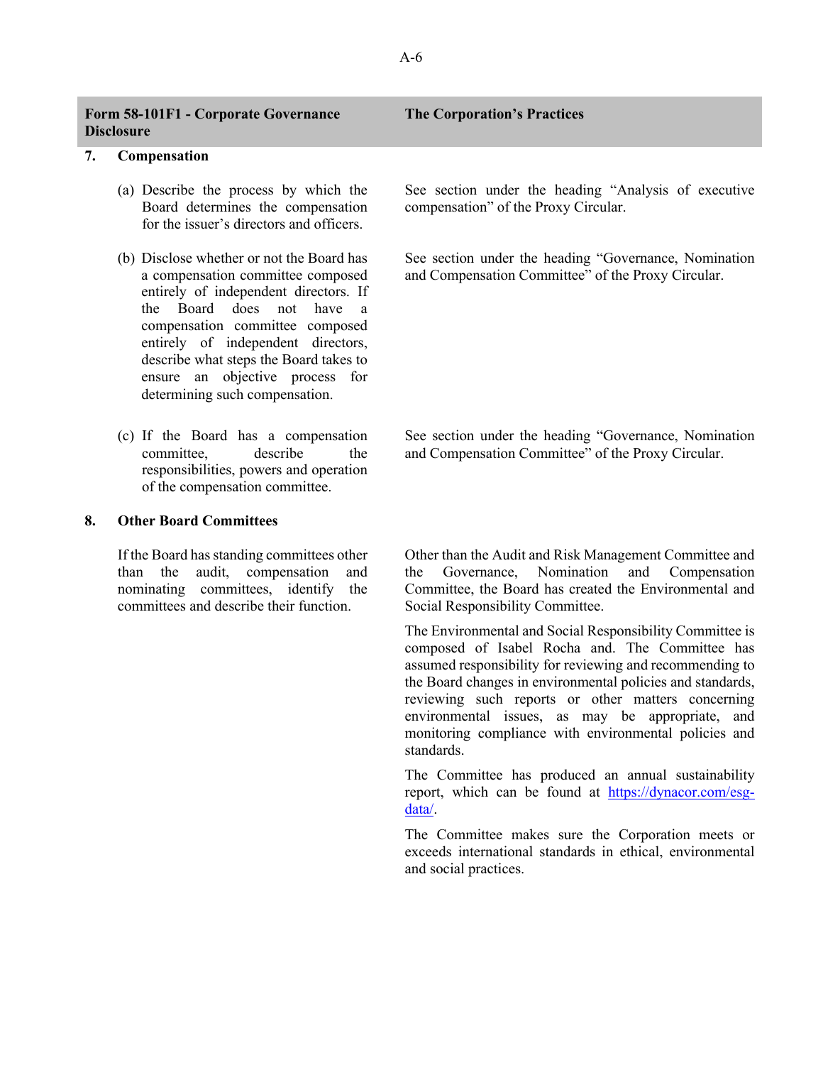| Form 58-101F1 - Corporate Governance Disclosure | The Corporation's Practices |
|---|---|
| **7. Compensation** | |
| (a) Describe the process by which the Board determines the compensation for the issuer's directors and officers. | See section under the heading "Analysis of executive compensation" of the Proxy Circular. |
| (b) Disclose whether or not the Board has a compensation committee composed entirely of independent directors. If the Board does not have a compensation committee composed entirely of independent directors, describe what steps the Board takes to ensure an objective process for determining such compensation. | See section under the heading "Governance, Nomination and Compensation Committee" of the Proxy Circular. |
| (c) If the Board has a compensation committee, describe the responsibilities, powers and operation of the compensation committee. | See section under the heading "Governance, Nomination and Compensation Committee" of the Proxy Circular. |
| **8. Other Board Committees** | |
| If the Board has standing committees other than the audit, compensation and nominating committees, identify the committees and describe their function. | Other than the Audit and Risk Management Committee and the Governance, Nomination and Compensation Committee, the Board has created the Environmental and Social Responsibility Committee.<br><br>The Environmental and Social Responsibility Committee is composed of Isabel Rocha and. The Committee has assumed responsibility for reviewing and recommending to the Board changes in environmental policies and standards, reviewing such reports or other matters concerning environmental issues, as may be appropriate, and monitoring compliance with environmental policies and standards.<br><br>The Committee has produced an annual sustainability report, which can be found at https://dynacor.com/esg-data/.<br><br>The Committee makes sure the Corporation meets or exceeds international standards in ethical, environmental and social practices. |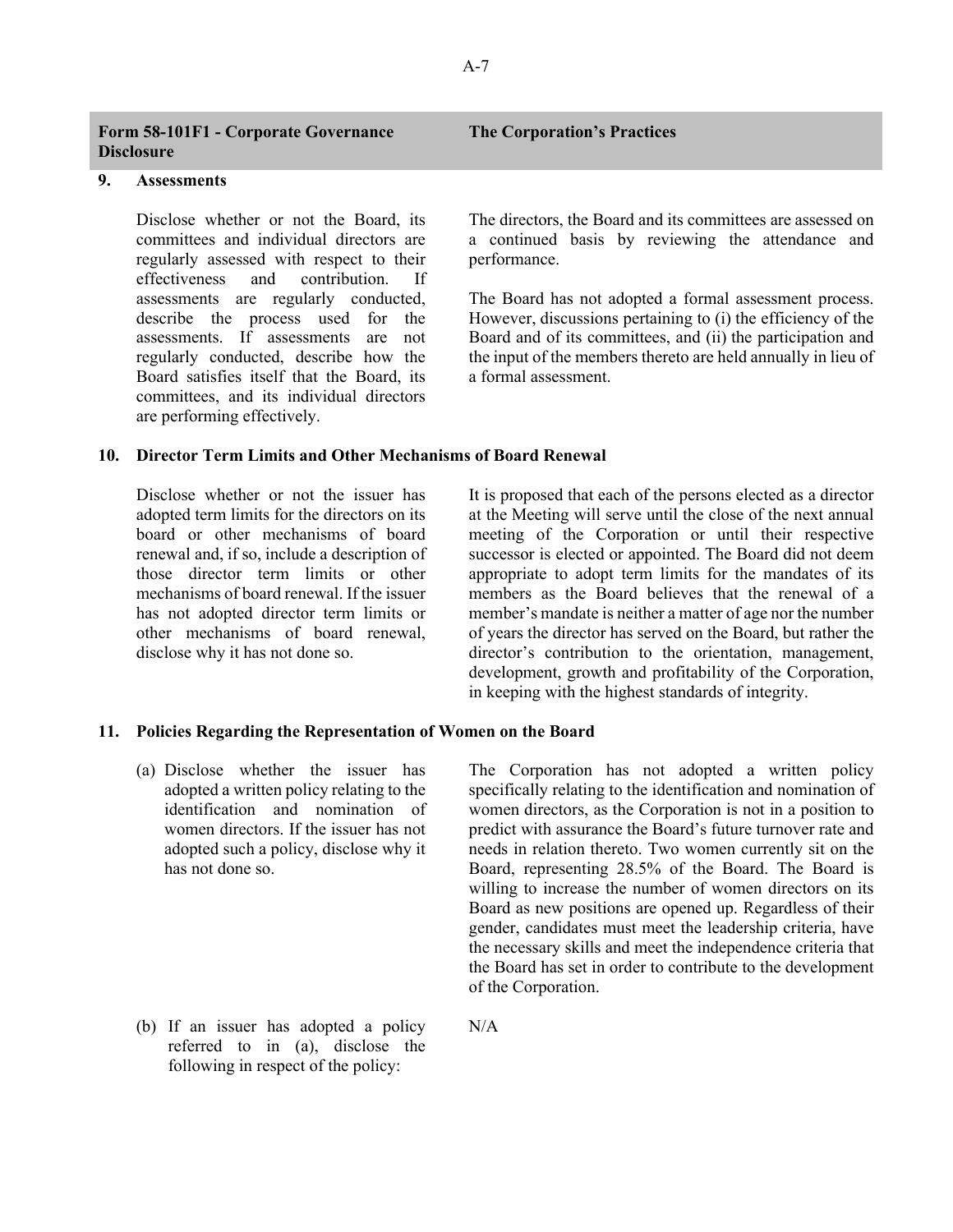| Form 58-101F1 - Corporate Governance Disclosure | The Corporation's Practices |
|---|---|
| **9. Assessments** | |
| Disclose whether or not the Board, its committees and individual directors are regularly assessed with respect to their effectiveness and contribution. If assessments are regularly conducted, describe the process used for the assessments. If assessments are not regularly conducted, describe how the Board satisfies itself that the Board, its committees, and its individual directors are performing effectively. | The directors, the Board and its committees are assessed on a continued basis by reviewing the attendance and performance.<br><br>The Board has not adopted a formal assessment process. However, discussions pertaining to (i) the efficiency of the Board and of its committees, and (ii) the participation and the input of the members thereto are held annually in lieu of a formal assessment. |
| **10. Director Term Limits and Other Mechanisms of Board Renewal** | |
| Disclose whether or not the issuer has adopted term limits for the directors on its board or other mechanisms of board renewal and, if so, include a description of those director term limits or other mechanisms of board renewal. If the issuer has not adopted director term limits or other mechanisms of board renewal, disclose why it has not done so. | It is proposed that each of the persons elected as a director at the Meeting will serve until the close of the next annual meeting of the Corporation or until their respective successor is elected or appointed. The Board did not deem appropriate to adopt term limits for the mandates of its members as the Board believes that the renewal of a member's mandate is neither a matter of age nor the number of years the director has served on the Board, but rather the director's contribution to the orientation, management, development, growth and profitability of the Corporation, in keeping with the highest standards of integrity. |
| **11. Policies Regarding the Representation of Women on the Board** | |
| (a) Disclose whether the issuer has adopted a written policy relating to the identification and nomination of women directors. If the issuer has not adopted such a policy, disclose why it has not done so. | The Corporation has not adopted a written policy specifically relating to the identification and nomination of women directors, as the Corporation is not in a position to predict with assurance the Board's future turnover rate and needs in relation thereto. Two women currently sit on the Board, representing 28.5% of the Board. The Board is willing to increase the number of women directors on its Board as new positions are opened up. Regardless of their gender, candidates must meet the leadership criteria, have the necessary skills and meet the independence criteria that the Board has set in order to contribute to the development of the Corporation. |
| (b) If an issuer has adopted a policy referred to in (a), disclose the following in respect of the policy: | N/A |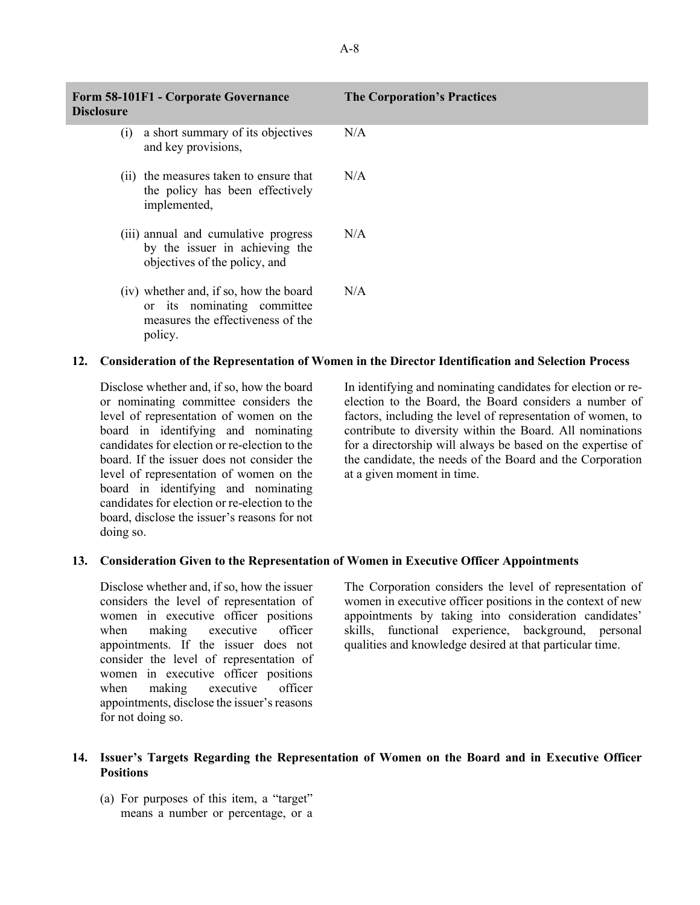| Form 58-101F1 - Corporate Governance Disclosure | The Corporation's Practices |
|---|---|
| (i) a short summary of its objectives and key provisions, | N/A |
| (ii) the measures taken to ensure that the policy has been effectively implemented, | N/A |
| (iii) annual and cumulative progress by the issuer in achieving the objectives of the policy, and | N/A |
| (iv) whether and, if so, how the board or its nominating committee measures the effectiveness of the policy. | N/A |
| **12. Consideration of the Representation of Women in the Director Identification and Selection Process** | |
| Disclose whether and, if so, how the board or nominating committee considers the level of representation of women on the board in identifying and nominating candidates for election or re-election to the board. If the issuer does not consider the level of representation of women on the board in identifying and nominating candidates for election or re-election to the board, disclose the issuer's reasons for not doing so. | In identifying and nominating candidates for election or re-election to the Board, the Board considers a number of factors, including the level of representation of women, to contribute to diversity within the Board. All nominations for a directorship will always be based on the expertise of the candidate, the needs of the Board and the Corporation at a given moment in time. |
| **13. Consideration Given to the Representation of Women in Executive Officer Appointments** | |
| Disclose whether and, if so, how the issuer considers the level of representation of women in executive officer positions when making executive officer appointments. If the issuer does not consider the level of representation of women in executive officer positions when making executive officer appointments, disclose the issuer's reasons for not doing so. | The Corporation considers the level of representation of women in executive officer positions in the context of new appointments by taking into consideration candidates' skills, functional experience, background, personal qualities and knowledge desired at that particular time. |
| **14. Issuer's Targets Regarding the Representation of Women on the Board and in Executive Officer Positions** | |
| (a) For purposes of this item, a "target" means a number or percentage, or a | |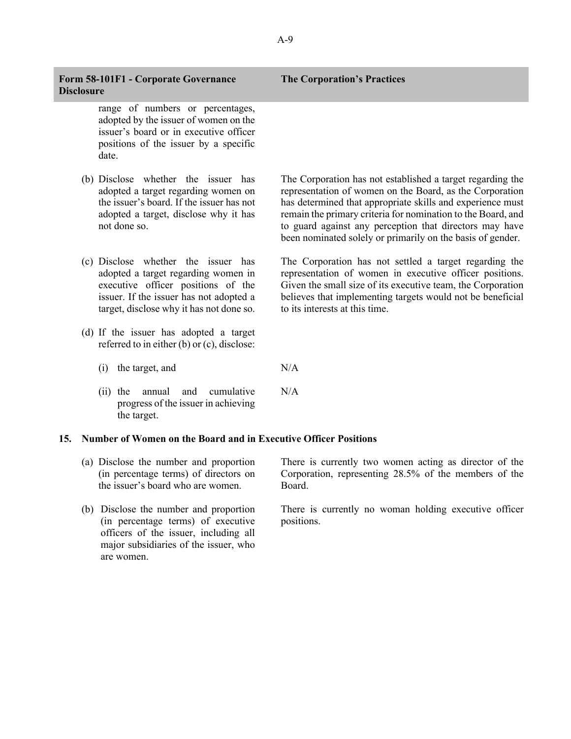| Form 58-101F1 - Corporate Governance Disclosure | The Corporation's Practices |
| --- | --- |
| range of numbers or percentages, adopted by the issuer of women on the issuer's board or in executive officer positions of the issuer by a specific date. | |
| (b) Disclose whether the issuer has adopted a target regarding women on the issuer's board. If the issuer has not adopted a target, disclose why it has not done so. | The Corporation has not established a target regarding the representation of women on the Board, as the Corporation has determined that appropriate skills and experience must remain the primary criteria for nomination to the Board, and to guard against any perception that directors may have been nominated solely or primarily on the basis of gender. |
| (c) Disclose whether the issuer has adopted a target regarding women in executive officer positions of the issuer. If the issuer has not adopted a target, disclose why it has not done so. | The Corporation has not settled a target regarding the representation of women in executive officer positions. Given the small size of its executive team, the Corporation believes that implementing targets would not be beneficial to its interests at this time. |
| (d) If the issuer has adopted a target referred to in either (b) or (c), disclose: | |
| (i) the target, and | N/A |
| (ii) the annual and cumulative progress of the issuer in achieving the target. | N/A |

**15. Number of Women on the Board and in Executive Officer Positions**

| | |
| --- | --- |
| (a) Disclose the number and proportion (in percentage terms) of directors on the issuer's board who are women. | There is currently two women acting as director of the Corporation, representing 28.5% of the members of the Board. |
| (b) Disclose the number and proportion (in percentage terms) of executive officers of the issuer, including all major subsidiaries of the issuer, who are women. | There is currently no woman holding executive officer positions. |